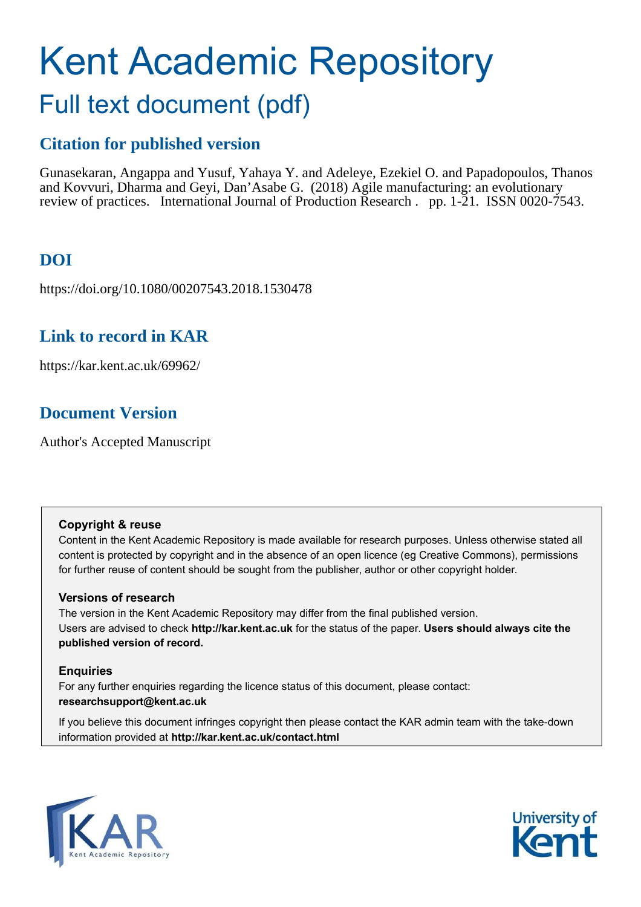# Kent Academic Repository

## Full text document (pdf)

### Citation for published version

Gunasekaran, Angappa and Yusuf, Yahaya Y. and Adeleye, Ezekiel O. and Papadopoulos, Thanos and Kovvuri, Dharma and Geyi, Dan'Asabe G. (2018) Agile manufacturing: an evolutionary review of practices. International Journal of Production Research . pp. 1-21. ISSN 0020-7543.

### DOI

https://doi.org/10.1080/00207543.2018.1530478

### Link to record in KAR

https://kar.kent.ac.uk/69962/

### Document Version

Author's Accepted Manuscript

**Copyright & reuse**

Content in the Kent Academic Repository is made available for research purposes. Unless otherwise stated all content is protected by copyright and in the absence of an open licence (eg Creative Commons), permissions for further reuse of content should be sought from the publisher, author or other copyright holder.

**Versions of research**

The version in the Kent Academic Repository may differ from the final published version. Users are advised to check **http://kar.kent.ac.uk** for the status of the paper. **Users should always cite the published version of record.**

**Enquiries**

For any further enquiries regarding the licence status of this document, please contact: **researchsupport@kent.ac.uk**

If you believe this document infringes copyright then please contact the KAR admin team with the take-down information provided at **http://kar.kent.ac.uk/contact.html**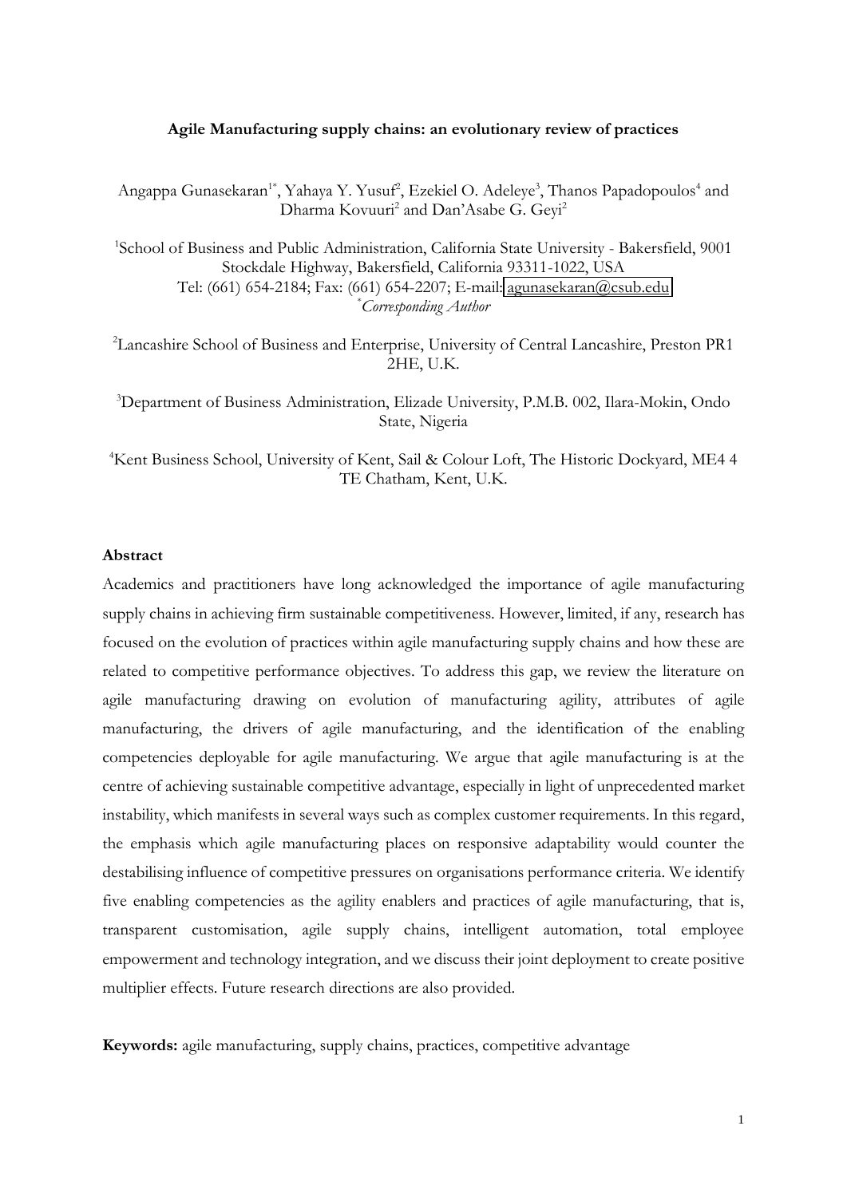**Agile Manufacturing supply chains: an evolutionary review of practices**

Angappa Gunasekaran[1*], Yahaya Y. Yusuf[2], Ezekiel O. Adeleye[3], Thanos Papadopoulos[4] and Dharma Kovuuri[2] and Dan'Asabe G. Geyi[2]

[1]School of Business and Public Administration, California State University - Bakersfield, 9001 Stockdale Highway, Bakersfield, California 93311-1022, USA
Tel: (661) 654-2184; Fax: (661) 654-2207; E-mail: agunasekaran@csub.edu
[*]*Corresponding Author*

[2]Lancashire School of Business and Enterprise, University of Central Lancashire, Preston PR1 2HE, U.K.

[3]Department of Business Administration, Elizade University, P.M.B. 002, Ilara-Mokin, Ondo State, Nigeria

[4]Kent Business School, University of Kent, Sail & Colour Loft, The Historic Dockyard, ME4 4 TE Chatham, Kent, U.K.

## Abstract

Academics and practitioners have long acknowledged the importance of agile manufacturing supply chains in achieving firm sustainable competitiveness. However, limited, if any, research has focused on the evolution of practices within agile manufacturing supply chains and how these are related to competitive performance objectives. To address this gap, we review the literature on agile manufacturing drawing on evolution of manufacturing agility, attributes of agile manufacturing, the drivers of agile manufacturing, and the identification of the enabling competencies deployable for agile manufacturing. We argue that agile manufacturing is at the centre of achieving sustainable competitive advantage, especially in light of unprecedented market instability, which manifests in several ways such as complex customer requirements. In this regard, the emphasis which agile manufacturing places on responsive adaptability would counter the destabilising influence of competitive pressures on organisations performance criteria. We identify five enabling competencies as the agility enablers and practices of agile manufacturing, that is, transparent customisation, agile supply chains, intelligent automation, total employee empowerment and technology integration, and we discuss their joint deployment to create positive multiplier effects. Future research directions are also provided.

**Keywords:** agile manufacturing, supply chains, practices, competitive advantage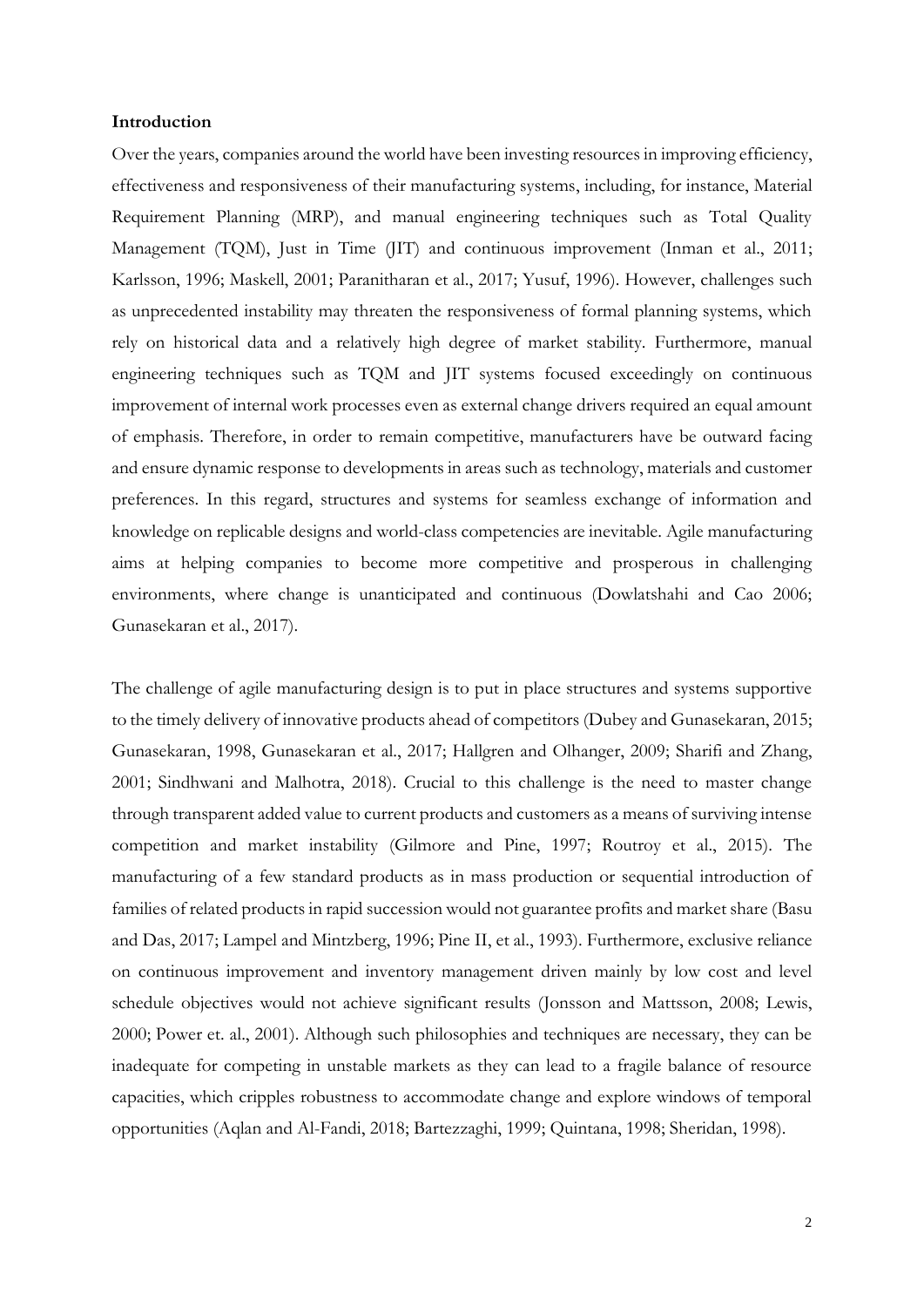**Introduction**

Over the years, companies around the world have been investing resources in improving efficiency, effectiveness and responsiveness of their manufacturing systems, including, for instance, Material Requirement Planning (MRP), and manual engineering techniques such as Total Quality Management (TQM), Just in Time (JIT) and continuous improvement (Inman et al., 2011; Karlsson, 1996; Maskell, 2001; Paranitharan et al., 2017; Yusuf, 1996). However, challenges such as unprecedented instability may threaten the responsiveness of formal planning systems, which rely on historical data and a relatively high degree of market stability. Furthermore, manual engineering techniques such as TQM and JIT systems focused exceedingly on continuous improvement of internal work processes even as external change drivers required an equal amount of emphasis. Therefore, in order to remain competitive, manufacturers have be outward facing and ensure dynamic response to developments in areas such as technology, materials and customer preferences. In this regard, structures and systems for seamless exchange of information and knowledge on replicable designs and world-class competencies are inevitable. Agile manufacturing aims at helping companies to become more competitive and prosperous in challenging environments, where change is unanticipated and continuous (Dowlatshahi and Cao 2006; Gunasekaran et al., 2017).

The challenge of agile manufacturing design is to put in place structures and systems supportive to the timely delivery of innovative products ahead of competitors (Dubey and Gunasekaran, 2015; Gunasekaran, 1998, Gunasekaran et al., 2017; Hallgren and Olhanger, 2009; Sharifi and Zhang, 2001; Sindhwani and Malhotra, 2018). Crucial to this challenge is the need to master change through transparent added value to current products and customers as a means of surviving intense competition and market instability (Gilmore and Pine, 1997; Routroy et al., 2015). The manufacturing of a few standard products as in mass production or sequential introduction of families of related products in rapid succession would not guarantee profits and market share (Basu and Das, 2017; Lampel and Mintzberg, 1996; Pine II, et al., 1993). Furthermore, exclusive reliance on continuous improvement and inventory management driven mainly by low cost and level schedule objectives would not achieve significant results (Jonsson and Mattsson, 2008; Lewis, 2000; Power et. al., 2001). Although such philosophies and techniques are necessary, they can be inadequate for competing in unstable markets as they can lead to a fragile balance of resource capacities, which cripples robustness to accommodate change and explore windows of temporal opportunities (Aqlan and Al-Fandi, 2018; Bartezzaghi, 1999; Quintana, 1998; Sheridan, 1998).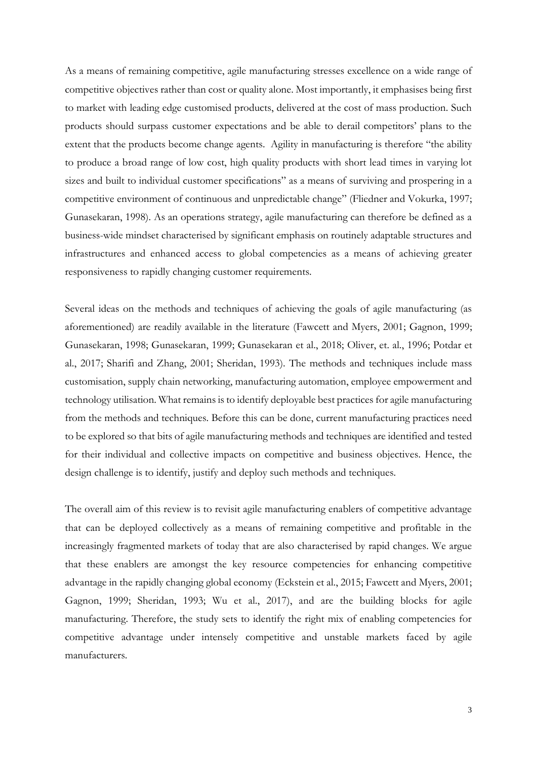As a means of remaining competitive, agile manufacturing stresses excellence on a wide range of competitive objectives rather than cost or quality alone. Most importantly, it emphasises being first to market with leading edge customised products, delivered at the cost of mass production. Such products should surpass customer expectations and be able to derail competitors' plans to the extent that the products become change agents. Agility in manufacturing is therefore "the ability to produce a broad range of low cost, high quality products with short lead times in varying lot sizes and built to individual customer specifications" as a means of surviving and prospering in a competitive environment of continuous and unpredictable change" (Fliedner and Vokurka, 1997; Gunasekaran, 1998). As an operations strategy, agile manufacturing can therefore be defined as a business-wide mindset characterised by significant emphasis on routinely adaptable structures and infrastructures and enhanced access to global competencies as a means of achieving greater responsiveness to rapidly changing customer requirements.

Several ideas on the methods and techniques of achieving the goals of agile manufacturing (as aforementioned) are readily available in the literature (Fawcett and Myers, 2001; Gagnon, 1999; Gunasekaran, 1998; Gunasekaran, 1999; Gunasekaran et al., 2018; Oliver, et. al., 1996; Potdar et al., 2017; Sharifi and Zhang, 2001; Sheridan, 1993). The methods and techniques include mass customisation, supply chain networking, manufacturing automation, employee empowerment and technology utilisation. What remains is to identify deployable best practices for agile manufacturing from the methods and techniques. Before this can be done, current manufacturing practices need to be explored so that bits of agile manufacturing methods and techniques are identified and tested for their individual and collective impacts on competitive and business objectives. Hence, the design challenge is to identify, justify and deploy such methods and techniques.

The overall aim of this review is to revisit agile manufacturing enablers of competitive advantage that can be deployed collectively as a means of remaining competitive and profitable in the increasingly fragmented markets of today that are also characterised by rapid changes. We argue that these enablers are amongst the key resource competencies for enhancing competitive advantage in the rapidly changing global economy (Eckstein et al., 2015; Fawcett and Myers, 2001; Gagnon, 1999; Sheridan, 1993; Wu et al., 2017), and are the building blocks for agile manufacturing. Therefore, the study sets to identify the right mix of enabling competencies for competitive advantage under intensely competitive and unstable markets faced by agile manufacturers.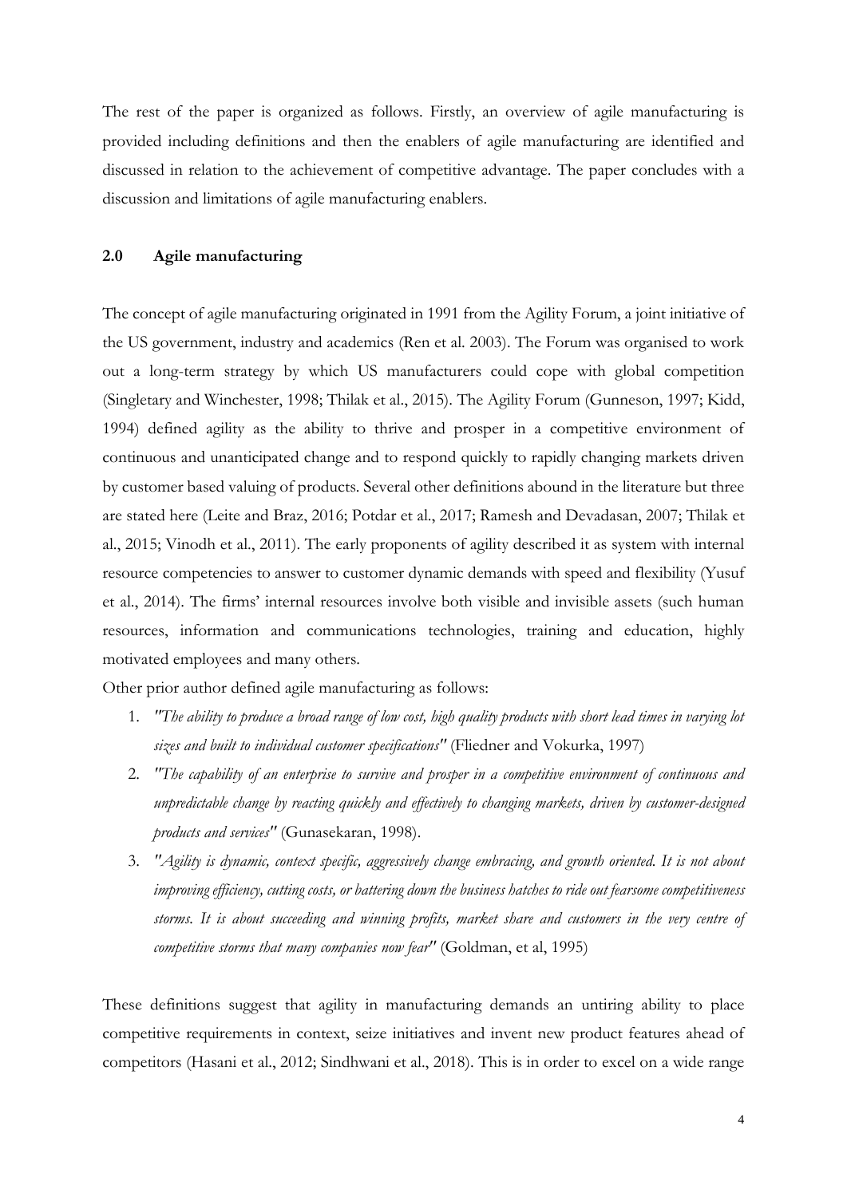The rest of the paper is organized as follows. Firstly, an overview of agile manufacturing is provided including definitions and then the enablers of agile manufacturing are identified and discussed in relation to the achievement of competitive advantage. The paper concludes with a discussion and limitations of agile manufacturing enablers.

## 2.0 Agile manufacturing

The concept of agile manufacturing originated in 1991 from the Agility Forum, a joint initiative of the US government, industry and academics (Ren et al. 2003). The Forum was organised to work out a long-term strategy by which US manufacturers could cope with global competition (Singletary and Winchester, 1998; Thilak et al., 2015). The Agility Forum (Gunneson, 1997; Kidd, 1994) defined agility as the ability to thrive and prosper in a competitive environment of continuous and unanticipated change and to respond quickly to rapidly changing markets driven by customer based valuing of products. Several other definitions abound in the literature but three are stated here (Leite and Braz, 2016; Potdar et al., 2017; Ramesh and Devadasan, 2007; Thilak et al., 2015; Vinodh et al., 2011). The early proponents of agility described it as system with internal resource competencies to answer to customer dynamic demands with speed and flexibility (Yusuf et al., 2014). The firms' internal resources involve both visible and invisible assets (such human resources, information and communications technologies, training and education, highly motivated employees and many others.

Other prior author defined agile manufacturing as follows:

1. *"The ability to produce a broad range of low cost, high quality products with short lead times in varying lot sizes and built to individual customer specifications"* (Fliedner and Vokurka, 1997)
2. *"The capability of an enterprise to survive and prosper in a competitive environment of continuous and unpredictable change by reacting quickly and effectively to changing markets, driven by customer-designed products and services"* (Gunasekaran, 1998).
3. *"Agility is dynamic, context specific, aggressively change embracing, and growth oriented. It is not about improving efficiency, cutting costs, or battering down the business hatches to ride out fearsome competitiveness storms. It is about succeeding and winning profits, market share and customers in the very centre of competitive storms that many companies now fear"* (Goldman, et al, 1995)

These definitions suggest that agility in manufacturing demands an untiring ability to place competitive requirements in context, seize initiatives and invent new product features ahead of competitors (Hasani et al., 2012; Sindhwani et al., 2018). This is in order to excel on a wide range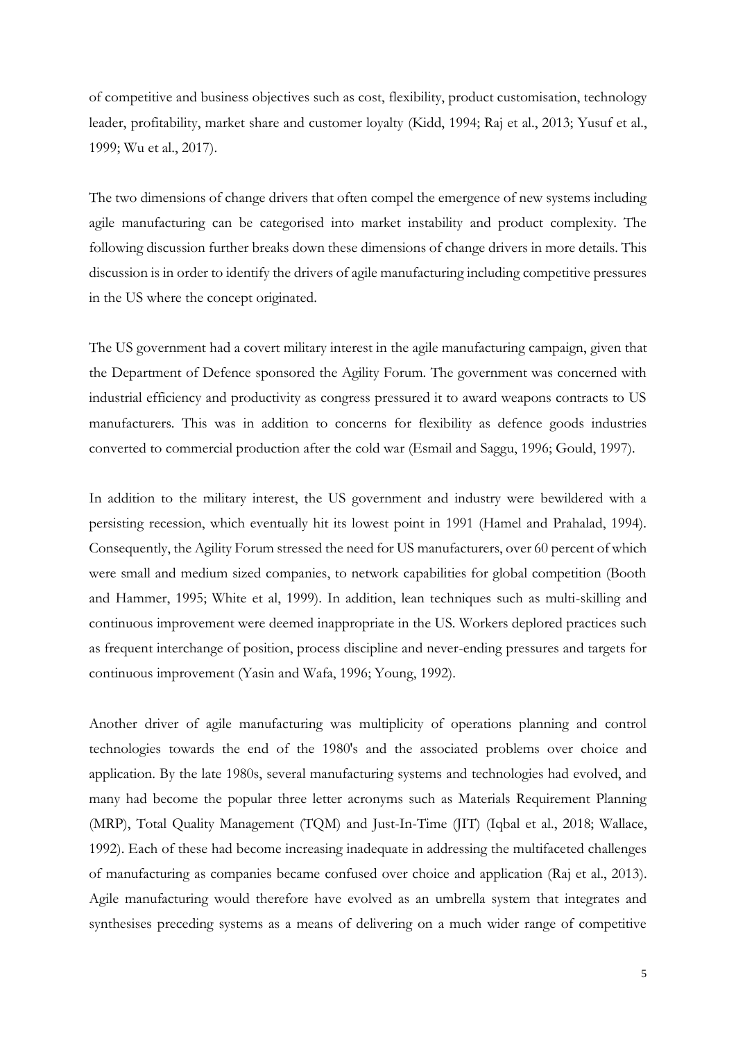of competitive and business objectives such as cost, flexibility, product customisation, technology leader, profitability, market share and customer loyalty (Kidd, 1994; Raj et al., 2013; Yusuf et al., 1999; Wu et al., 2017).

The two dimensions of change drivers that often compel the emergence of new systems including agile manufacturing can be categorised into market instability and product complexity. The following discussion further breaks down these dimensions of change drivers in more details. This discussion is in order to identify the drivers of agile manufacturing including competitive pressures in the US where the concept originated.

The US government had a covert military interest in the agile manufacturing campaign, given that the Department of Defence sponsored the Agility Forum. The government was concerned with industrial efficiency and productivity as congress pressured it to award weapons contracts to US manufacturers. This was in addition to concerns for flexibility as defence goods industries converted to commercial production after the cold war (Esmail and Saggu, 1996; Gould, 1997).

In addition to the military interest, the US government and industry were bewildered with a persisting recession, which eventually hit its lowest point in 1991 (Hamel and Prahalad, 1994). Consequently, the Agility Forum stressed the need for US manufacturers, over 60 percent of which were small and medium sized companies, to network capabilities for global competition (Booth and Hammer, 1995; White et al, 1999). In addition, lean techniques such as multi-skilling and continuous improvement were deemed inappropriate in the US. Workers deplored practices such as frequent interchange of position, process discipline and never-ending pressures and targets for continuous improvement (Yasin and Wafa, 1996; Young, 1992).

Another driver of agile manufacturing was multiplicity of operations planning and control technologies towards the end of the 1980's and the associated problems over choice and application. By the late 1980s, several manufacturing systems and technologies had evolved, and many had become the popular three letter acronyms such as Materials Requirement Planning (MRP), Total Quality Management (TQM) and Just-In-Time (JIT) (Iqbal et al., 2018; Wallace, 1992). Each of these had become increasing inadequate in addressing the multifaceted challenges of manufacturing as companies became confused over choice and application (Raj et al., 2013). Agile manufacturing would therefore have evolved as an umbrella system that integrates and synthesises preceding systems as a means of delivering on a much wider range of competitive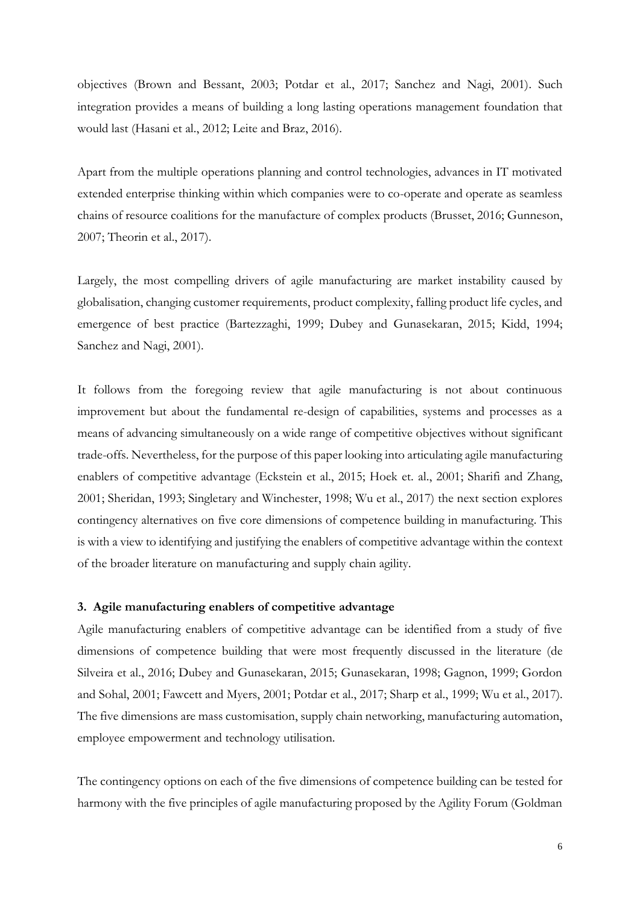objectives (Brown and Bessant, 2003; Potdar et al., 2017; Sanchez and Nagi, 2001). Such integration provides a means of building a long lasting operations management foundation that would last (Hasani et al., 2012; Leite and Braz, 2016).

Apart from the multiple operations planning and control technologies, advances in IT motivated extended enterprise thinking within which companies were to co-operate and operate as seamless chains of resource coalitions for the manufacture of complex products (Brusset, 2016; Gunneson, 2007; Theorin et al., 2017).

Largely, the most compelling drivers of agile manufacturing are market instability caused by globalisation, changing customer requirements, product complexity, falling product life cycles, and emergence of best practice (Bartezzaghi, 1999; Dubey and Gunasekaran, 2015; Kidd, 1994; Sanchez and Nagi, 2001).

It follows from the foregoing review that agile manufacturing is not about continuous improvement but about the fundamental re-design of capabilities, systems and processes as a means of advancing simultaneously on a wide range of competitive objectives without significant trade-offs. Nevertheless, for the purpose of this paper looking into articulating agile manufacturing enablers of competitive advantage (Eckstein et al., 2015; Hoek et. al., 2001; Sharifi and Zhang, 2001; Sheridan, 1993; Singletary and Winchester, 1998; Wu et al., 2017) the next section explores contingency alternatives on five core dimensions of competence building in manufacturing. This is with a view to identifying and justifying the enablers of competitive advantage within the context of the broader literature on manufacturing and supply chain agility.

## 3. Agile manufacturing enablers of competitive advantage

Agile manufacturing enablers of competitive advantage can be identified from a study of five dimensions of competence building that were most frequently discussed in the literature (de Silveira et al., 2016; Dubey and Gunasekaran, 2015; Gunasekaran, 1998; Gagnon, 1999; Gordon and Sohal, 2001; Fawcett and Myers, 2001; Potdar et al., 2017; Sharp et al., 1999; Wu et al., 2017). The five dimensions are mass customisation, supply chain networking, manufacturing automation, employee empowerment and technology utilisation.

The contingency options on each of the five dimensions of competence building can be tested for harmony with the five principles of agile manufacturing proposed by the Agility Forum (Goldman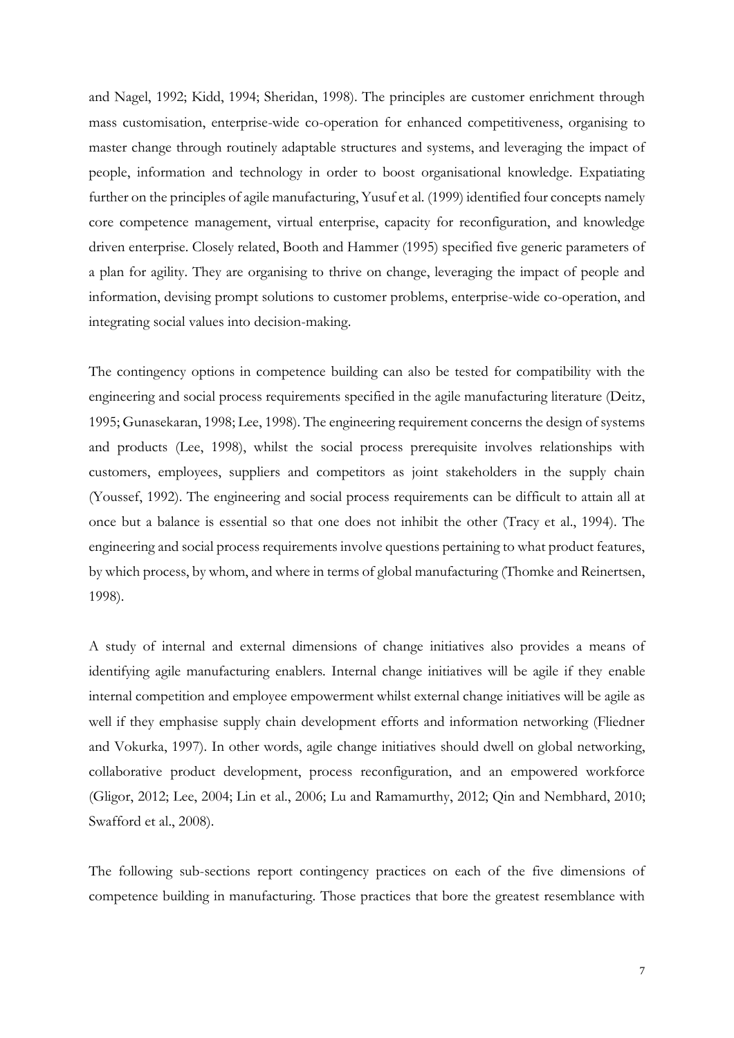and Nagel, 1992; Kidd, 1994; Sheridan, 1998). The principles are customer enrichment through mass customisation, enterprise-wide co-operation for enhanced competitiveness, organising to master change through routinely adaptable structures and systems, and leveraging the impact of people, information and technology in order to boost organisational knowledge. Expatiating further on the principles of agile manufacturing, Yusuf et al. (1999) identified four concepts namely core competence management, virtual enterprise, capacity for reconfiguration, and knowledge driven enterprise. Closely related, Booth and Hammer (1995) specified five generic parameters of a plan for agility. They are organising to thrive on change, leveraging the impact of people and information, devising prompt solutions to customer problems, enterprise-wide co-operation, and integrating social values into decision-making.

The contingency options in competence building can also be tested for compatibility with the engineering and social process requirements specified in the agile manufacturing literature (Deitz, 1995; Gunasekaran, 1998; Lee, 1998). The engineering requirement concerns the design of systems and products (Lee, 1998), whilst the social process prerequisite involves relationships with customers, employees, suppliers and competitors as joint stakeholders in the supply chain (Youssef, 1992). The engineering and social process requirements can be difficult to attain all at once but a balance is essential so that one does not inhibit the other (Tracy et al., 1994). The engineering and social process requirements involve questions pertaining to what product features, by which process, by whom, and where in terms of global manufacturing (Thomke and Reinertsen, 1998).

A study of internal and external dimensions of change initiatives also provides a means of identifying agile manufacturing enablers. Internal change initiatives will be agile if they enable internal competition and employee empowerment whilst external change initiatives will be agile as well if they emphasise supply chain development efforts and information networking (Fliedner and Vokurka, 1997). In other words, agile change initiatives should dwell on global networking, collaborative product development, process reconfiguration, and an empowered workforce (Gligor, 2012; Lee, 2004; Lin et al., 2006; Lu and Ramamurthy, 2012; Qin and Nembhard, 2010; Swafford et al., 2008).

The following sub-sections report contingency practices on each of the five dimensions of competence building in manufacturing. Those practices that bore the greatest resemblance with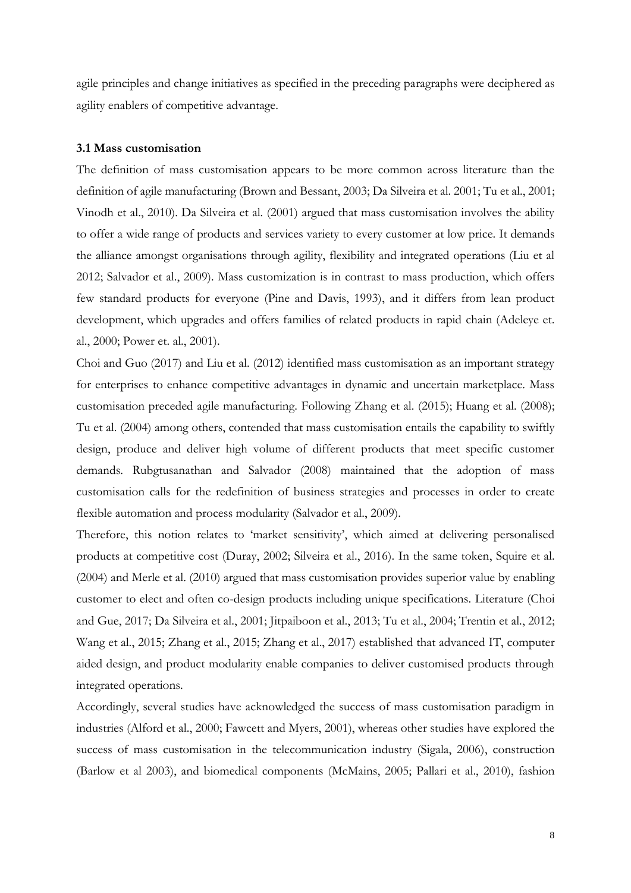agile principles and change initiatives as specified in the preceding paragraphs were deciphered as agility enablers of competitive advantage.

### 3.1 Mass customisation

The definition of mass customisation appears to be more common across literature than the definition of agile manufacturing (Brown and Bessant, 2003; Da Silveira et al. 2001; Tu et al., 2001; Vinodh et al., 2010). Da Silveira et al. (2001) argued that mass customisation involves the ability to offer a wide range of products and services variety to every customer at low price. It demands the alliance amongst organisations through agility, flexibility and integrated operations (Liu et al 2012; Salvador et al., 2009). Mass customization is in contrast to mass production, which offers few standard products for everyone (Pine and Davis, 1993), and it differs from lean product development, which upgrades and offers families of related products in rapid chain (Adeleye et. al., 2000; Power et. al., 2001).

Choi and Guo (2017) and Liu et al. (2012) identified mass customisation as an important strategy for enterprises to enhance competitive advantages in dynamic and uncertain marketplace. Mass customisation preceded agile manufacturing. Following Zhang et al. (2015); Huang et al. (2008); Tu et al. (2004) among others, contended that mass customisation entails the capability to swiftly design, produce and deliver high volume of different products that meet specific customer demands. Rubgtusanathan and Salvador (2008) maintained that the adoption of mass customisation calls for the redefinition of business strategies and processes in order to create flexible automation and process modularity (Salvador et al., 2009).

Therefore, this notion relates to 'market sensitivity', which aimed at delivering personalised products at competitive cost (Duray, 2002; Silveira et al., 2016). In the same token, Squire et al. (2004) and Merle et al. (2010) argued that mass customisation provides superior value by enabling customer to elect and often co-design products including unique specifications. Literature (Choi and Gue, 2017; Da Silveira et al., 2001; Jitpaiboon et al., 2013; Tu et al., 2004; Trentin et al., 2012; Wang et al., 2015; Zhang et al., 2015; Zhang et al., 2017) established that advanced IT, computer aided design, and product modularity enable companies to deliver customised products through integrated operations.

Accordingly, several studies have acknowledged the success of mass customisation paradigm in industries (Alford et al., 2000; Fawcett and Myers, 2001), whereas other studies have explored the success of mass customisation in the telecommunication industry (Sigala, 2006), construction (Barlow et al 2003), and biomedical components (McMains, 2005; Pallari et al., 2010), fashion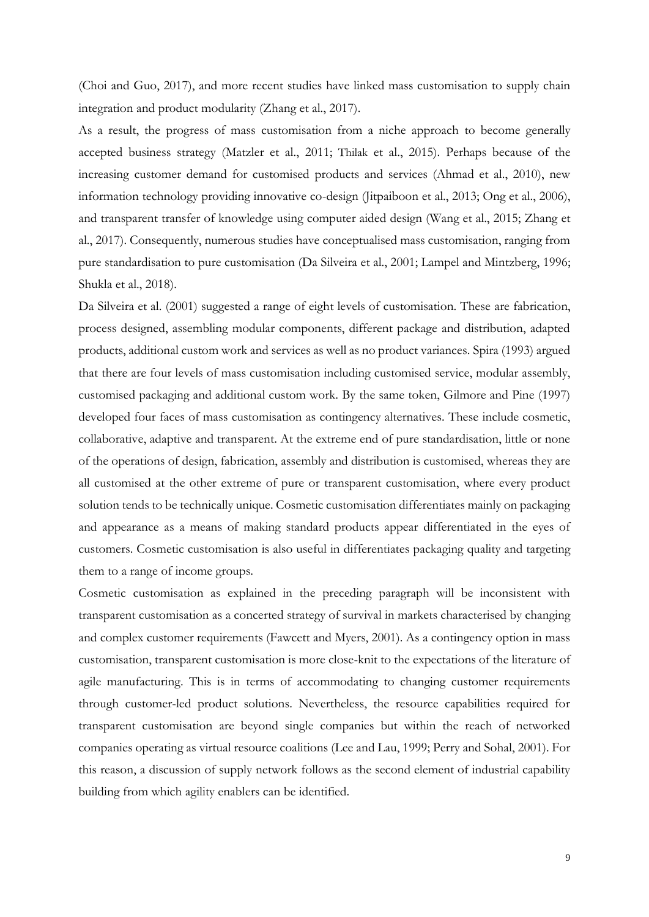(Choi and Guo, 2017), and more recent studies have linked mass customisation to supply chain integration and product modularity (Zhang et al., 2017).

As a result, the progress of mass customisation from a niche approach to become generally accepted business strategy (Matzler et al., 2011; Thilak et al., 2015). Perhaps because of the increasing customer demand for customised products and services (Ahmad et al., 2010), new information technology providing innovative co-design (Jitpaiboon et al., 2013; Ong et al., 2006), and transparent transfer of knowledge using computer aided design (Wang et al., 2015; Zhang et al., 2017). Consequently, numerous studies have conceptualised mass customisation, ranging from pure standardisation to pure customisation (Da Silveira et al., 2001; Lampel and Mintzberg, 1996; Shukla et al., 2018).

Da Silveira et al. (2001) suggested a range of eight levels of customisation. These are fabrication, process designed, assembling modular components, different package and distribution, adapted products, additional custom work and services as well as no product variances. Spira (1993) argued that there are four levels of mass customisation including customised service, modular assembly, customised packaging and additional custom work. By the same token, Gilmore and Pine (1997) developed four faces of mass customisation as contingency alternatives. These include cosmetic, collaborative, adaptive and transparent. At the extreme end of pure standardisation, little or none of the operations of design, fabrication, assembly and distribution is customised, whereas they are all customised at the other extreme of pure or transparent customisation, where every product solution tends to be technically unique. Cosmetic customisation differentiates mainly on packaging and appearance as a means of making standard products appear differentiated in the eyes of customers. Cosmetic customisation is also useful in differentiates packaging quality and targeting them to a range of income groups.

Cosmetic customisation as explained in the preceding paragraph will be inconsistent with transparent customisation as a concerted strategy of survival in markets characterised by changing and complex customer requirements (Fawcett and Myers, 2001). As a contingency option in mass customisation, transparent customisation is more close-knit to the expectations of the literature of agile manufacturing. This is in terms of accommodating to changing customer requirements through customer-led product solutions. Nevertheless, the resource capabilities required for transparent customisation are beyond single companies but within the reach of networked companies operating as virtual resource coalitions (Lee and Lau, 1999; Perry and Sohal, 2001). For this reason, a discussion of supply network follows as the second element of industrial capability building from which agility enablers can be identified.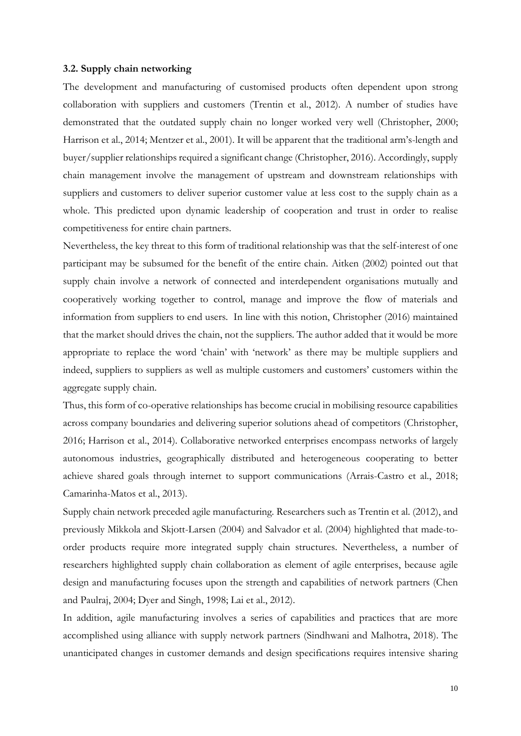### 3.2. Supply chain networking

The development and manufacturing of customised products often dependent upon strong collaboration with suppliers and customers (Trentin et al., 2012). A number of studies have demonstrated that the outdated supply chain no longer worked very well (Christopher, 2000; Harrison et al., 2014; Mentzer et al., 2001). It will be apparent that the traditional arm's-length and buyer/supplier relationships required a significant change (Christopher, 2016). Accordingly, supply chain management involve the management of upstream and downstream relationships with suppliers and customers to deliver superior customer value at less cost to the supply chain as a whole. This predicted upon dynamic leadership of cooperation and trust in order to realise competitiveness for entire chain partners.

Nevertheless, the key threat to this form of traditional relationship was that the self-interest of one participant may be subsumed for the benefit of the entire chain. Aitken (2002) pointed out that supply chain involve a network of connected and interdependent organisations mutually and cooperatively working together to control, manage and improve the flow of materials and information from suppliers to end users. In line with this notion, Christopher (2016) maintained that the market should drives the chain, not the suppliers. The author added that it would be more appropriate to replace the word 'chain' with 'network' as there may be multiple suppliers and indeed, suppliers to suppliers as well as multiple customers and customers' customers within the aggregate supply chain.

Thus, this form of co-operative relationships has become crucial in mobilising resource capabilities across company boundaries and delivering superior solutions ahead of competitors (Christopher, 2016; Harrison et al., 2014). Collaborative networked enterprises encompass networks of largely autonomous industries, geographically distributed and heterogeneous cooperating to better achieve shared goals through internet to support communications (Arrais-Castro et al., 2018; Camarinha-Matos et al., 2013).

Supply chain network preceded agile manufacturing. Researchers such as Trentin et al. (2012), and previously Mikkola and Skjott-Larsen (2004) and Salvador et al. (2004) highlighted that made-to-order products require more integrated supply chain structures. Nevertheless, a number of researchers highlighted supply chain collaboration as element of agile enterprises, because agile design and manufacturing focuses upon the strength and capabilities of network partners (Chen and Paulraj, 2004; Dyer and Singh, 1998; Lai et al., 2012).

In addition, agile manufacturing involves a series of capabilities and practices that are more accomplished using alliance with supply network partners (Sindhwani and Malhotra, 2018). The unanticipated changes in customer demands and design specifications requires intensive sharing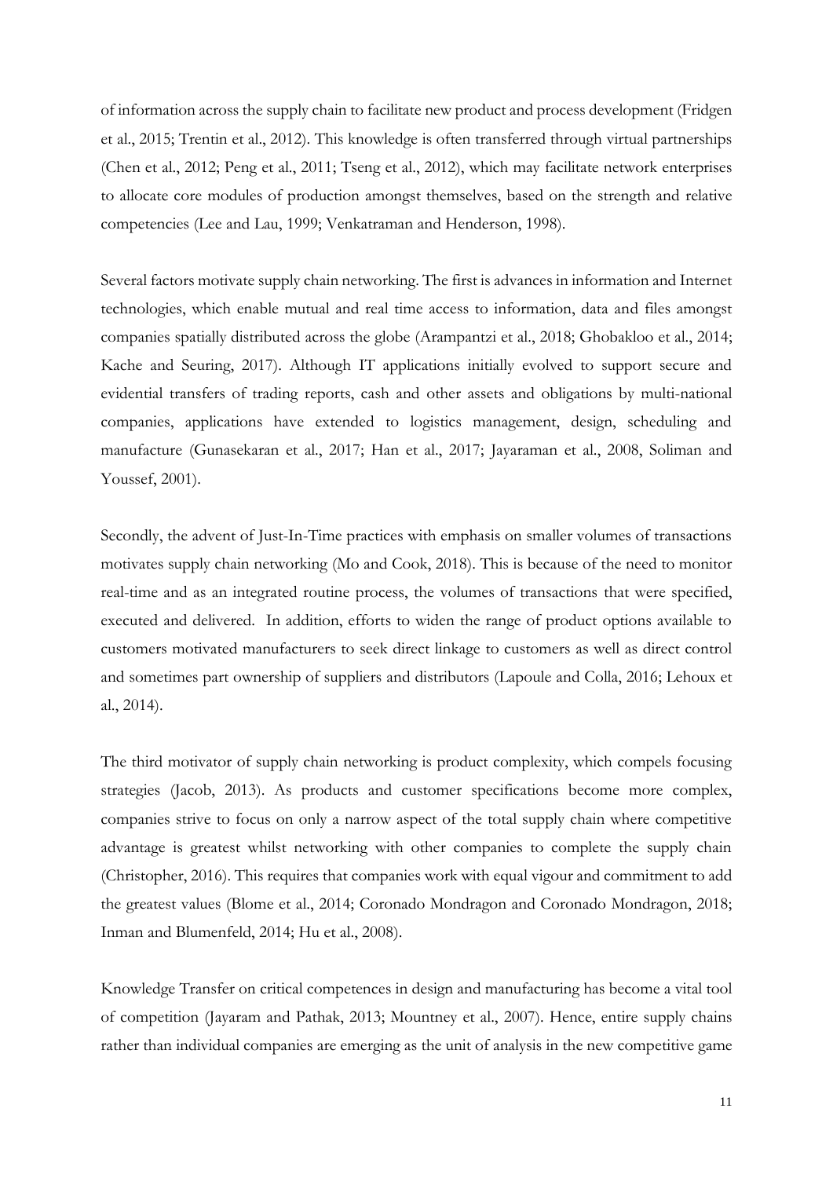of information across the supply chain to facilitate new product and process development (Fridgen et al., 2015; Trentin et al., 2012). This knowledge is often transferred through virtual partnerships (Chen et al., 2012; Peng et al., 2011; Tseng et al., 2012), which may facilitate network enterprises to allocate core modules of production amongst themselves, based on the strength and relative competencies (Lee and Lau, 1999; Venkatraman and Henderson, 1998).

Several factors motivate supply chain networking. The first is advances in information and Internet technologies, which enable mutual and real time access to information, data and files amongst companies spatially distributed across the globe (Arampantzi et al., 2018; Ghobakloo et al., 2014; Kache and Seuring, 2017). Although IT applications initially evolved to support secure and evidential transfers of trading reports, cash and other assets and obligations by multi-national companies, applications have extended to logistics management, design, scheduling and manufacture (Gunasekaran et al., 2017; Han et al., 2017; Jayaraman et al., 2008, Soliman and Youssef, 2001).

Secondly, the advent of Just-In-Time practices with emphasis on smaller volumes of transactions motivates supply chain networking (Mo and Cook, 2018). This is because of the need to monitor real-time and as an integrated routine process, the volumes of transactions that were specified, executed and delivered. In addition, efforts to widen the range of product options available to customers motivated manufacturers to seek direct linkage to customers as well as direct control and sometimes part ownership of suppliers and distributors (Lapoule and Colla, 2016; Lehoux et al., 2014).

The third motivator of supply chain networking is product complexity, which compels focusing strategies (Jacob, 2013). As products and customer specifications become more complex, companies strive to focus on only a narrow aspect of the total supply chain where competitive advantage is greatest whilst networking with other companies to complete the supply chain (Christopher, 2016). This requires that companies work with equal vigour and commitment to add the greatest values (Blome et al., 2014; Coronado Mondragon and Coronado Mondragon, 2018; Inman and Blumenfeld, 2014; Hu et al., 2008).

Knowledge Transfer on critical competences in design and manufacturing has become a vital tool of competition (Jayaram and Pathak, 2013; Mountney et al., 2007). Hence, entire supply chains rather than individual companies are emerging as the unit of analysis in the new competitive game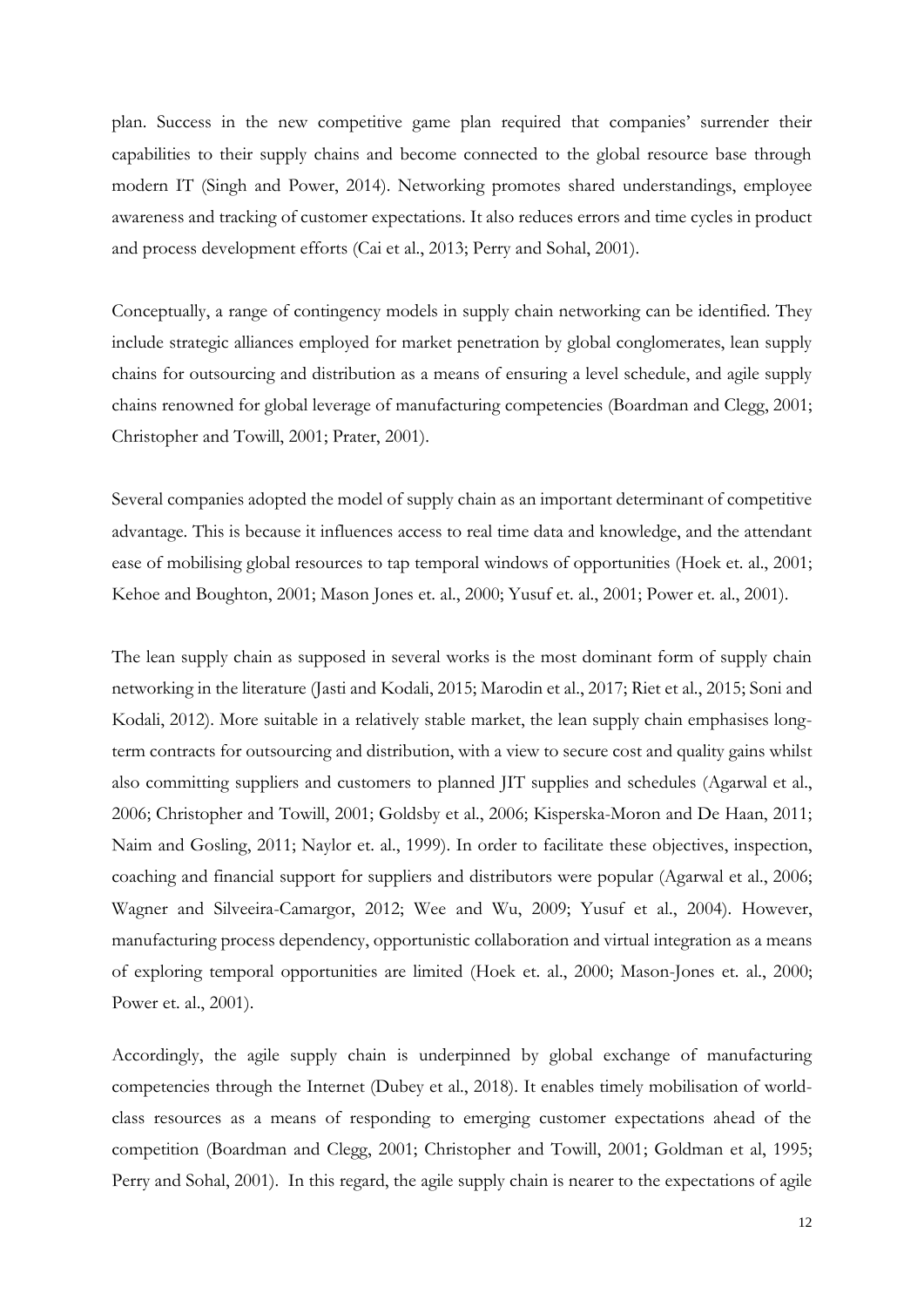plan. Success in the new competitive game plan required that companies' surrender their capabilities to their supply chains and become connected to the global resource base through modern IT (Singh and Power, 2014). Networking promotes shared understandings, employee awareness and tracking of customer expectations. It also reduces errors and time cycles in product and process development efforts (Cai et al., 2013; Perry and Sohal, 2001).

Conceptually, a range of contingency models in supply chain networking can be identified. They include strategic alliances employed for market penetration by global conglomerates, lean supply chains for outsourcing and distribution as a means of ensuring a level schedule, and agile supply chains renowned for global leverage of manufacturing competencies (Boardman and Clegg, 2001; Christopher and Towill, 2001; Prater, 2001).

Several companies adopted the model of supply chain as an important determinant of competitive advantage. This is because it influences access to real time data and knowledge, and the attendant ease of mobilising global resources to tap temporal windows of opportunities (Hoek et. al., 2001; Kehoe and Boughton, 2001; Mason Jones et. al., 2000; Yusuf et. al., 2001; Power et. al., 2001).

The lean supply chain as supposed in several works is the most dominant form of supply chain networking in the literature (Jasti and Kodali, 2015; Marodin et al., 2017; Riet et al., 2015; Soni and Kodali, 2012). More suitable in a relatively stable market, the lean supply chain emphasises long-term contracts for outsourcing and distribution, with a view to secure cost and quality gains whilst also committing suppliers and customers to planned JIT supplies and schedules (Agarwal et al., 2006; Christopher and Towill, 2001; Goldsby et al., 2006; Kisperska-Moron and De Haan, 2011; Naim and Gosling, 2011; Naylor et. al., 1999). In order to facilitate these objectives, inspection, coaching and financial support for suppliers and distributors were popular (Agarwal et al., 2006; Wagner and Silveeira-Camargor, 2012; Wee and Wu, 2009; Yusuf et al., 2004). However, manufacturing process dependency, opportunistic collaboration and virtual integration as a means of exploring temporal opportunities are limited (Hoek et. al., 2000; Mason-Jones et. al., 2000; Power et. al., 2001).

Accordingly, the agile supply chain is underpinned by global exchange of manufacturing competencies through the Internet (Dubey et al., 2018). It enables timely mobilisation of world-class resources as a means of responding to emerging customer expectations ahead of the competition (Boardman and Clegg, 2001; Christopher and Towill, 2001; Goldman et al, 1995; Perry and Sohal, 2001). In this regard, the agile supply chain is nearer to the expectations of agile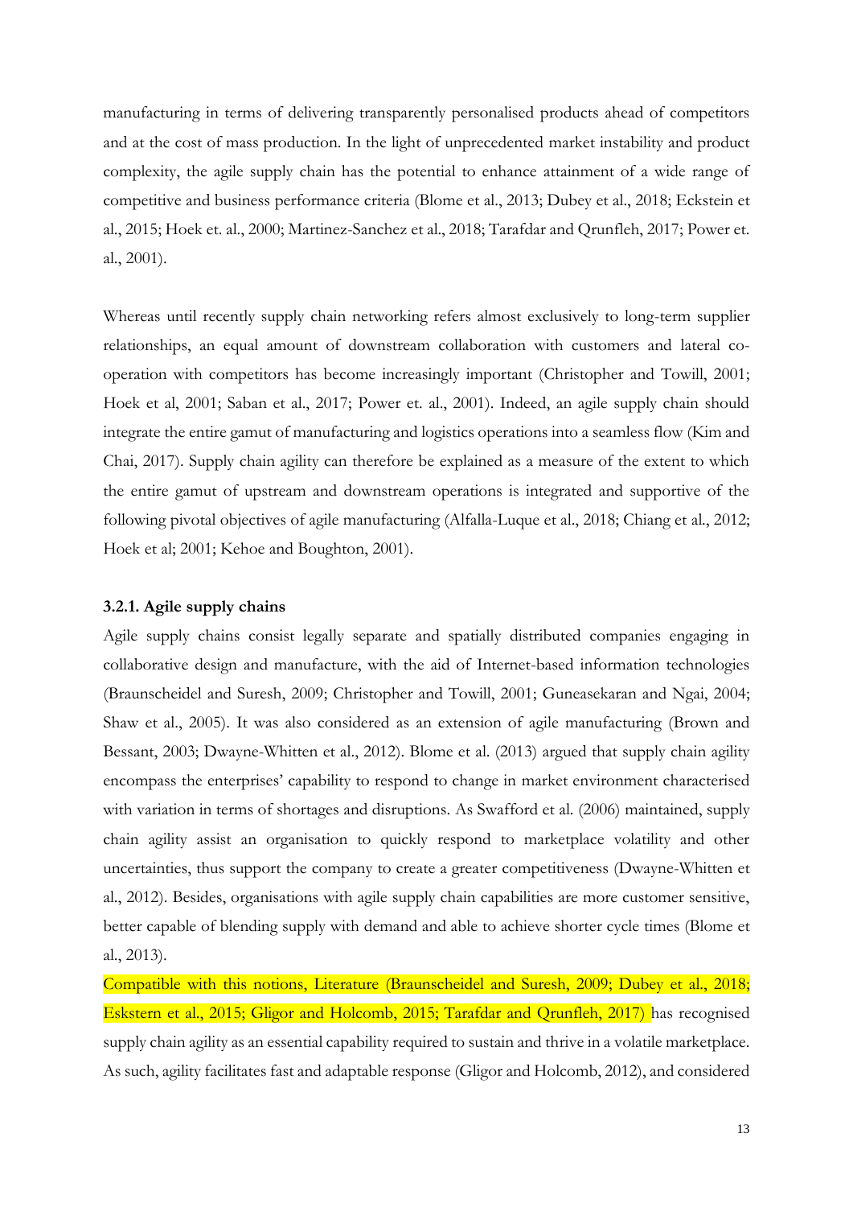manufacturing in terms of delivering transparently personalised products ahead of competitors and at the cost of mass production. In the light of unprecedented market instability and product complexity, the agile supply chain has the potential to enhance attainment of a wide range of competitive and business performance criteria (Blome et al., 2013; Dubey et al., 2018; Eckstein et al., 2015; Hoek et. al., 2000; Martinez-Sanchez et al., 2018; Tarafdar and Qrunfleh, 2017; Power et. al., 2001).

Whereas until recently supply chain networking refers almost exclusively to long-term supplier relationships, an equal amount of downstream collaboration with customers and lateral co-operation with competitors has become increasingly important (Christopher and Towill, 2001; Hoek et al, 2001; Saban et al., 2017; Power et. al., 2001). Indeed, an agile supply chain should integrate the entire gamut of manufacturing and logistics operations into a seamless flow (Kim and Chai, 2017). Supply chain agility can therefore be explained as a measure of the extent to which the entire gamut of upstream and downstream operations is integrated and supportive of the following pivotal objectives of agile manufacturing (Alfalla-Luque et al., 2018; Chiang et al., 2012; Hoek et al; 2001; Kehoe and Boughton, 2001).

### 3.2.1. Agile supply chains

Agile supply chains consist legally separate and spatially distributed companies engaging in collaborative design and manufacture, with the aid of Internet-based information technologies (Braunscheidel and Suresh, 2009; Christopher and Towill, 2001; Guneasekaran and Ngai, 2004; Shaw et al., 2005). It was also considered as an extension of agile manufacturing (Brown and Bessant, 2003; Dwayne-Whitten et al., 2012). Blome et al. (2013) argued that supply chain agility encompass the enterprises' capability to respond to change in market environment characterised with variation in terms of shortages and disruptions. As Swafford et al. (2006) maintained, supply chain agility assist an organisation to quickly respond to marketplace volatility and other uncertainties, thus support the company to create a greater competitiveness (Dwayne-Whitten et al., 2012). Besides, organisations with agile supply chain capabilities are more customer sensitive, better capable of blending supply with demand and able to achieve shorter cycle times (Blome et al., 2013).

Compatible with this notions, Literature (Braunscheidel and Suresh, 2009; Dubey et al., 2018; Eskstern et al., 2015; Gligor and Holcomb, 2015; Tarafdar and Qrunfleh, 2017) has recognised supply chain agility as an essential capability required to sustain and thrive in a volatile marketplace. As such, agility facilitates fast and adaptable response (Gligor and Holcomb, 2012), and considered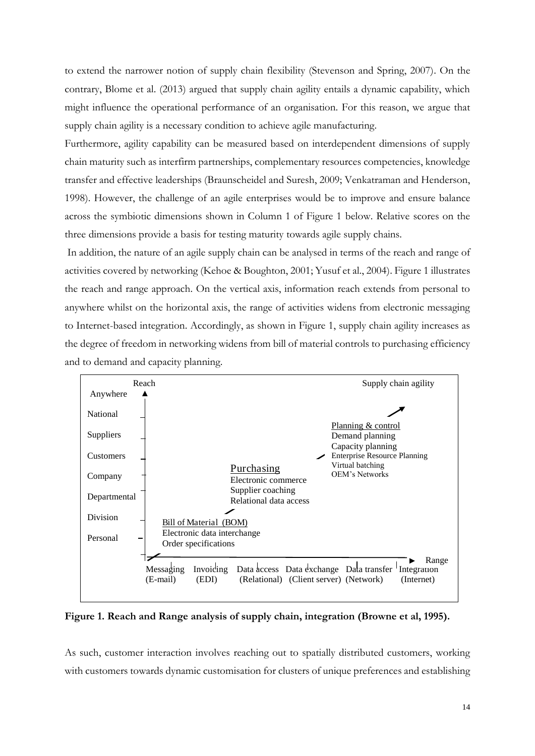to extend the narrower notion of supply chain flexibility (Stevenson and Spring, 2007). On the contrary, Blome et al. (2013) argued that supply chain agility entails a dynamic capability, which might influence the operational performance of an organisation. For this reason, we argue that supply chain agility is a necessary condition to achieve agile manufacturing.

Furthermore, agility capability can be measured based on interdependent dimensions of supply chain maturity such as interfirm partnerships, complementary resources competencies, knowledge transfer and effective leaderships (Braunscheidel and Suresh, 2009; Venkatraman and Henderson, 1998). However, the challenge of an agile enterprises would be to improve and ensure balance across the symbiotic dimensions shown in Column 1 of Figure 1 below. Relative scores on the three dimensions provide a basis for testing maturity towards agile supply chains.

In addition, the nature of an agile supply chain can be analysed in terms of the reach and range of activities covered by networking (Kehoe & Boughton, 2001; Yusuf et al., 2004). Figure 1 illustrates the reach and range approach. On the vertical axis, information reach extends from personal to anywhere whilst on the horizontal axis, the range of activities widens from electronic messaging to Internet-based integration. Accordingly, as shown in Figure 1, supply chain agility increases as the degree of freedom in networking widens from bill of material controls to purchasing efficiency and to demand and capacity planning.

Reach (vertical axis, bottom to top): Personal, Division, Departmental, Company, Customers, Suppliers, National, Anywhere

Range (horizontal axis, left to right): Messaging (E-mail), Invoicing (EDI), Data access (Relational), Data exchange (Client server), Data transfer (Network), Integration (Internet)

Supply chain agility

- Bill of Material (BOM): Electronic data interchange, Order specifications
- Purchasing: Electronic commerce, Supplier coaching, Relational data access
- Planning & control: Demand planning, Capacity planning, Enterprise Resource Planning, Virtual batching, OEM's Networks

**Figure 1. Reach and Range analysis of supply chain, integration (Browne et al, 1995).**

As such, customer interaction involves reaching out to spatially distributed customers, working with customers towards dynamic customisation for clusters of unique preferences and establishing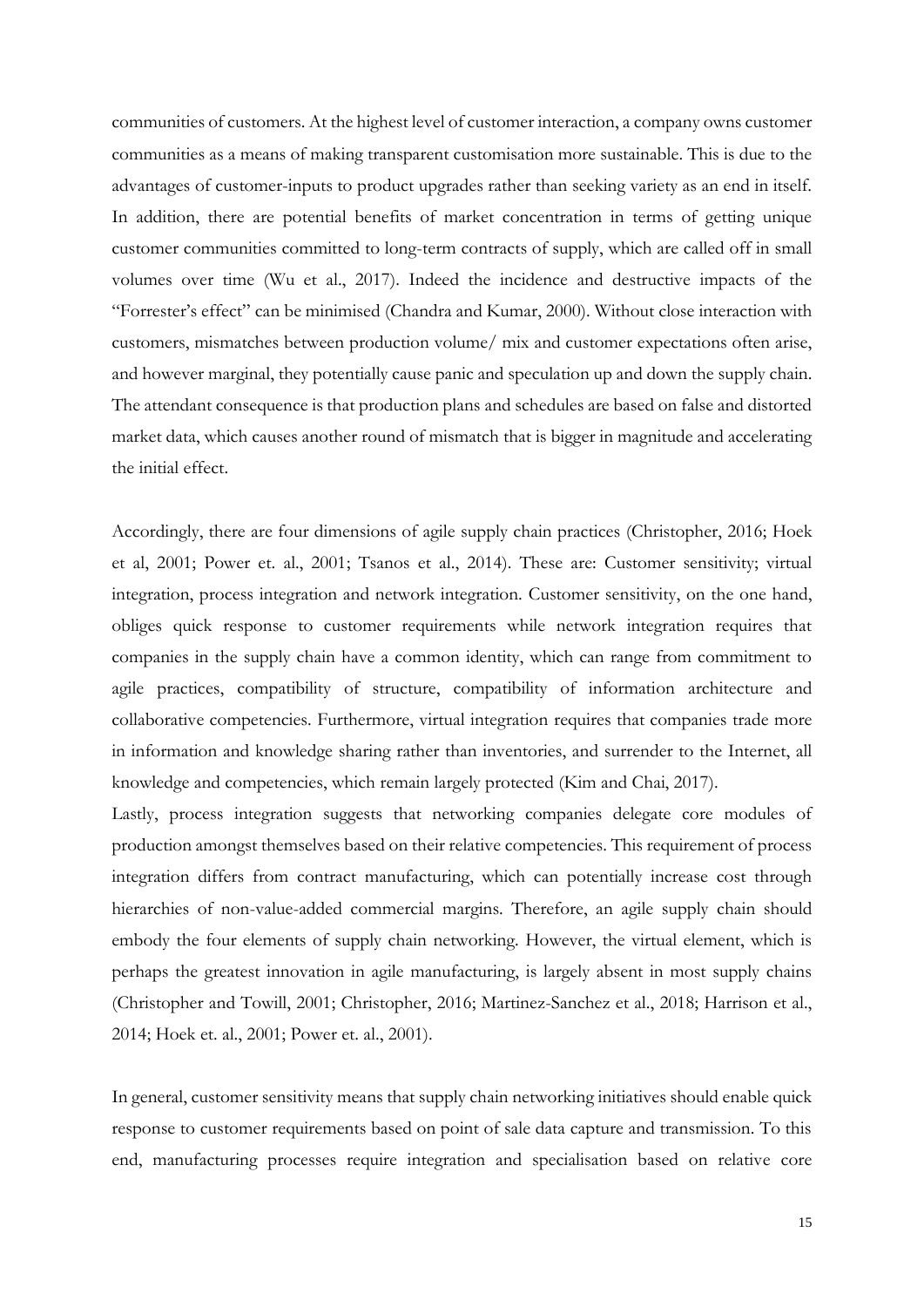communities of customers. At the highest level of customer interaction, a company owns customer communities as a means of making transparent customisation more sustainable. This is due to the advantages of customer-inputs to product upgrades rather than seeking variety as an end in itself. In addition, there are potential benefits of market concentration in terms of getting unique customer communities committed to long-term contracts of supply, which are called off in small volumes over time (Wu et al., 2017). Indeed the incidence and destructive impacts of the "Forrester's effect" can be minimised (Chandra and Kumar, 2000). Without close interaction with customers, mismatches between production volume/ mix and customer expectations often arise, and however marginal, they potentially cause panic and speculation up and down the supply chain. The attendant consequence is that production plans and schedules are based on false and distorted market data, which causes another round of mismatch that is bigger in magnitude and accelerating the initial effect.

Accordingly, there are four dimensions of agile supply chain practices (Christopher, 2016; Hoek et al, 2001; Power et. al., 2001; Tsanos et al., 2014). These are: Customer sensitivity; virtual integration, process integration and network integration. Customer sensitivity, on the one hand, obliges quick response to customer requirements while network integration requires that companies in the supply chain have a common identity, which can range from commitment to agile practices, compatibility of structure, compatibility of information architecture and collaborative competencies. Furthermore, virtual integration requires that companies trade more in information and knowledge sharing rather than inventories, and surrender to the Internet, all knowledge and competencies, which remain largely protected (Kim and Chai, 2017).

Lastly, process integration suggests that networking companies delegate core modules of production amongst themselves based on their relative competencies. This requirement of process integration differs from contract manufacturing, which can potentially increase cost through hierarchies of non-value-added commercial margins. Therefore, an agile supply chain should embody the four elements of supply chain networking. However, the virtual element, which is perhaps the greatest innovation in agile manufacturing, is largely absent in most supply chains (Christopher and Towill, 2001; Christopher, 2016; Martinez-Sanchez et al., 2018; Harrison et al., 2014; Hoek et. al., 2001; Power et. al., 2001).

In general, customer sensitivity means that supply chain networking initiatives should enable quick response to customer requirements based on point of sale data capture and transmission. To this end, manufacturing processes require integration and specialisation based on relative core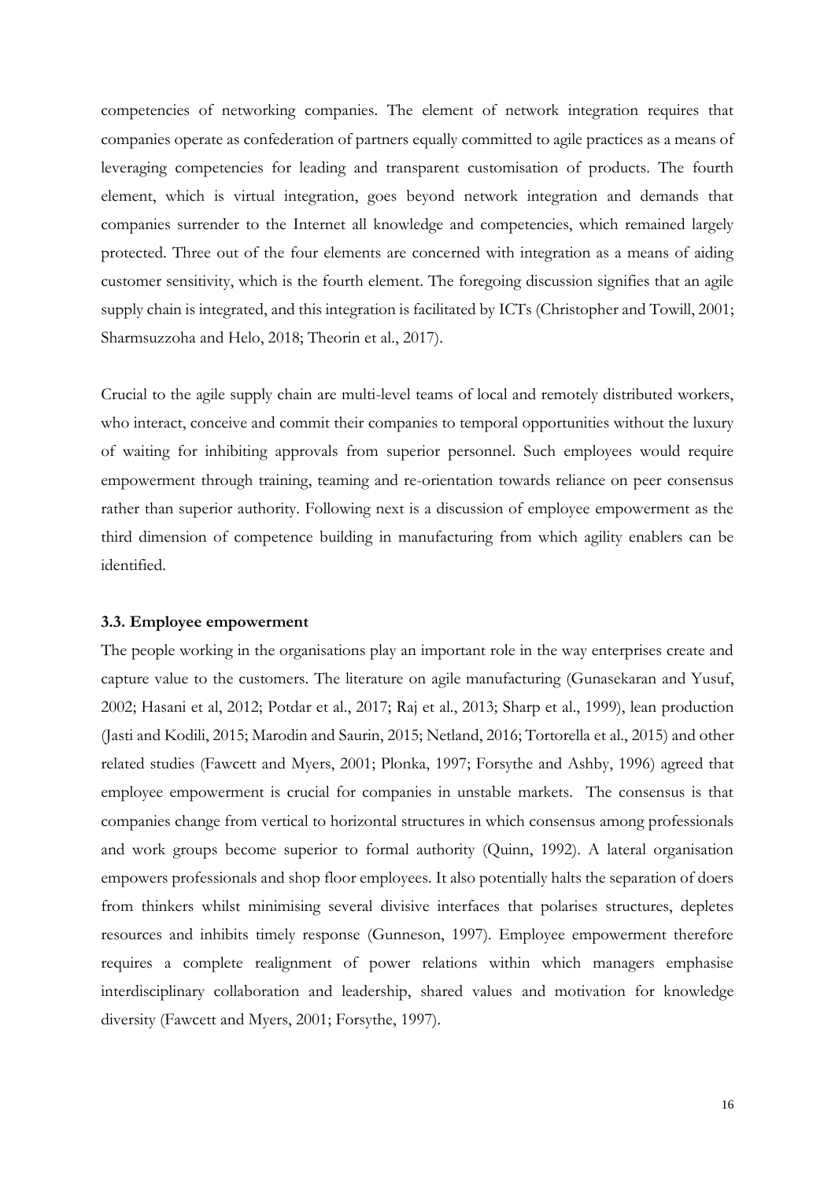competencies of networking companies. The element of network integration requires that companies operate as confederation of partners equally committed to agile practices as a means of leveraging competencies for leading and transparent customisation of products. The fourth element, which is virtual integration, goes beyond network integration and demands that companies surrender to the Internet all knowledge and competencies, which remained largely protected. Three out of the four elements are concerned with integration as a means of aiding customer sensitivity, which is the fourth element. The foregoing discussion signifies that an agile supply chain is integrated, and this integration is facilitated by ICTs (Christopher and Towill, 2001; Sharmsuzzoha and Helo, 2018; Theorin et al., 2017).

Crucial to the agile supply chain are multi-level teams of local and remotely distributed workers, who interact, conceive and commit their companies to temporal opportunities without the luxury of waiting for inhibiting approvals from superior personnel. Such employees would require empowerment through training, teaming and re-orientation towards reliance on peer consensus rather than superior authority. Following next is a discussion of employee empowerment as the third dimension of competence building in manufacturing from which agility enablers can be identified.

### 3.3. Employee empowerment

The people working in the organisations play an important role in the way enterprises create and capture value to the customers. The literature on agile manufacturing (Gunasekaran and Yusuf, 2002; Hasani et al, 2012; Potdar et al., 2017; Raj et al., 2013; Sharp et al., 1999), lean production (Jasti and Kodili, 2015; Marodin and Saurin, 2015; Netland, 2016; Tortorella et al., 2015) and other related studies (Fawcett and Myers, 2001; Plonka, 1997; Forsythe and Ashby, 1996) agreed that employee empowerment is crucial for companies in unstable markets. The consensus is that companies change from vertical to horizontal structures in which consensus among professionals and work groups become superior to formal authority (Quinn, 1992). A lateral organisation empowers professionals and shop floor employees. It also potentially halts the separation of doers from thinkers whilst minimising several divisive interfaces that polarises structures, depletes resources and inhibits timely response (Gunneson, 1997). Employee empowerment therefore requires a complete realignment of power relations within which managers emphasise interdisciplinary collaboration and leadership, shared values and motivation for knowledge diversity (Fawcett and Myers, 2001; Forsythe, 1997).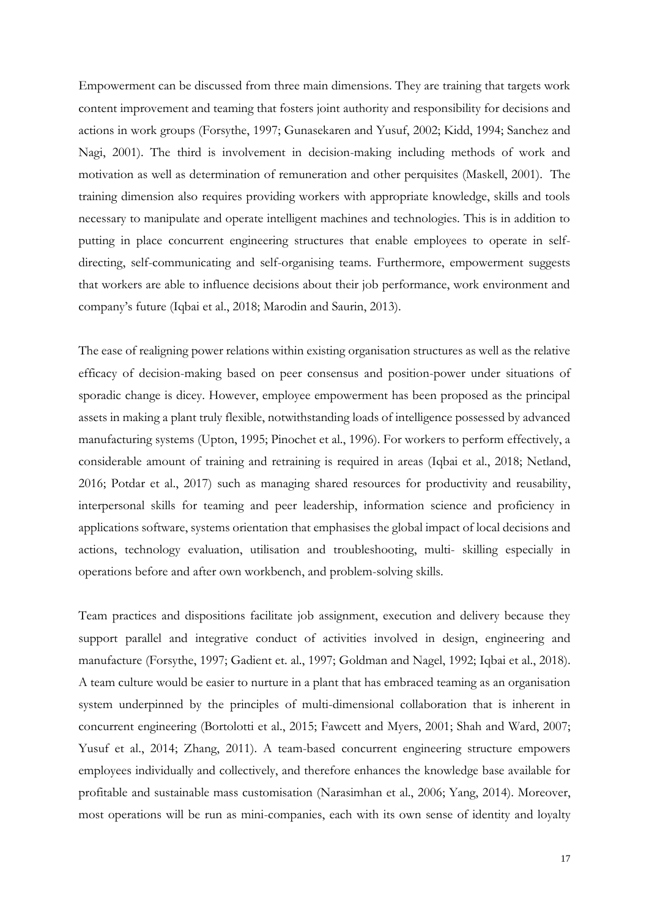Empowerment can be discussed from three main dimensions. They are training that targets work content improvement and teaming that fosters joint authority and responsibility for decisions and actions in work groups (Forsythe, 1997; Gunasekaren and Yusuf, 2002; Kidd, 1994; Sanchez and Nagi, 2001). The third is involvement in decision-making including methods of work and motivation as well as determination of remuneration and other perquisites (Maskell, 2001). The training dimension also requires providing workers with appropriate knowledge, skills and tools necessary to manipulate and operate intelligent machines and technologies. This is in addition to putting in place concurrent engineering structures that enable employees to operate in self-directing, self-communicating and self-organising teams. Furthermore, empowerment suggests that workers are able to influence decisions about their job performance, work environment and company's future (Iqbai et al., 2018; Marodin and Saurin, 2013).

The ease of realigning power relations within existing organisation structures as well as the relative efficacy of decision-making based on peer consensus and position-power under situations of sporadic change is dicey. However, employee empowerment has been proposed as the principal assets in making a plant truly flexible, notwithstanding loads of intelligence possessed by advanced manufacturing systems (Upton, 1995; Pinochet et al., 1996). For workers to perform effectively, a considerable amount of training and retraining is required in areas (Iqbai et al., 2018; Netland, 2016; Potdar et al., 2017) such as managing shared resources for productivity and reusability, interpersonal skills for teaming and peer leadership, information science and proficiency in applications software, systems orientation that emphasises the global impact of local decisions and actions, technology evaluation, utilisation and troubleshooting, multi- skilling especially in operations before and after own workbench, and problem-solving skills.

Team practices and dispositions facilitate job assignment, execution and delivery because they support parallel and integrative conduct of activities involved in design, engineering and manufacture (Forsythe, 1997; Gadient et. al., 1997; Goldman and Nagel, 1992; Iqbai et al., 2018). A team culture would be easier to nurture in a plant that has embraced teaming as an organisation system underpinned by the principles of multi-dimensional collaboration that is inherent in concurrent engineering (Bortolotti et al., 2015; Fawcett and Myers, 2001; Shah and Ward, 2007; Yusuf et al., 2014; Zhang, 2011). A team-based concurrent engineering structure empowers employees individually and collectively, and therefore enhances the knowledge base available for profitable and sustainable mass customisation (Narasimhan et al., 2006; Yang, 2014). Moreover, most operations will be run as mini-companies, each with its own sense of identity and loyalty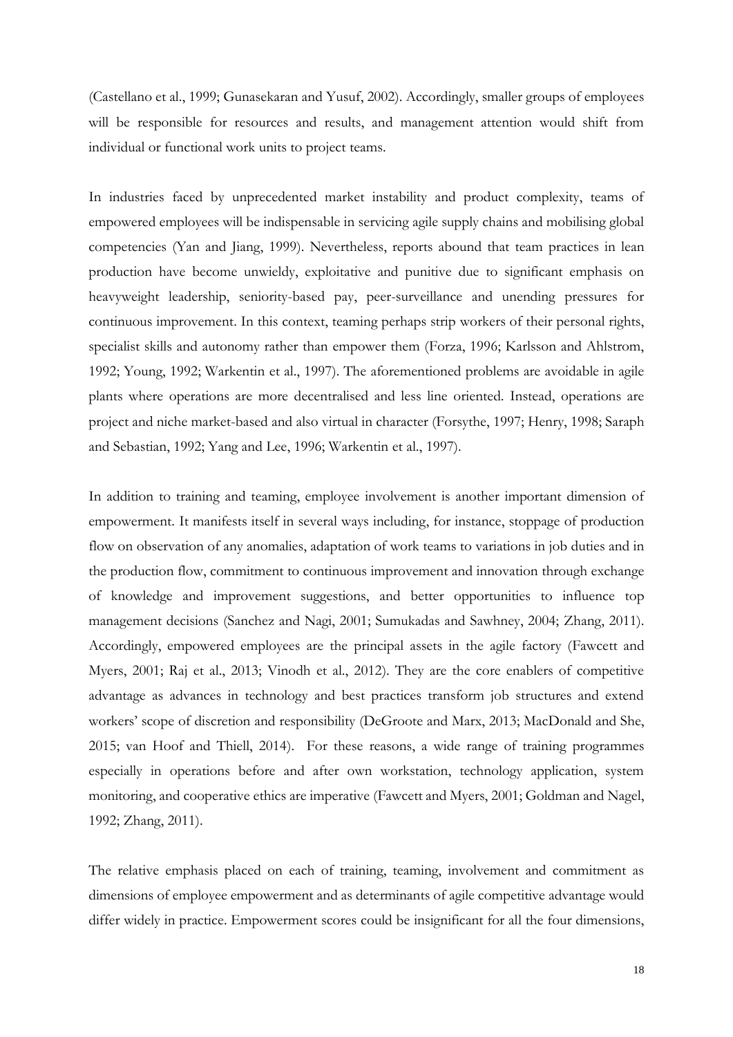(Castellano et al., 1999; Gunasekaran and Yusuf, 2002). Accordingly, smaller groups of employees will be responsible for resources and results, and management attention would shift from individual or functional work units to project teams.

In industries faced by unprecedented market instability and product complexity, teams of empowered employees will be indispensable in servicing agile supply chains and mobilising global competencies (Yan and Jiang, 1999). Nevertheless, reports abound that team practices in lean production have become unwieldy, exploitative and punitive due to significant emphasis on heavyweight leadership, seniority-based pay, peer-surveillance and unending pressures for continuous improvement. In this context, teaming perhaps strip workers of their personal rights, specialist skills and autonomy rather than empower them (Forza, 1996; Karlsson and Ahlstrom, 1992; Young, 1992; Warkentin et al., 1997). The aforementioned problems are avoidable in agile plants where operations are more decentralised and less line oriented. Instead, operations are project and niche market-based and also virtual in character (Forsythe, 1997; Henry, 1998; Saraph and Sebastian, 1992; Yang and Lee, 1996; Warkentin et al., 1997).

In addition to training and teaming, employee involvement is another important dimension of empowerment. It manifests itself in several ways including, for instance, stoppage of production flow on observation of any anomalies, adaptation of work teams to variations in job duties and in the production flow, commitment to continuous improvement and innovation through exchange of knowledge and improvement suggestions, and better opportunities to influence top management decisions (Sanchez and Nagi, 2001; Sumukadas and Sawhney, 2004; Zhang, 2011). Accordingly, empowered employees are the principal assets in the agile factory (Fawcett and Myers, 2001; Raj et al., 2013; Vinodh et al., 2012). They are the core enablers of competitive advantage as advances in technology and best practices transform job structures and extend workers' scope of discretion and responsibility (DeGroote and Marx, 2013; MacDonald and She, 2015; van Hoof and Thiell, 2014). For these reasons, a wide range of training programmes especially in operations before and after own workstation, technology application, system monitoring, and cooperative ethics are imperative (Fawcett and Myers, 2001; Goldman and Nagel, 1992; Zhang, 2011).

The relative emphasis placed on each of training, teaming, involvement and commitment as dimensions of employee empowerment and as determinants of agile competitive advantage would differ widely in practice. Empowerment scores could be insignificant for all the four dimensions,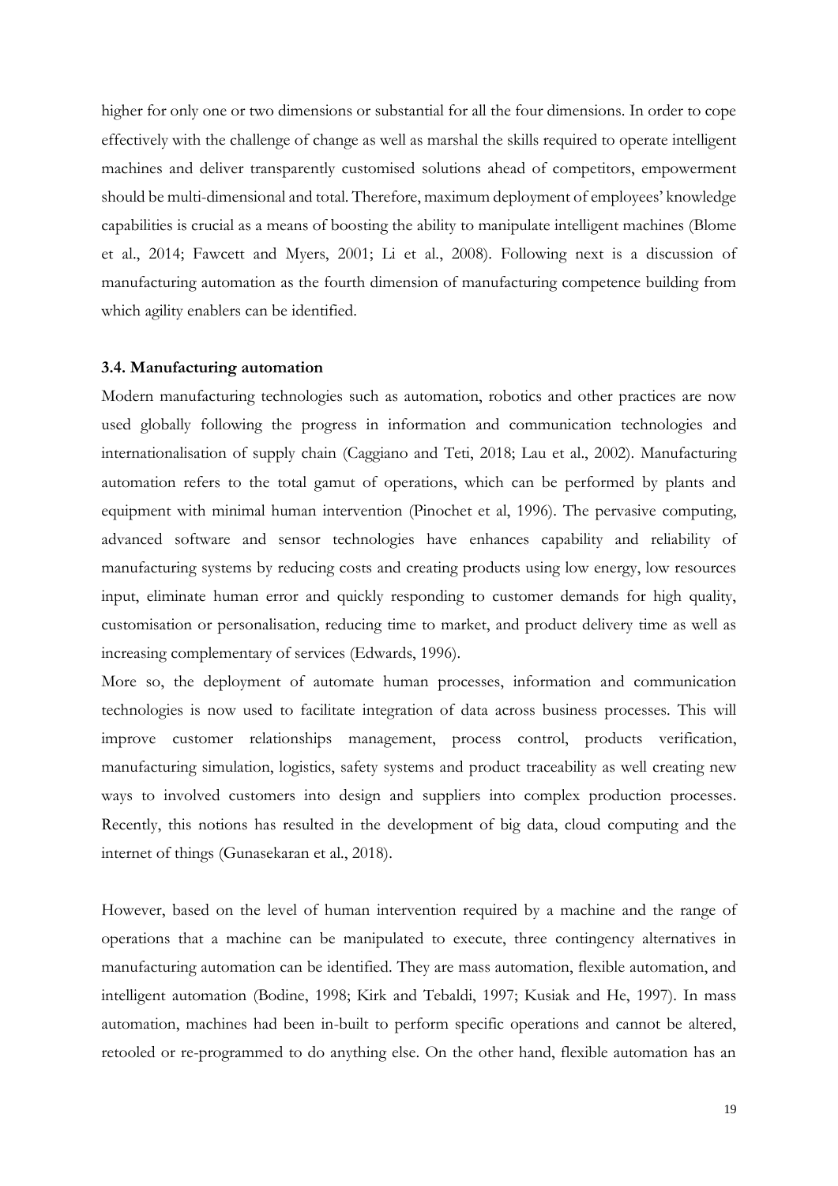higher for only one or two dimensions or substantial for all the four dimensions. In order to cope effectively with the challenge of change as well as marshal the skills required to operate intelligent machines and deliver transparently customised solutions ahead of competitors, empowerment should be multi-dimensional and total. Therefore, maximum deployment of employees' knowledge capabilities is crucial as a means of boosting the ability to manipulate intelligent machines (Blome et al., 2014; Fawcett and Myers, 2001; Li et al., 2008). Following next is a discussion of manufacturing automation as the fourth dimension of manufacturing competence building from which agility enablers can be identified.

### 3.4. Manufacturing automation

Modern manufacturing technologies such as automation, robotics and other practices are now used globally following the progress in information and communication technologies and internationalisation of supply chain (Caggiano and Teti, 2018; Lau et al., 2002). Manufacturing automation refers to the total gamut of operations, which can be performed by plants and equipment with minimal human intervention (Pinochet et al, 1996). The pervasive computing, advanced software and sensor technologies have enhances capability and reliability of manufacturing systems by reducing costs and creating products using low energy, low resources input, eliminate human error and quickly responding to customer demands for high quality, customisation or personalisation, reducing time to market, and product delivery time as well as increasing complementary of services (Edwards, 1996).

More so, the deployment of automate human processes, information and communication technologies is now used to facilitate integration of data across business processes. This will improve customer relationships management, process control, products verification, manufacturing simulation, logistics, safety systems and product traceability as well creating new ways to involved customers into design and suppliers into complex production processes. Recently, this notions has resulted in the development of big data, cloud computing and the internet of things (Gunasekaran et al., 2018).

However, based on the level of human intervention required by a machine and the range of operations that a machine can be manipulated to execute, three contingency alternatives in manufacturing automation can be identified. They are mass automation, flexible automation, and intelligent automation (Bodine, 1998; Kirk and Tebaldi, 1997; Kusiak and He, 1997). In mass automation, machines had been in-built to perform specific operations and cannot be altered, retooled or re-programmed to do anything else. On the other hand, flexible automation has an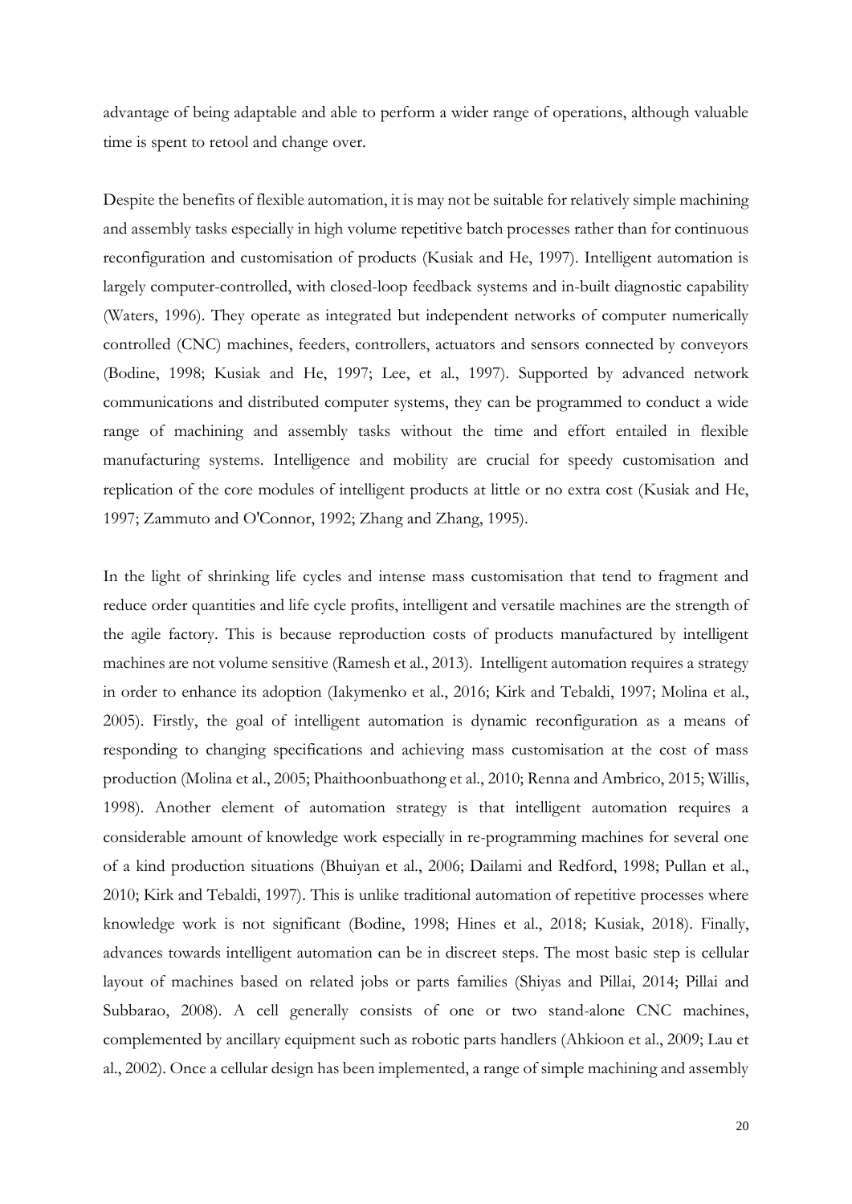advantage of being adaptable and able to perform a wider range of operations, although valuable time is spent to retool and change over.

Despite the benefits of flexible automation, it is may not be suitable for relatively simple machining and assembly tasks especially in high volume repetitive batch processes rather than for continuous reconfiguration and customisation of products (Kusiak and He, 1997). Intelligent automation is largely computer-controlled, with closed-loop feedback systems and in-built diagnostic capability (Waters, 1996). They operate as integrated but independent networks of computer numerically controlled (CNC) machines, feeders, controllers, actuators and sensors connected by conveyors (Bodine, 1998; Kusiak and He, 1997; Lee, et al., 1997). Supported by advanced network communications and distributed computer systems, they can be programmed to conduct a wide range of machining and assembly tasks without the time and effort entailed in flexible manufacturing systems. Intelligence and mobility are crucial for speedy customisation and replication of the core modules of intelligent products at little or no extra cost (Kusiak and He, 1997; Zammuto and O'Connor, 1992; Zhang and Zhang, 1995).

In the light of shrinking life cycles and intense mass customisation that tend to fragment and reduce order quantities and life cycle profits, intelligent and versatile machines are the strength of the agile factory. This is because reproduction costs of products manufactured by intelligent machines are not volume sensitive (Ramesh et al., 2013). Intelligent automation requires a strategy in order to enhance its adoption (Iakymenko et al., 2016; Kirk and Tebaldi, 1997; Molina et al., 2005). Firstly, the goal of intelligent automation is dynamic reconfiguration as a means of responding to changing specifications and achieving mass customisation at the cost of mass production (Molina et al., 2005; Phaithoonbuathong et al., 2010; Renna and Ambrico, 2015; Willis, 1998). Another element of automation strategy is that intelligent automation requires a considerable amount of knowledge work especially in re-programming machines for several one of a kind production situations (Bhuiyan et al., 2006; Dailami and Redford, 1998; Pullan et al., 2010; Kirk and Tebaldi, 1997). This is unlike traditional automation of repetitive processes where knowledge work is not significant (Bodine, 1998; Hines et al., 2018; Kusiak, 2018). Finally, advances towards intelligent automation can be in discreet steps. The most basic step is cellular layout of machines based on related jobs or parts families (Shiyas and Pillai, 2014; Pillai and Subbarao, 2008). A cell generally consists of one or two stand-alone CNC machines, complemented by ancillary equipment such as robotic parts handlers (Ahkioon et al., 2009; Lau et al., 2002). Once a cellular design has been implemented, a range of simple machining and assembly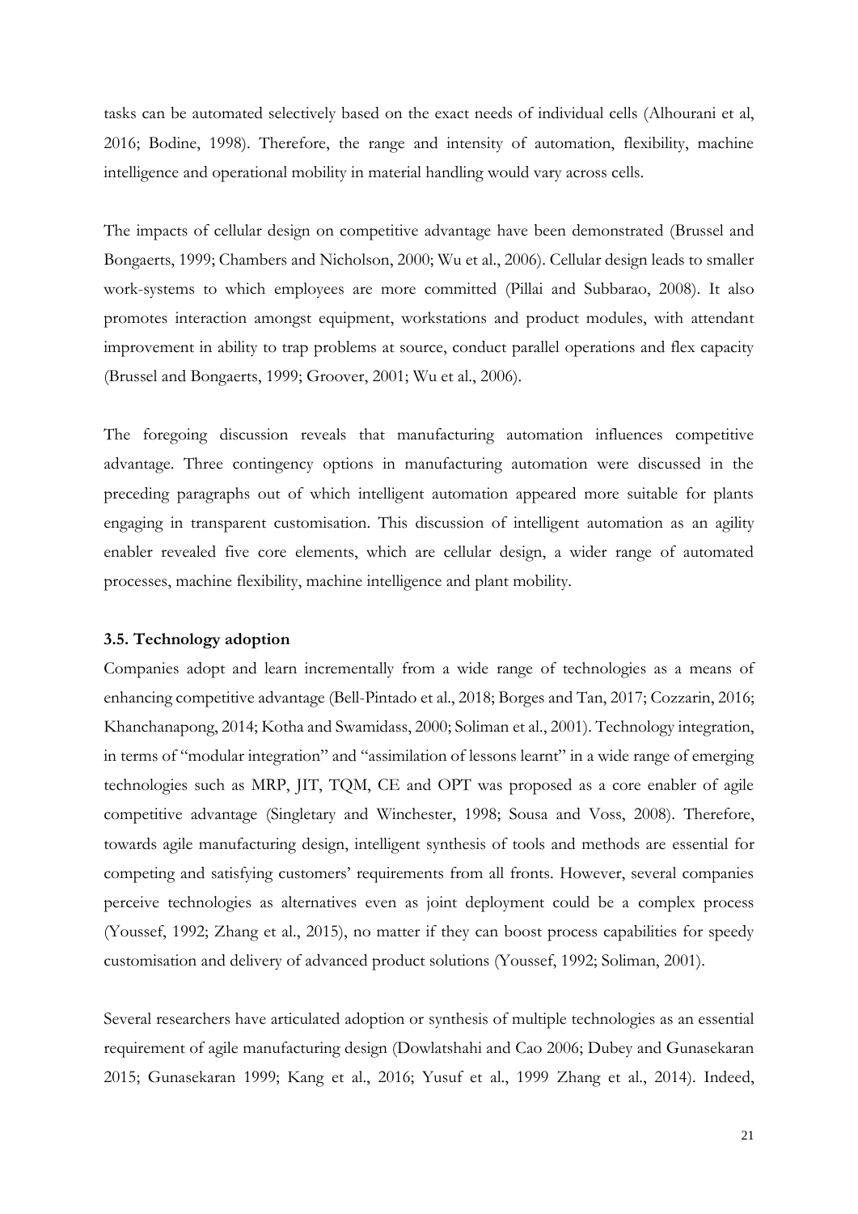tasks can be automated selectively based on the exact needs of individual cells (Alhourani et al, 2016; Bodine, 1998). Therefore, the range and intensity of automation, flexibility, machine intelligence and operational mobility in material handling would vary across cells.

The impacts of cellular design on competitive advantage have been demonstrated (Brussel and Bongaerts, 1999; Chambers and Nicholson, 2000; Wu et al., 2006). Cellular design leads to smaller work-systems to which employees are more committed (Pillai and Subbarao, 2008). It also promotes interaction amongst equipment, workstations and product modules, with attendant improvement in ability to trap problems at source, conduct parallel operations and flex capacity (Brussel and Bongaerts, 1999; Groover, 2001; Wu et al., 2006).

The foregoing discussion reveals that manufacturing automation influences competitive advantage. Three contingency options in manufacturing automation were discussed in the preceding paragraphs out of which intelligent automation appeared more suitable for plants engaging in transparent customisation. This discussion of intelligent automation as an agility enabler revealed five core elements, which are cellular design, a wider range of automated processes, machine flexibility, machine intelligence and plant mobility.

### 3.5. Technology adoption

Companies adopt and learn incrementally from a wide range of technologies as a means of enhancing competitive advantage (Bell-Pintado et al., 2018; Borges and Tan, 2017; Cozzarin, 2016; Khanchanapong, 2014; Kotha and Swamidass, 2000; Soliman et al., 2001). Technology integration, in terms of "modular integration" and "assimilation of lessons learnt" in a wide range of emerging technologies such as MRP, JIT, TQM, CE and OPT was proposed as a core enabler of agile competitive advantage (Singletary and Winchester, 1998; Sousa and Voss, 2008). Therefore, towards agile manufacturing design, intelligent synthesis of tools and methods are essential for competing and satisfying customers' requirements from all fronts. However, several companies perceive technologies as alternatives even as joint deployment could be a complex process (Youssef, 1992; Zhang et al., 2015), no matter if they can boost process capabilities for speedy customisation and delivery of advanced product solutions (Youssef, 1992; Soliman, 2001).

Several researchers have articulated adoption or synthesis of multiple technologies as an essential requirement of agile manufacturing design (Dowlatshahi and Cao 2006; Dubey and Gunasekaran 2015; Gunasekaran 1999; Kang et al., 2016; Yusuf et al., 1999 Zhang et al., 2014). Indeed,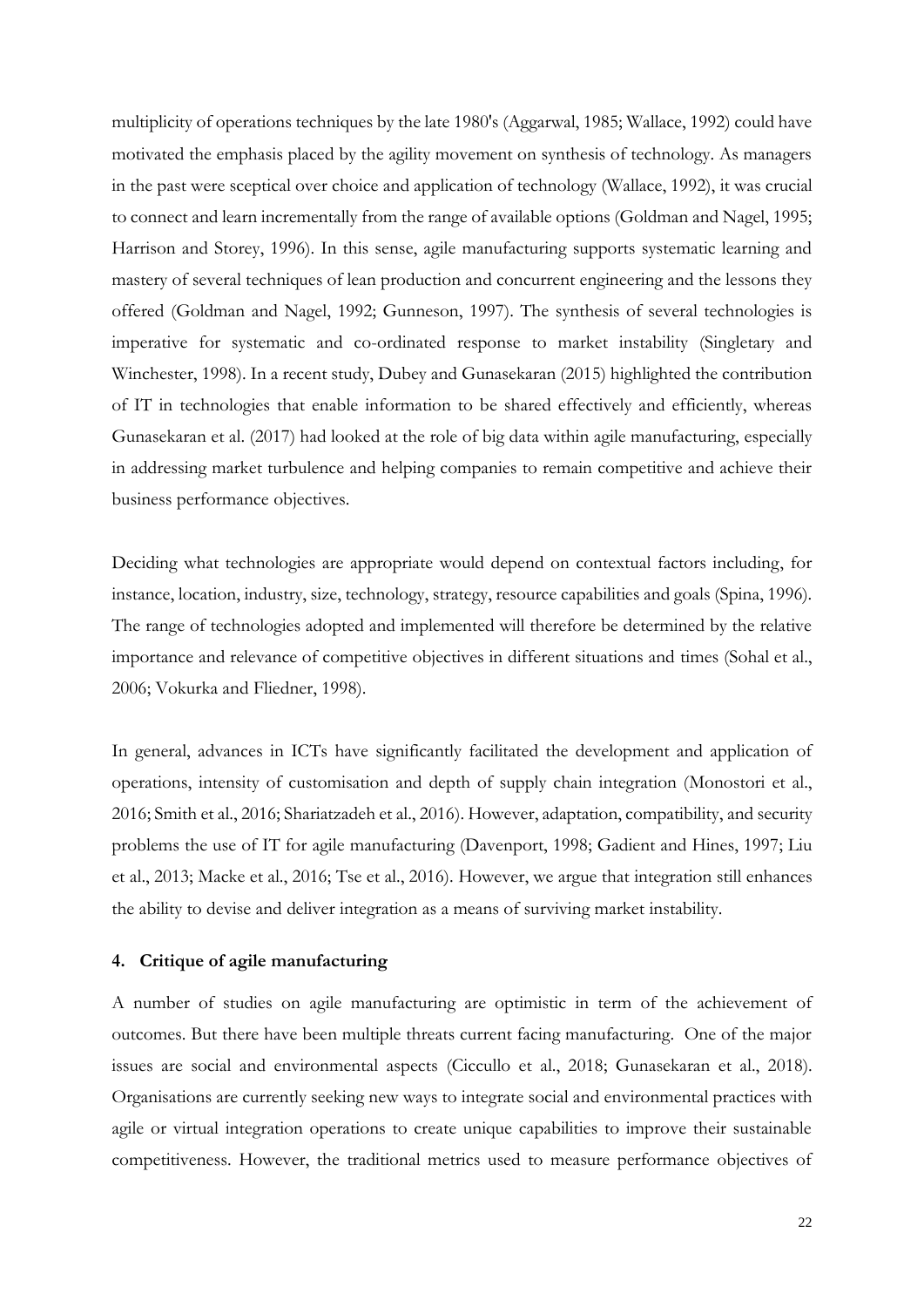multiplicity of operations techniques by the late 1980's (Aggarwal, 1985; Wallace, 1992) could have motivated the emphasis placed by the agility movement on synthesis of technology. As managers in the past were sceptical over choice and application of technology (Wallace, 1992), it was crucial to connect and learn incrementally from the range of available options (Goldman and Nagel, 1995; Harrison and Storey, 1996). In this sense, agile manufacturing supports systematic learning and mastery of several techniques of lean production and concurrent engineering and the lessons they offered (Goldman and Nagel, 1992; Gunneson, 1997). The synthesis of several technologies is imperative for systematic and co-ordinated response to market instability (Singletary and Winchester, 1998). In a recent study, Dubey and Gunasekaran (2015) highlighted the contribution of IT in technologies that enable information to be shared effectively and efficiently, whereas Gunasekaran et al. (2017) had looked at the role of big data within agile manufacturing, especially in addressing market turbulence and helping companies to remain competitive and achieve their business performance objectives.

Deciding what technologies are appropriate would depend on contextual factors including, for instance, location, industry, size, technology, strategy, resource capabilities and goals (Spina, 1996). The range of technologies adopted and implemented will therefore be determined by the relative importance and relevance of competitive objectives in different situations and times (Sohal et al., 2006; Vokurka and Fliedner, 1998).

In general, advances in ICTs have significantly facilitated the development and application of operations, intensity of customisation and depth of supply chain integration (Monostori et al., 2016; Smith et al., 2016; Shariatzadeh et al., 2016). However, adaptation, compatibility, and security problems the use of IT for agile manufacturing (Davenport, 1998; Gadient and Hines, 1997; Liu et al., 2013; Macke et al., 2016; Tse et al., 2016). However, we argue that integration still enhances the ability to devise and deliver integration as a means of surviving market instability.

## 4. Critique of agile manufacturing

A number of studies on agile manufacturing are optimistic in term of the achievement of outcomes. But there have been multiple threats current facing manufacturing. One of the major issues are social and environmental aspects (Ciccullo et al., 2018; Gunasekaran et al., 2018). Organisations are currently seeking new ways to integrate social and environmental practices with agile or virtual integration operations to create unique capabilities to improve their sustainable competitiveness. However, the traditional metrics used to measure performance objectives of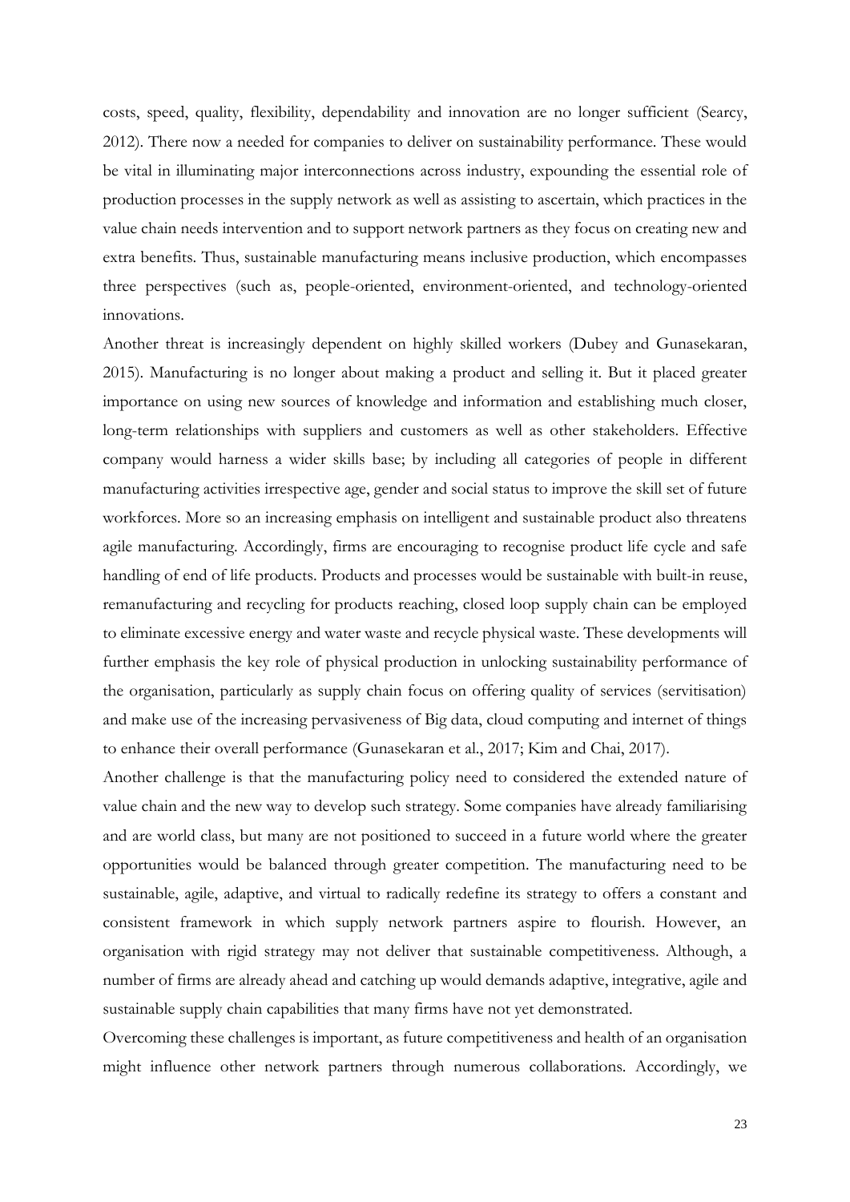costs, speed, quality, flexibility, dependability and innovation are no longer sufficient (Searcy, 2012). There now a needed for companies to deliver on sustainability performance. These would be vital in illuminating major interconnections across industry, expounding the essential role of production processes in the supply network as well as assisting to ascertain, which practices in the value chain needs intervention and to support network partners as they focus on creating new and extra benefits. Thus, sustainable manufacturing means inclusive production, which encompasses three perspectives (such as, people-oriented, environment-oriented, and technology-oriented innovations.

Another threat is increasingly dependent on highly skilled workers (Dubey and Gunasekaran, 2015). Manufacturing is no longer about making a product and selling it. But it placed greater importance on using new sources of knowledge and information and establishing much closer, long-term relationships with suppliers and customers as well as other stakeholders. Effective company would harness a wider skills base; by including all categories of people in different manufacturing activities irrespective age, gender and social status to improve the skill set of future workforces. More so an increasing emphasis on intelligent and sustainable product also threatens agile manufacturing. Accordingly, firms are encouraging to recognise product life cycle and safe handling of end of life products. Products and processes would be sustainable with built-in reuse, remanufacturing and recycling for products reaching, closed loop supply chain can be employed to eliminate excessive energy and water waste and recycle physical waste. These developments will further emphasis the key role of physical production in unlocking sustainability performance of the organisation, particularly as supply chain focus on offering quality of services (servitisation) and make use of the increasing pervasiveness of Big data, cloud computing and internet of things to enhance their overall performance (Gunasekaran et al., 2017; Kim and Chai, 2017).

Another challenge is that the manufacturing policy need to considered the extended nature of value chain and the new way to develop such strategy. Some companies have already familiarising and are world class, but many are not positioned to succeed in a future world where the greater opportunities would be balanced through greater competition. The manufacturing need to be sustainable, agile, adaptive, and virtual to radically redefine its strategy to offers a constant and consistent framework in which supply network partners aspire to flourish. However, an organisation with rigid strategy may not deliver that sustainable competitiveness. Although, a number of firms are already ahead and catching up would demands adaptive, integrative, agile and sustainable supply chain capabilities that many firms have not yet demonstrated.

Overcoming these challenges is important, as future competitiveness and health of an organisation might influence other network partners through numerous collaborations. Accordingly, we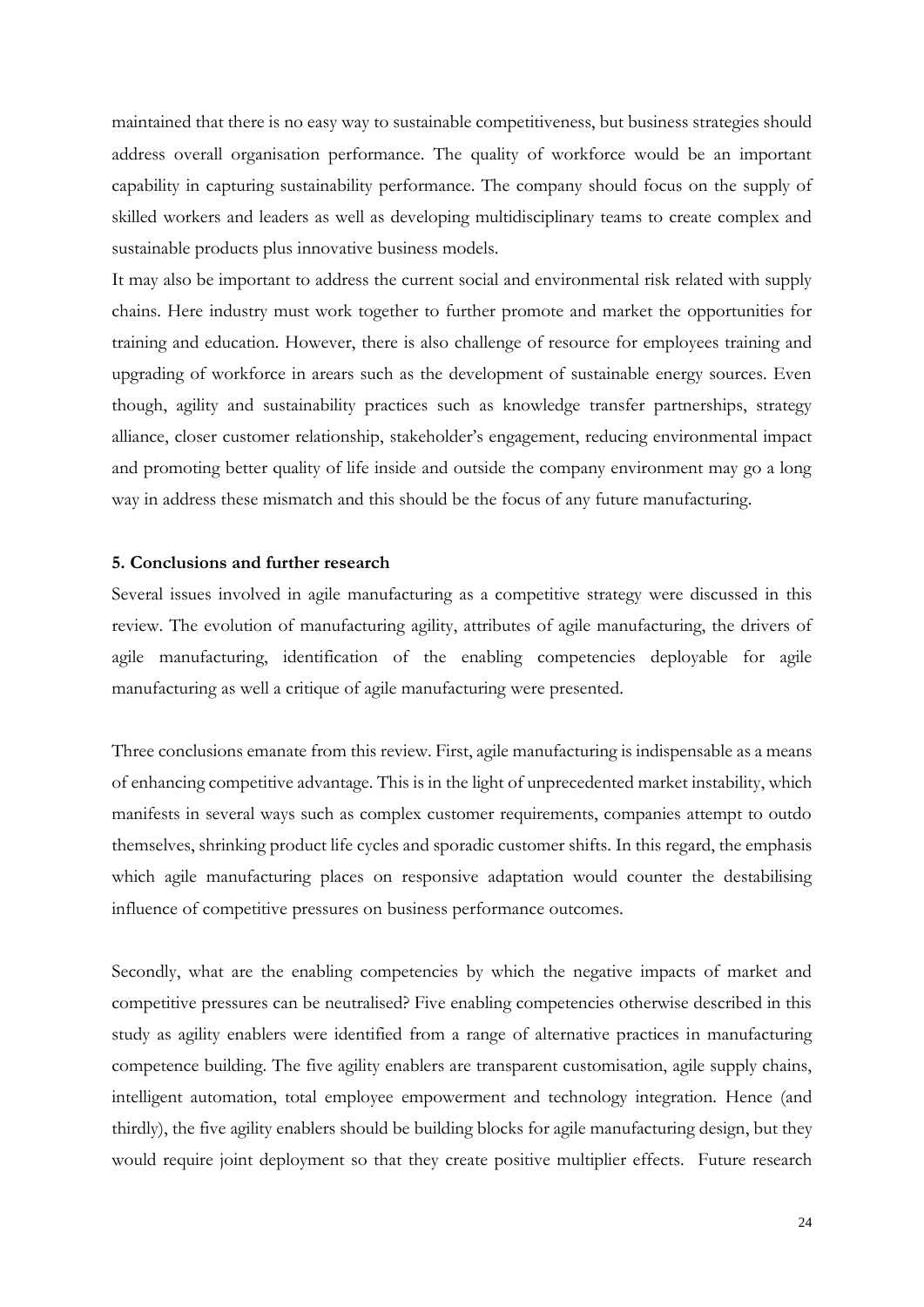maintained that there is no easy way to sustainable competitiveness, but business strategies should address overall organisation performance. The quality of workforce would be an important capability in capturing sustainability performance. The company should focus on the supply of skilled workers and leaders as well as developing multidisciplinary teams to create complex and sustainable products plus innovative business models.

It may also be important to address the current social and environmental risk related with supply chains. Here industry must work together to further promote and market the opportunities for training and education. However, there is also challenge of resource for employees training and upgrading of workforce in arears such as the development of sustainable energy sources. Even though, agility and sustainability practices such as knowledge transfer partnerships, strategy alliance, closer customer relationship, stakeholder's engagement, reducing environmental impact and promoting better quality of life inside and outside the company environment may go a long way in address these mismatch and this should be the focus of any future manufacturing.

**5. Conclusions and further research**

Several issues involved in agile manufacturing as a competitive strategy were discussed in this review. The evolution of manufacturing agility, attributes of agile manufacturing, the drivers of agile manufacturing, identification of the enabling competencies deployable for agile manufacturing as well a critique of agile manufacturing were presented.

Three conclusions emanate from this review. First, agile manufacturing is indispensable as a means of enhancing competitive advantage. This is in the light of unprecedented market instability, which manifests in several ways such as complex customer requirements, companies attempt to outdo themselves, shrinking product life cycles and sporadic customer shifts. In this regard, the emphasis which agile manufacturing places on responsive adaptation would counter the destabilising influence of competitive pressures on business performance outcomes.

Secondly, what are the enabling competencies by which the negative impacts of market and competitive pressures can be neutralised? Five enabling competencies otherwise described in this study as agility enablers were identified from a range of alternative practices in manufacturing competence building. The five agility enablers are transparent customisation, agile supply chains, intelligent automation, total employee empowerment and technology integration. Hence (and thirdly), the five agility enablers should be building blocks for agile manufacturing design, but they would require joint deployment so that they create positive multiplier effects. Future research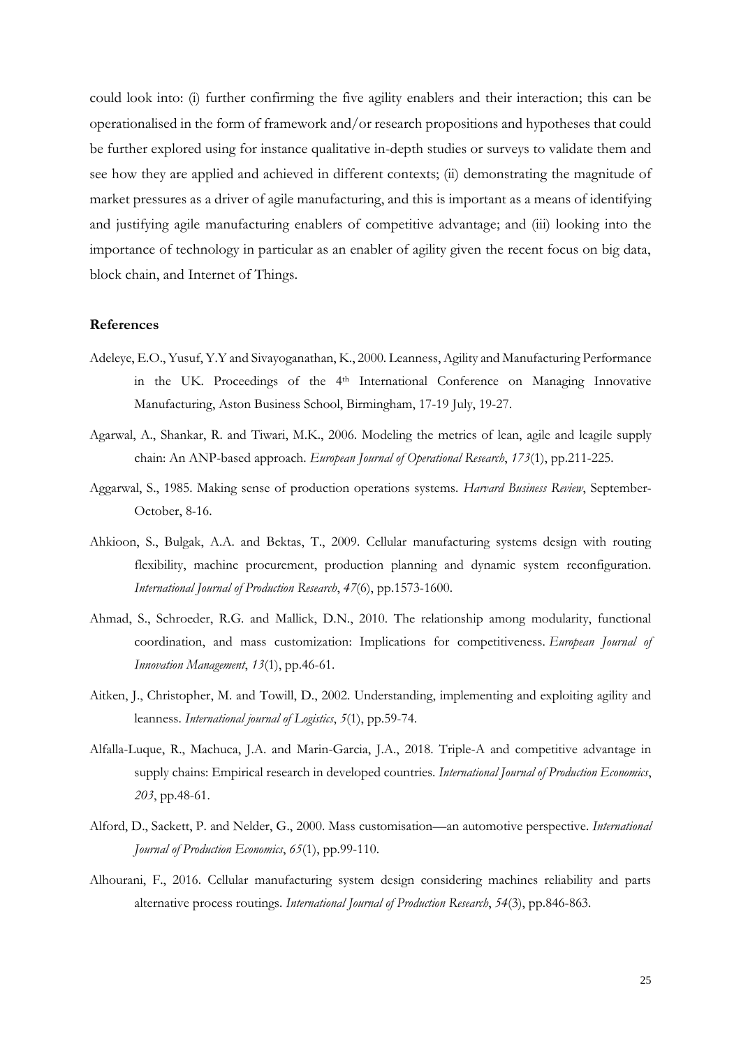could look into: (i) further confirming the five agility enablers and their interaction; this can be operationalised in the form of framework and/or research propositions and hypotheses that could be further explored using for instance qualitative in-depth studies or surveys to validate them and see how they are applied and achieved in different contexts; (ii) demonstrating the magnitude of market pressures as a driver of agile manufacturing, and this is important as a means of identifying and justifying agile manufacturing enablers of competitive advantage; and (iii) looking into the importance of technology in particular as an enabler of agility given the recent focus on big data, block chain, and Internet of Things.

## References

Adeleye, E.O., Yusuf, Y.Y and Sivayoganathan, K., 2000. Leanness, Agility and Manufacturing Performance in the UK. Proceedings of the 4th International Conference on Managing Innovative Manufacturing, Aston Business School, Birmingham, 17-19 July, 19-27.

Agarwal, A., Shankar, R. and Tiwari, M.K., 2006. Modeling the metrics of lean, agile and leagile supply chain: An ANP-based approach. *European Journal of Operational Research*, *173*(1), pp.211-225.

Aggarwal, S., 1985. Making sense of production operations systems. *Harvard Business Review*, September-October, 8-16.

Ahkioon, S., Bulgak, A.A. and Bektas, T., 2009. Cellular manufacturing systems design with routing flexibility, machine procurement, production planning and dynamic system reconfiguration. *International Journal of Production Research*, *47*(6), pp.1573-1600.

Ahmad, S., Schroeder, R.G. and Mallick, D.N., 2010. The relationship among modularity, functional coordination, and mass customization: Implications for competitiveness. *European Journal of Innovation Management*, *13*(1), pp.46-61.

Aitken, J., Christopher, M. and Towill, D., 2002. Understanding, implementing and exploiting agility and leanness. *International journal of Logistics*, *5*(1), pp.59-74.

Alfalla-Luque, R., Machuca, J.A. and Marin-Garcia, J.A., 2018. Triple-A and competitive advantage in supply chains: Empirical research in developed countries. *International Journal of Production Economics*, *203*, pp.48-61.

Alford, D., Sackett, P. and Nelder, G., 2000. Mass customisation—an automotive perspective. *International Journal of Production Economics*, *65*(1), pp.99-110.

Alhourani, F., 2016. Cellular manufacturing system design considering machines reliability and parts alternative process routings. *International Journal of Production Research*, *54*(3), pp.846-863.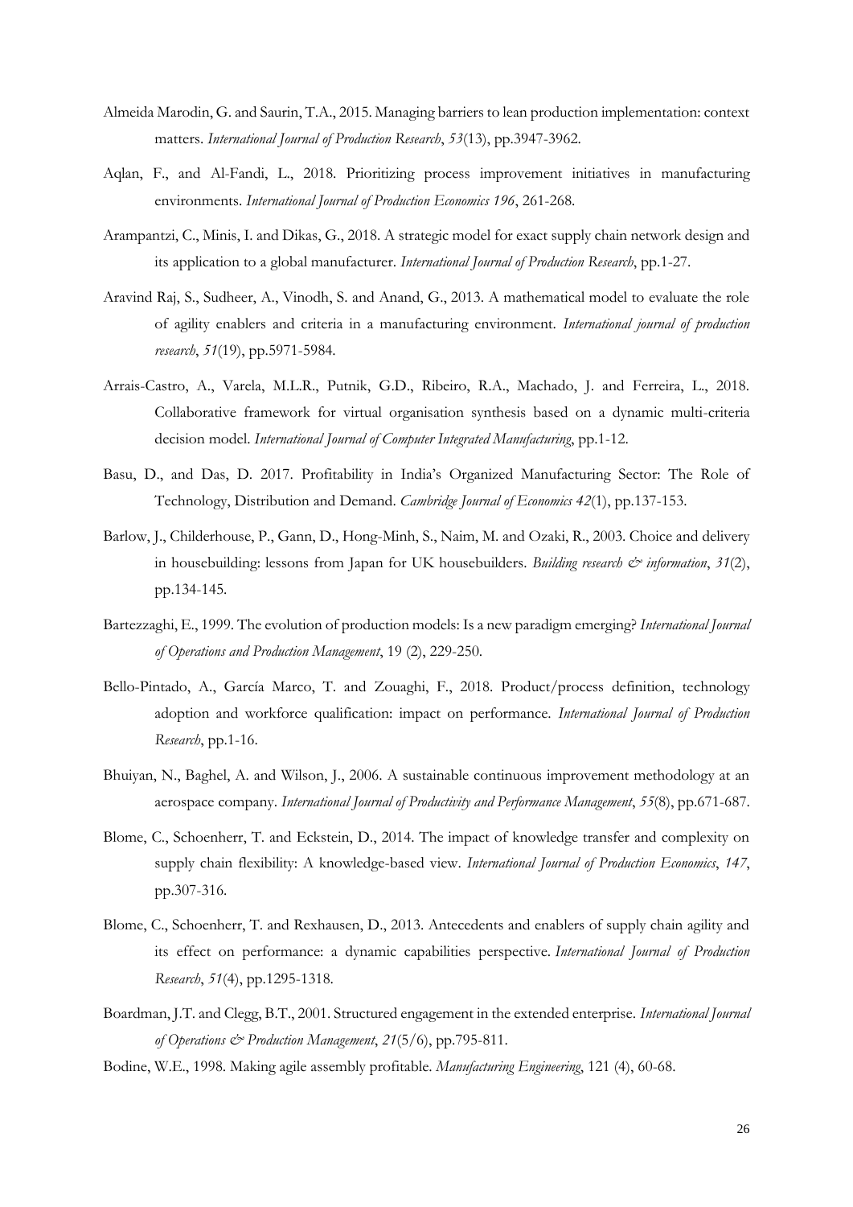Almeida Marodin, G. and Saurin, T.A., 2015. Managing barriers to lean production implementation: context matters. *International Journal of Production Research*, *53*(13), pp.3947-3962.

Aqlan, F., and Al-Fandi, L., 2018. Prioritizing process improvement initiatives in manufacturing environments. *International Journal of Production Economics 196*, 261-268.

Arampantzi, C., Minis, I. and Dikas, G., 2018. A strategic model for exact supply chain network design and its application to a global manufacturer. *International Journal of Production Research*, pp.1-27.

Aravind Raj, S., Sudheer, A., Vinodh, S. and Anand, G., 2013. A mathematical model to evaluate the role of agility enablers and criteria in a manufacturing environment. *International journal of production research*, *51*(19), pp.5971-5984.

Arrais-Castro, A., Varela, M.L.R., Putnik, G.D., Ribeiro, R.A., Machado, J. and Ferreira, L., 2018. Collaborative framework for virtual organisation synthesis based on a dynamic multi-criteria decision model. *International Journal of Computer Integrated Manufacturing*, pp.1-12.

Basu, D., and Das, D. 2017. Profitability in India's Organized Manufacturing Sector: The Role of Technology, Distribution and Demand. *Cambridge Journal of Economics 42*(1), pp.137-153.

Barlow, J., Childerhouse, P., Gann, D., Hong-Minh, S., Naim, M. and Ozaki, R., 2003. Choice and delivery in housebuilding: lessons from Japan for UK housebuilders. *Building research & information*, *31*(2), pp.134-145.

Bartezzaghi, E., 1999. The evolution of production models: Is a new paradigm emerging? *International Journal of Operations and Production Management*, 19 (2), 229-250.

Bello-Pintado, A., García Marco, T. and Zouaghi, F., 2018. Product/process definition, technology adoption and workforce qualification: impact on performance. *International Journal of Production Research*, pp.1-16.

Bhuiyan, N., Baghel, A. and Wilson, J., 2006. A sustainable continuous improvement methodology at an aerospace company. *International Journal of Productivity and Performance Management*, *55*(8), pp.671-687.

Blome, C., Schoenherr, T. and Eckstein, D., 2014. The impact of knowledge transfer and complexity on supply chain flexibility: A knowledge-based view. *International Journal of Production Economics*, *147*, pp.307-316.

Blome, C., Schoenherr, T. and Rexhausen, D., 2013. Antecedents and enablers of supply chain agility and its effect on performance: a dynamic capabilities perspective. *International Journal of Production Research*, *51*(4), pp.1295-1318.

Boardman, J.T. and Clegg, B.T., 2001. Structured engagement in the extended enterprise. *International Journal of Operations & Production Management*, *21*(5/6), pp.795-811.

Bodine, W.E., 1998. Making agile assembly profitable. *Manufacturing Engineering*, 121 (4), 60-68.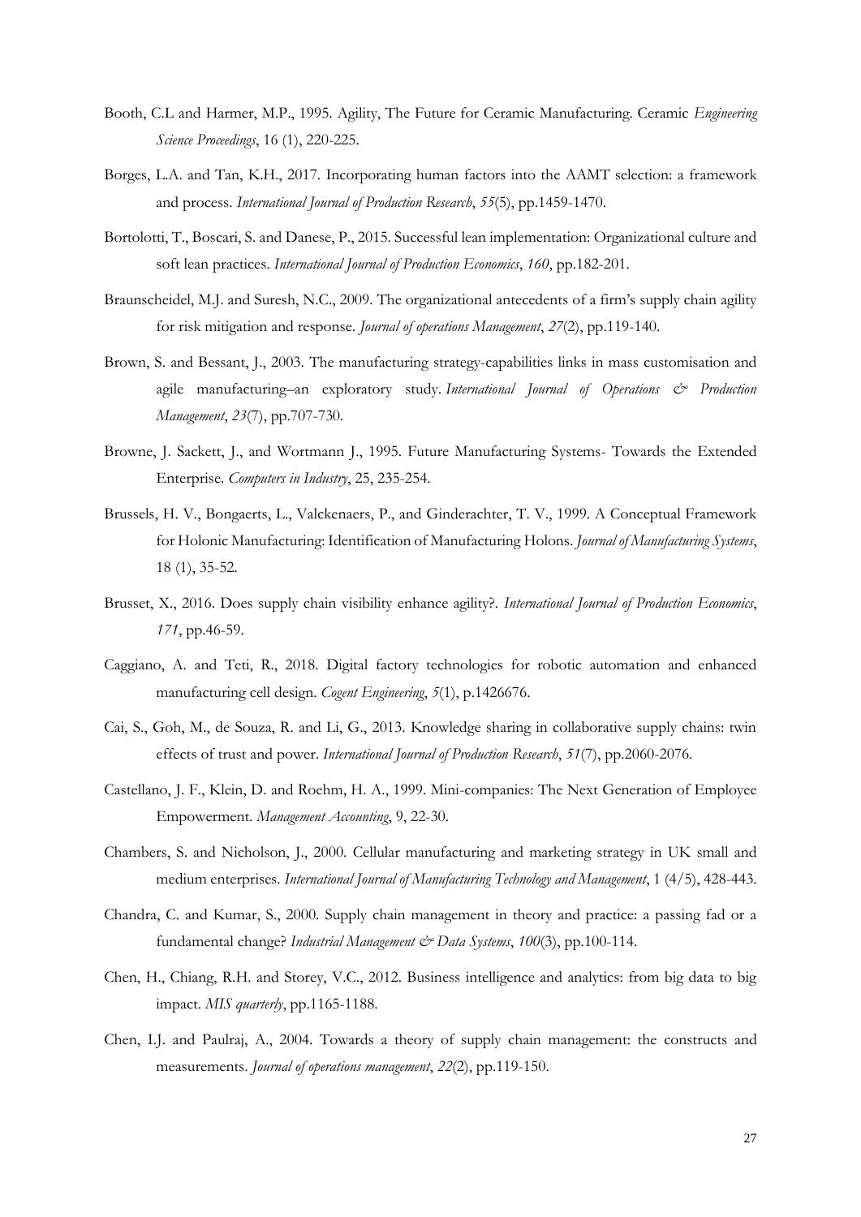Booth, C.L and Harmer, M.P., 1995. Agility, The Future for Ceramic Manufacturing. Ceramic *Engineering Science Proceedings*, 16 (1), 220-225.

Borges, L.A. and Tan, K.H., 2017. Incorporating human factors into the AAMT selection: a framework and process. *International Journal of Production Research*, *55*(5), pp.1459-1470.

Bortolotti, T., Boscari, S. and Danese, P., 2015. Successful lean implementation: Organizational culture and soft lean practices. *International Journal of Production Economics*, *160*, pp.182-201.

Braunscheidel, M.J. and Suresh, N.C., 2009. The organizational antecedents of a firm's supply chain agility for risk mitigation and response. *Journal of operations Management*, *27*(2), pp.119-140.

Brown, S. and Bessant, J., 2003. The manufacturing strategy-capabilities links in mass customisation and agile manufacturing–an exploratory study. *International Journal of Operations & Production Management*, *23*(7), pp.707-730.

Browne, J. Sackett, J., and Wortmann J., 1995. Future Manufacturing Systems- Towards the Extended Enterprise. *Computers in Industry*, 25, 235-254.

Brussels, H. V., Bongaerts, L., Valckenaers, P., and Ginderachter, T. V., 1999. A Conceptual Framework for Holonic Manufacturing: Identification of Manufacturing Holons. *Journal of Manufacturing Systems*, 18 (1), 35-52.

Brusset, X., 2016. Does supply chain visibility enhance agility?. *International Journal of Production Economics*, *171*, pp.46-59.

Caggiano, A. and Teti, R., 2018. Digital factory technologies for robotic automation and enhanced manufacturing cell design. *Cogent Engineering*, *5*(1), p.1426676.

Cai, S., Goh, M., de Souza, R. and Li, G., 2013. Knowledge sharing in collaborative supply chains: twin effects of trust and power. *International Journal of Production Research*, *51*(7), pp.2060-2076.

Castellano, J. F., Klein, D. and Roehm, H. A., 1999. Mini-companies: The Next Generation of Employee Empowerment. *Management Accounting*, 9, 22-30.

Chambers, S. and Nicholson, J., 2000. Cellular manufacturing and marketing strategy in UK small and medium enterprises. *International Journal of Manufacturing Technology and Management*, 1 (4/5), 428-443.

Chandra, C. and Kumar, S., 2000. Supply chain management in theory and practice: a passing fad or a fundamental change? *Industrial Management & Data Systems*, *100*(3), pp.100-114.

Chen, H., Chiang, R.H. and Storey, V.C., 2012. Business intelligence and analytics: from big data to big impact. *MIS quarterly*, pp.1165-1188.

Chen, I.J. and Paulraj, A., 2004. Towards a theory of supply chain management: the constructs and measurements. *Journal of operations management*, *22*(2), pp.119-150.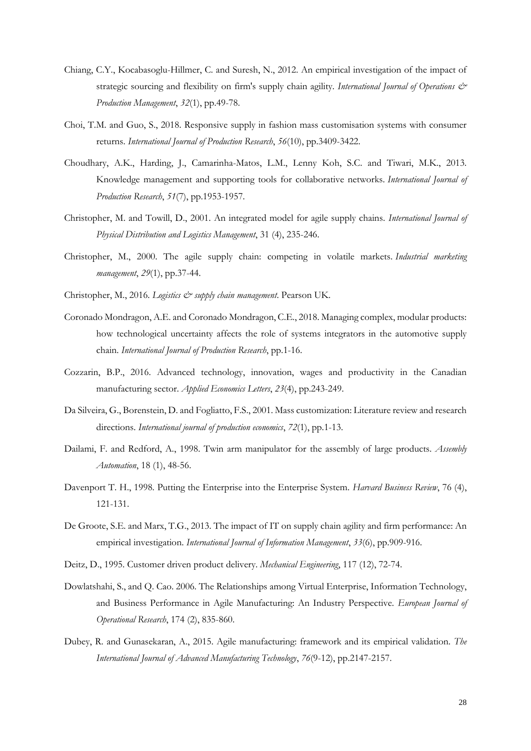Chiang, C.Y., Kocabasoglu-Hillmer, C. and Suresh, N., 2012. An empirical investigation of the impact of strategic sourcing and flexibility on firm's supply chain agility. *International Journal of Operations & Production Management*, *32*(1), pp.49-78.

Choi, T.M. and Guo, S., 2018. Responsive supply in fashion mass customisation systems with consumer returns. *International Journal of Production Research*, *56*(10), pp.3409-3422.

Choudhary, A.K., Harding, J., Camarinha-Matos, L.M., Lenny Koh, S.C. and Tiwari, M.K., 2013. Knowledge management and supporting tools for collaborative networks. *International Journal of Production Research*, *51*(7), pp.1953-1957.

Christopher, M. and Towill, D., 2001. An integrated model for agile supply chains. *International Journal of Physical Distribution and Logistics Management*, 31 (4), 235-246.

Christopher, M., 2000. The agile supply chain: competing in volatile markets. *Industrial marketing management*, *29*(1), pp.37-44.

Christopher, M., 2016. *Logistics & supply chain management*. Pearson UK.

Coronado Mondragon, A.E. and Coronado Mondragon, C.E., 2018. Managing complex, modular products: how technological uncertainty affects the role of systems integrators in the automotive supply chain. *International Journal of Production Research*, pp.1-16.

Cozzarin, B.P., 2016. Advanced technology, innovation, wages and productivity in the Canadian manufacturing sector. *Applied Economics Letters*, *23*(4), pp.243-249.

Da Silveira, G., Borenstein, D. and Fogliatto, F.S., 2001. Mass customization: Literature review and research directions. *International journal of production economics*, *72*(1), pp.1-13.

Dailami, F. and Redford, A., 1998. Twin arm manipulator for the assembly of large products. *Assembly Automation*, 18 (1), 48-56.

Davenport T. H., 1998. Putting the Enterprise into the Enterprise System. *Harvard Business Review*, 76 (4), 121-131.

De Groote, S.E. and Marx, T.G., 2013. The impact of IT on supply chain agility and firm performance: An empirical investigation. *International Journal of Information Management*, *33*(6), pp.909-916.

Deitz, D., 1995. Customer driven product delivery. *Mechanical Engineering*, 117 (12), 72-74.

Dowlatshahi, S., and Q. Cao. 2006. The Relationships among Virtual Enterprise, Information Technology, and Business Performance in Agile Manufacturing: An Industry Perspective. *European Journal of Operational Research*, 174 (2), 835-860.

Dubey, R. and Gunasekaran, A., 2015. Agile manufacturing: framework and its empirical validation. *The International Journal of Advanced Manufacturing Technology*, *76*(9-12), pp.2147-2157.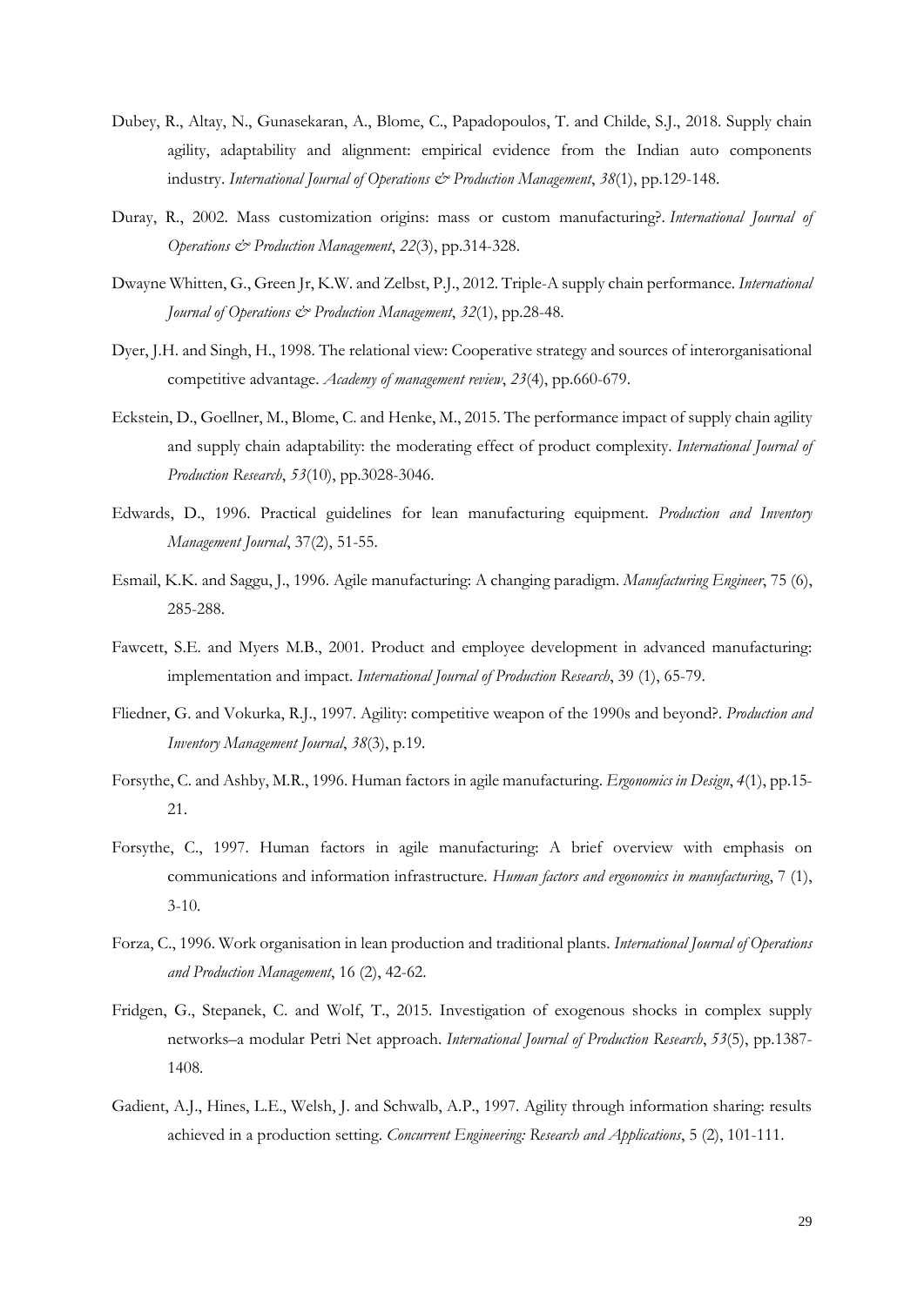Dubey, R., Altay, N., Gunasekaran, A., Blome, C., Papadopoulos, T. and Childe, S.J., 2018. Supply chain agility, adaptability and alignment: empirical evidence from the Indian auto components industry. *International Journal of Operations & Production Management*, *38*(1), pp.129-148.

Duray, R., 2002. Mass customization origins: mass or custom manufacturing?. *International Journal of Operations & Production Management*, *22*(3), pp.314-328.

Dwayne Whitten, G., Green Jr, K.W. and Zelbst, P.J., 2012. Triple-A supply chain performance. *International Journal of Operations & Production Management*, *32*(1), pp.28-48.

Dyer, J.H. and Singh, H., 1998. The relational view: Cooperative strategy and sources of interorganisational competitive advantage. *Academy of management review*, *23*(4), pp.660-679.

Eckstein, D., Goellner, M., Blome, C. and Henke, M., 2015. The performance impact of supply chain agility and supply chain adaptability: the moderating effect of product complexity. *International Journal of Production Research*, *53*(10), pp.3028-3046.

Edwards, D., 1996. Practical guidelines for lean manufacturing equipment. *Production and Inventory Management Journal*, 37(2), 51-55.

Esmail, K.K. and Saggu, J., 1996. Agile manufacturing: A changing paradigm. *Manufacturing Engineer*, 75 (6), 285-288.

Fawcett, S.E. and Myers M.B., 2001. Product and employee development in advanced manufacturing: implementation and impact. *International Journal of Production Research*, 39 (1), 65-79.

Fliedner, G. and Vokurka, R.J., 1997. Agility: competitive weapon of the 1990s and beyond?. *Production and Inventory Management Journal*, *38*(3), p.19.

Forsythe, C. and Ashby, M.R., 1996. Human factors in agile manufacturing. *Ergonomics in Design*, *4*(1), pp.15-21.

Forsythe, C., 1997. Human factors in agile manufacturing: A brief overview with emphasis on communications and information infrastructure. *Human factors and ergonomics in manufacturing*, 7 (1), 3-10.

Forza, C., 1996. Work organisation in lean production and traditional plants. *International Journal of Operations and Production Management*, 16 (2), 42-62.

Fridgen, G., Stepanek, C. and Wolf, T., 2015. Investigation of exogenous shocks in complex supply networks–a modular Petri Net approach. *International Journal of Production Research*, *53*(5), pp.1387-1408.

Gadient, A.J., Hines, L.E., Welsh, J. and Schwalb, A.P., 1997. Agility through information sharing: results achieved in a production setting. *Concurrent Engineering: Research and Applications*, 5 (2), 101-111.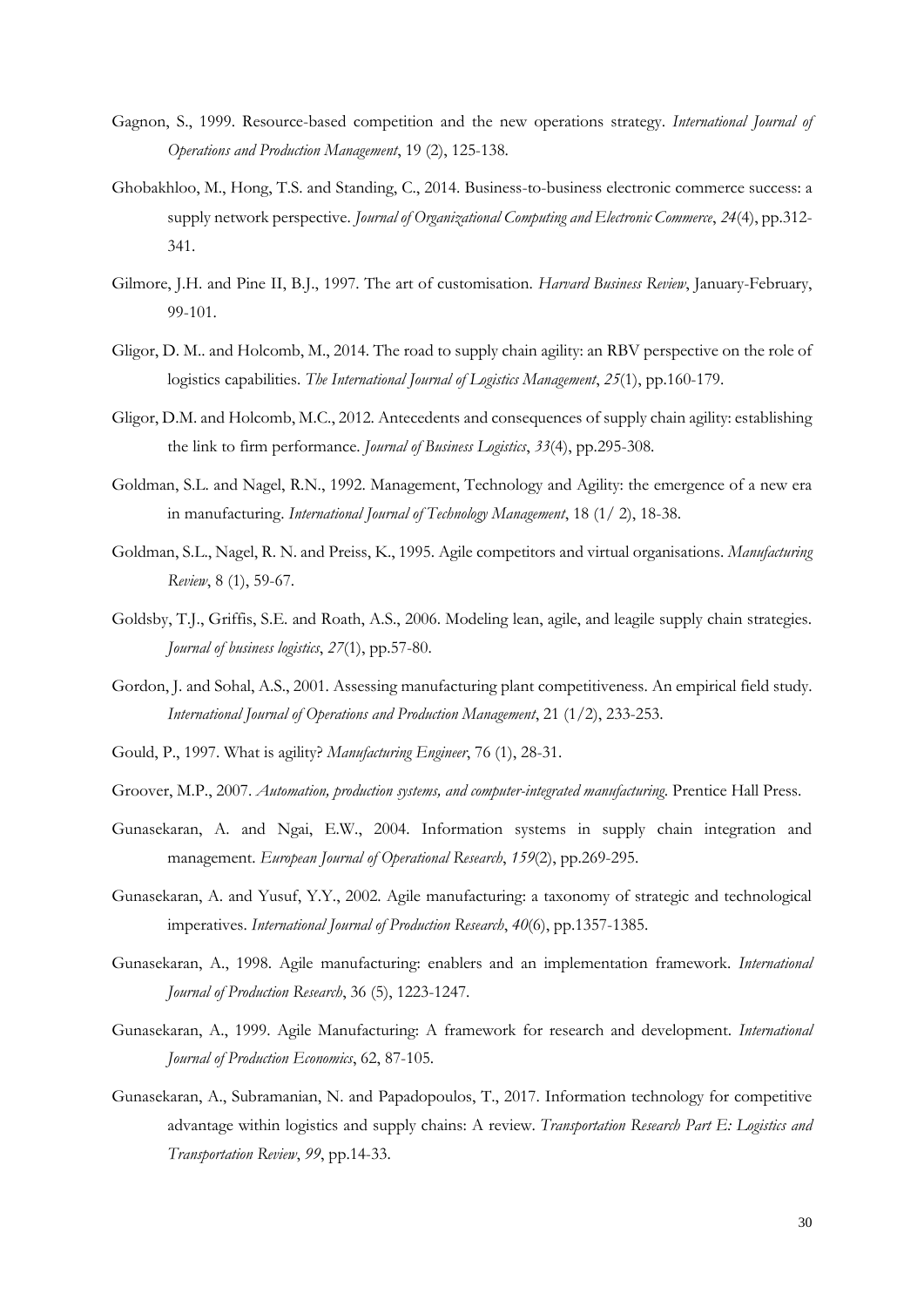Gagnon, S., 1999. Resource-based competition and the new operations strategy. *International Journal of Operations and Production Management*, 19 (2), 125-138.

Ghobakhloo, M., Hong, T.S. and Standing, C., 2014. Business-to-business electronic commerce success: a supply network perspective. *Journal of Organizational Computing and Electronic Commerce*, *24*(4), pp.312-341.

Gilmore, J.H. and Pine II, B.J., 1997. The art of customisation. *Harvard Business Review*, January-February, 99-101.

Gligor, D. M.. and Holcomb, M., 2014. The road to supply chain agility: an RBV perspective on the role of logistics capabilities. *The International Journal of Logistics Management*, *25*(1), pp.160-179.

Gligor, D.M. and Holcomb, M.C., 2012. Antecedents and consequences of supply chain agility: establishing the link to firm performance. *Journal of Business Logistics*, *33*(4), pp.295-308.

Goldman, S.L. and Nagel, R.N., 1992. Management, Technology and Agility: the emergence of a new era in manufacturing. *International Journal of Technology Management*, 18 (1/ 2), 18-38.

Goldman, S.L., Nagel, R. N. and Preiss, K., 1995. Agile competitors and virtual organisations. *Manufacturing Review*, 8 (1), 59-67.

Goldsby, T.J., Griffis, S.E. and Roath, A.S., 2006. Modeling lean, agile, and leagile supply chain strategies. *Journal of business logistics*, *27*(1), pp.57-80.

Gordon, J. and Sohal, A.S., 2001. Assessing manufacturing plant competitiveness. An empirical field study. *International Journal of Operations and Production Management*, 21 (1/2), 233-253.

Gould, P., 1997. What is agility? *Manufacturing Engineer*, 76 (1), 28-31.

Groover, M.P., 2007. *Automation, production systems, and computer-integrated manufacturing*. Prentice Hall Press.

Gunasekaran, A. and Ngai, E.W., 2004. Information systems in supply chain integration and management. *European Journal of Operational Research*, *159*(2), pp.269-295.

Gunasekaran, A. and Yusuf, Y.Y., 2002. Agile manufacturing: a taxonomy of strategic and technological imperatives. *International Journal of Production Research*, *40*(6), pp.1357-1385.

Gunasekaran, A., 1998. Agile manufacturing: enablers and an implementation framework. *International Journal of Production Research*, 36 (5), 1223-1247.

Gunasekaran, A., 1999. Agile Manufacturing: A framework for research and development. *International Journal of Production Economics*, 62, 87-105.

Gunasekaran, A., Subramanian, N. and Papadopoulos, T., 2017. Information technology for competitive advantage within logistics and supply chains: A review. *Transportation Research Part E: Logistics and Transportation Review*, *99*, pp.14-33.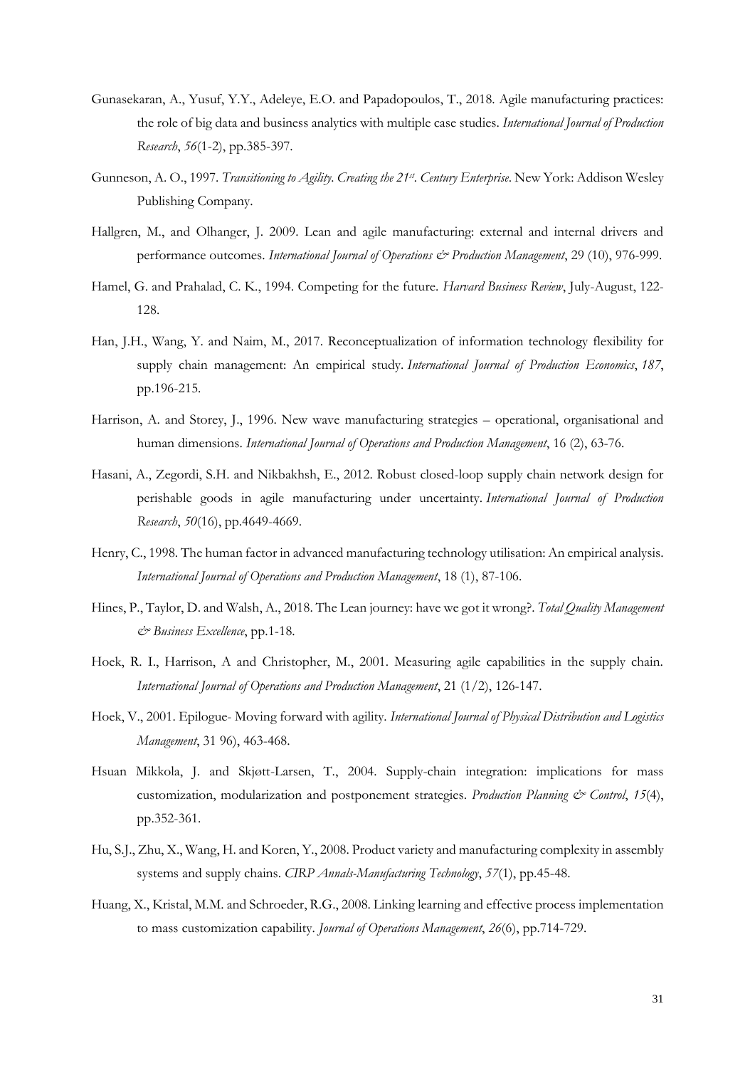Gunasekaran, A., Yusuf, Y.Y., Adeleye, E.O. and Papadopoulos, T., 2018. Agile manufacturing practices: the role of big data and business analytics with multiple case studies. *International Journal of Production Research*, *56*(1-2), pp.385-397.

Gunneson, A. O., 1997. *Transitioning to Agility. Creating the 21st. Century Enterprise*. New York: Addison Wesley Publishing Company.

Hallgren, M., and Olhanger, J. 2009. Lean and agile manufacturing: external and internal drivers and performance outcomes. *International Journal of Operations & Production Management*, 29 (10), 976-999.

Hamel, G. and Prahalad, C. K., 1994. Competing for the future. *Harvard Business Review*, July-August, 122-128.

Han, J.H., Wang, Y. and Naim, M., 2017. Reconceptualization of information technology flexibility for supply chain management: An empirical study. *International Journal of Production Economics*, *187*, pp.196-215.

Harrison, A. and Storey, J., 1996. New wave manufacturing strategies – operational, organisational and human dimensions. *International Journal of Operations and Production Management*, 16 (2), 63-76.

Hasani, A., Zegordi, S.H. and Nikbakhsh, E., 2012. Robust closed-loop supply chain network design for perishable goods in agile manufacturing under uncertainty. *International Journal of Production Research*, *50*(16), pp.4649-4669.

Henry, C., 1998. The human factor in advanced manufacturing technology utilisation: An empirical analysis. *International Journal of Operations and Production Management*, 18 (1), 87-106.

Hines, P., Taylor, D. and Walsh, A., 2018. The Lean journey: have we got it wrong?. *Total Quality Management & Business Excellence*, pp.1-18.

Hoek, R. I., Harrison, A and Christopher, M., 2001. Measuring agile capabilities in the supply chain. *International Journal of Operations and Production Management*, 21 (1/2), 126-147.

Hoek, V., 2001. Epilogue- Moving forward with agility. *International Journal of Physical Distribution and Logistics Management*, 31 96), 463-468.

Hsuan Mikkola, J. and Skjøtt-Larsen, T., 2004. Supply-chain integration: implications for mass customization, modularization and postponement strategies. *Production Planning & Control*, *15*(4), pp.352-361.

Hu, S.J., Zhu, X., Wang, H. and Koren, Y., 2008. Product variety and manufacturing complexity in assembly systems and supply chains. *CIRP Annals-Manufacturing Technology*, *57*(1), pp.45-48.

Huang, X., Kristal, M.M. and Schroeder, R.G., 2008. Linking learning and effective process implementation to mass customization capability. *Journal of Operations Management*, *26*(6), pp.714-729.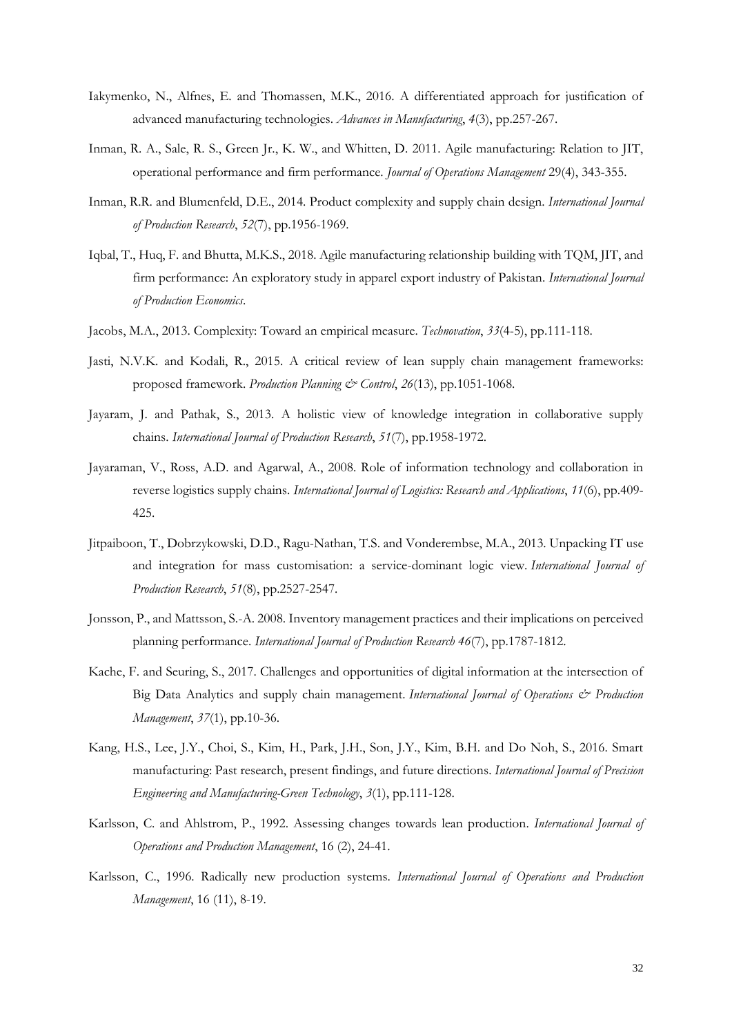Iakymenko, N., Alfnes, E. and Thomassen, M.K., 2016. A differentiated approach for justification of advanced manufacturing technologies. *Advances in Manufacturing*, *4*(3), pp.257-267.

Inman, R. A., Sale, R. S., Green Jr., K. W., and Whitten, D. 2011. Agile manufacturing: Relation to JIT, operational performance and firm performance. *Journal of Operations Management* 29(4), 343-355.

Inman, R.R. and Blumenfeld, D.E., 2014. Product complexity and supply chain design. *International Journal of Production Research*, *52*(7), pp.1956-1969.

Iqbal, T., Huq, F. and Bhutta, M.K.S., 2018. Agile manufacturing relationship building with TQM, JIT, and firm performance: An exploratory study in apparel export industry of Pakistan. *International Journal of Production Economics*.

Jacobs, M.A., 2013. Complexity: Toward an empirical measure. *Technovation*, *33*(4-5), pp.111-118.

Jasti, N.V.K. and Kodali, R., 2015. A critical review of lean supply chain management frameworks: proposed framework. *Production Planning & Control*, *26*(13), pp.1051-1068.

Jayaram, J. and Pathak, S., 2013. A holistic view of knowledge integration in collaborative supply chains. *International Journal of Production Research*, *51*(7), pp.1958-1972.

Jayaraman, V., Ross, A.D. and Agarwal, A., 2008. Role of information technology and collaboration in reverse logistics supply chains. *International Journal of Logistics: Research and Applications*, *11*(6), pp.409-425.

Jitpaiboon, T., Dobrzykowski, D.D., Ragu-Nathan, T.S. and Vonderembse, M.A., 2013. Unpacking IT use and integration for mass customisation: a service-dominant logic view. *International Journal of Production Research*, *51*(8), pp.2527-2547.

Jonsson, P., and Mattsson, S.-A. 2008. Inventory management practices and their implications on perceived planning performance. *International Journal of Production Research 46*(7), pp.1787-1812.

Kache, F. and Seuring, S., 2017. Challenges and opportunities of digital information at the intersection of Big Data Analytics and supply chain management. *International Journal of Operations & Production Management*, *37*(1), pp.10-36.

Kang, H.S., Lee, J.Y., Choi, S., Kim, H., Park, J.H., Son, J.Y., Kim, B.H. and Do Noh, S., 2016. Smart manufacturing: Past research, present findings, and future directions. *International Journal of Precision Engineering and Manufacturing-Green Technology*, *3*(1), pp.111-128.

Karlsson, C. and Ahlstrom, P., 1992. Assessing changes towards lean production. *International Journal of Operations and Production Management*, 16 (2), 24-41.

Karlsson, C., 1996. Radically new production systems. *International Journal of Operations and Production Management*, 16 (11), 8-19.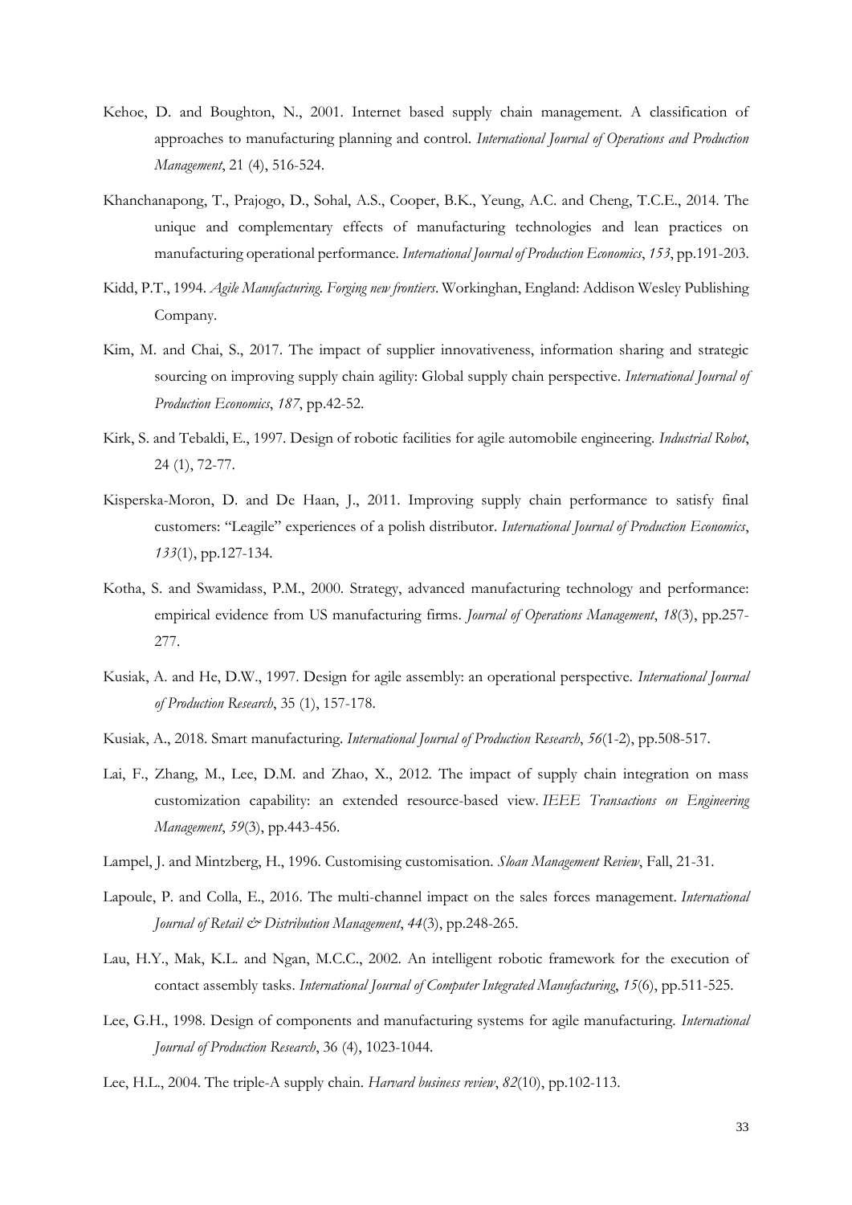Kehoe, D. and Boughton, N., 2001. Internet based supply chain management. A classification of approaches to manufacturing planning and control. *International Journal of Operations and Production Management*, 21 (4), 516-524.

Khanchanapong, T., Prajogo, D., Sohal, A.S., Cooper, B.K., Yeung, A.C. and Cheng, T.C.E., 2014. The unique and complementary effects of manufacturing technologies and lean practices on manufacturing operational performance. *International Journal of Production Economics*, *153*, pp.191-203.

Kidd, P.T., 1994. *Agile Manufacturing. Forging new frontiers*. Workinghan, England: Addison Wesley Publishing Company.

Kim, M. and Chai, S., 2017. The impact of supplier innovativeness, information sharing and strategic sourcing on improving supply chain agility: Global supply chain perspective. *International Journal of Production Economics*, *187*, pp.42-52.

Kirk, S. and Tebaldi, E., 1997. Design of robotic facilities for agile automobile engineering. *Industrial Robot*, 24 (1), 72-77.

Kisperska-Moron, D. and De Haan, J., 2011. Improving supply chain performance to satisfy final customers: "Leagile" experiences of a polish distributor. *International Journal of Production Economics*, *133*(1), pp.127-134.

Kotha, S. and Swamidass, P.M., 2000. Strategy, advanced manufacturing technology and performance: empirical evidence from US manufacturing firms. *Journal of Operations Management*, *18*(3), pp.257-277.

Kusiak, A. and He, D.W., 1997. Design for agile assembly: an operational perspective. *International Journal of Production Research*, 35 (1), 157-178.

Kusiak, A., 2018. Smart manufacturing. *International Journal of Production Research*, *56*(1-2), pp.508-517.

Lai, F., Zhang, M., Lee, D.M. and Zhao, X., 2012. The impact of supply chain integration on mass customization capability: an extended resource-based view. *IEEE Transactions on Engineering Management*, *59*(3), pp.443-456.

Lampel, J. and Mintzberg, H., 1996. Customising customisation. *Sloan Management Review*, Fall, 21-31.

Lapoule, P. and Colla, E., 2016. The multi-channel impact on the sales forces management. *International Journal of Retail & Distribution Management*, *44*(3), pp.248-265.

Lau, H.Y., Mak, K.L. and Ngan, M.C.C., 2002. An intelligent robotic framework for the execution of contact assembly tasks. *International Journal of Computer Integrated Manufacturing*, *15*(6), pp.511-525.

Lee, G.H., 1998. Design of components and manufacturing systems for agile manufacturing. *International Journal of Production Research*, 36 (4), 1023-1044.

Lee, H.L., 2004. The triple-A supply chain. *Harvard business review*, *82*(10), pp.102-113.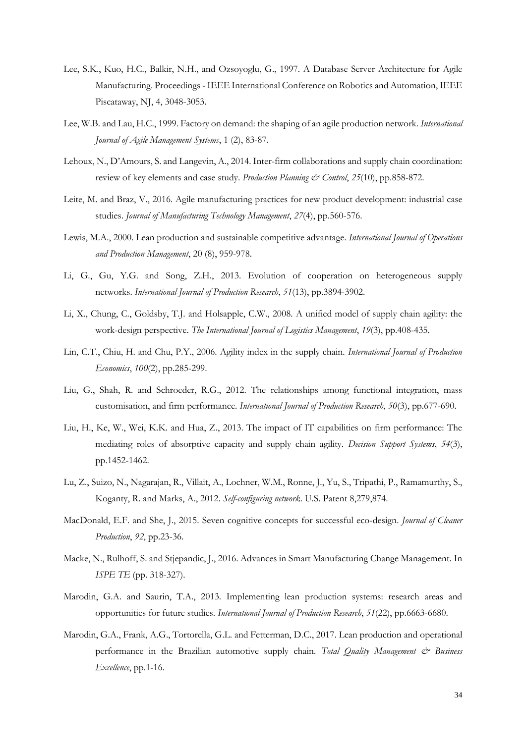Lee, S.K., Kuo, H.C., Balkir, N.H., and Ozsoyoglu, G., 1997. A Database Server Architecture for Agile Manufacturing. Proceedings - IEEE International Conference on Robotics and Automation, IEEE Piscataway, NJ, 4, 3048-3053.

Lee, W.B. and Lau, H.C., 1999. Factory on demand: the shaping of an agile production network. *International Journal of Agile Management Systems*, 1 (2), 83-87.

Lehoux, N., D'Amours, S. and Langevin, A., 2014. Inter-firm collaborations and supply chain coordination: review of key elements and case study. *Production Planning & Control*, *25*(10), pp.858-872.

Leite, M. and Braz, V., 2016. Agile manufacturing practices for new product development: industrial case studies. *Journal of Manufacturing Technology Management*, *27*(4), pp.560-576.

Lewis, M.A., 2000. Lean production and sustainable competitive advantage. *International Journal of Operations and Production Management*, 20 (8), 959-978.

Li, G., Gu, Y.G. and Song, Z.H., 2013. Evolution of cooperation on heterogeneous supply networks. *International Journal of Production Research*, *51*(13), pp.3894-3902.

Li, X., Chung, C., Goldsby, T.J. and Holsapple, C.W., 2008. A unified model of supply chain agility: the work-design perspective. *The International Journal of Logistics Management*, *19*(3), pp.408-435.

Lin, C.T., Chiu, H. and Chu, P.Y., 2006. Agility index in the supply chain. *International Journal of Production Economics*, *100*(2), pp.285-299.

Liu, G., Shah, R. and Schroeder, R.G., 2012. The relationships among functional integration, mass customisation, and firm performance. *International Journal of Production Research*, *50*(3), pp.677-690.

Liu, H., Ke, W., Wei, K.K. and Hua, Z., 2013. The impact of IT capabilities on firm performance: The mediating roles of absorptive capacity and supply chain agility. *Decision Support Systems*, *54*(3), pp.1452-1462.

Lu, Z., Suizo, N., Nagarajan, R., Villait, A., Lochner, W.M., Ronne, J., Yu, S., Tripathi, P., Ramamurthy, S., Koganty, R. and Marks, A., 2012. *Self-configuring network*. U.S. Patent 8,279,874.

MacDonald, E.F. and She, J., 2015. Seven cognitive concepts for successful eco-design. *Journal of Cleaner Production*, *92*, pp.23-36.

Macke, N., Rulhoff, S. and Stjepandic, J., 2016. Advances in Smart Manufacturing Change Management. In *ISPE TE* (pp. 318-327).

Marodin, G.A. and Saurin, T.A., 2013. Implementing lean production systems: research areas and opportunities for future studies. *International Journal of Production Research*, *51*(22), pp.6663-6680.

Marodin, G.A., Frank, A.G., Tortorella, G.L. and Fetterman, D.C., 2017. Lean production and operational performance in the Brazilian automotive supply chain. *Total Quality Management & Business Excellence*, pp.1-16.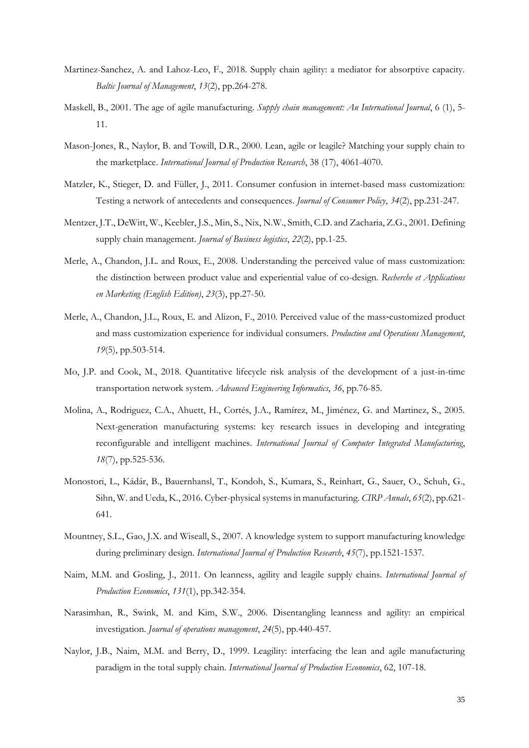Martinez-Sanchez, A. and Lahoz-Leo, F., 2018. Supply chain agility: a mediator for absorptive capacity. *Baltic Journal of Management*, *13*(2), pp.264-278.

Maskell, B., 2001. The age of agile manufacturing. *Supply chain management: An International Journal*, 6 (1), 5-11.

Mason-Jones, R., Naylor, B. and Towill, D.R., 2000. Lean, agile or leagile? Matching your supply chain to the marketplace. *International Journal of Production Research*, 38 (17), 4061-4070.

Matzler, K., Stieger, D. and Füller, J., 2011. Consumer confusion in internet-based mass customization: Testing a network of antecedents and consequences. *Journal of Consumer Policy*, *34*(2), pp.231-247.

Mentzer, J.T., DeWitt, W., Keebler, J.S., Min, S., Nix, N.W., Smith, C.D. and Zacharia, Z.G., 2001. Defining supply chain management. *Journal of Business logistics*, *22*(2), pp.1-25.

Merle, A., Chandon, J.L. and Roux, E., 2008. Understanding the perceived value of mass customization: the distinction between product value and experiential value of co-design. *Recherche et Applications en Marketing (English Edition)*, *23*(3), pp.27-50.

Merle, A., Chandon, J.L., Roux, E. and Alizon, F., 2010. Perceived value of the mass‐customized product and mass customization experience for individual consumers. *Production and Operations Management*, *19*(5), pp.503-514.

Mo, J.P. and Cook, M., 2018. Quantitative lifecycle risk analysis of the development of a just-in-time transportation network system. *Advanced Engineering Informatics*, *36*, pp.76-85.

Molina, A., Rodriguez, C.A., Ahuett, H., Cortés, J.A., Ramírez, M., Jiménez, G. and Martinez, S., 2005. Next-generation manufacturing systems: key research issues in developing and integrating reconfigurable and intelligent machines. *International Journal of Computer Integrated Manufacturing*, *18*(7), pp.525-536.

Monostori, L., Kádár, B., Bauernhansl, T., Kondoh, S., Kumara, S., Reinhart, G., Sauer, O., Schuh, G., Sihn, W. and Ueda, K., 2016. Cyber-physical systems in manufacturing. *CIRP Annals*, *65*(2), pp.621-641.

Mountney, S.L., Gao, J.X. and Wiseall, S., 2007. A knowledge system to support manufacturing knowledge during preliminary design. *International Journal of Production Research*, *45*(7), pp.1521-1537.

Naim, M.M. and Gosling, J., 2011. On leanness, agility and leagile supply chains. *International Journal of Production Economics*, *131*(1), pp.342-354.

Narasimhan, R., Swink, M. and Kim, S.W., 2006. Disentangling leanness and agility: an empirical investigation. *Journal of operations management*, *24*(5), pp.440-457.

Naylor, J.B., Naim, M.M. and Berry, D., 1999. Leagility: interfacing the lean and agile manufacturing paradigm in the total supply chain. *International Journal of Production Economics*, 62, 107-18.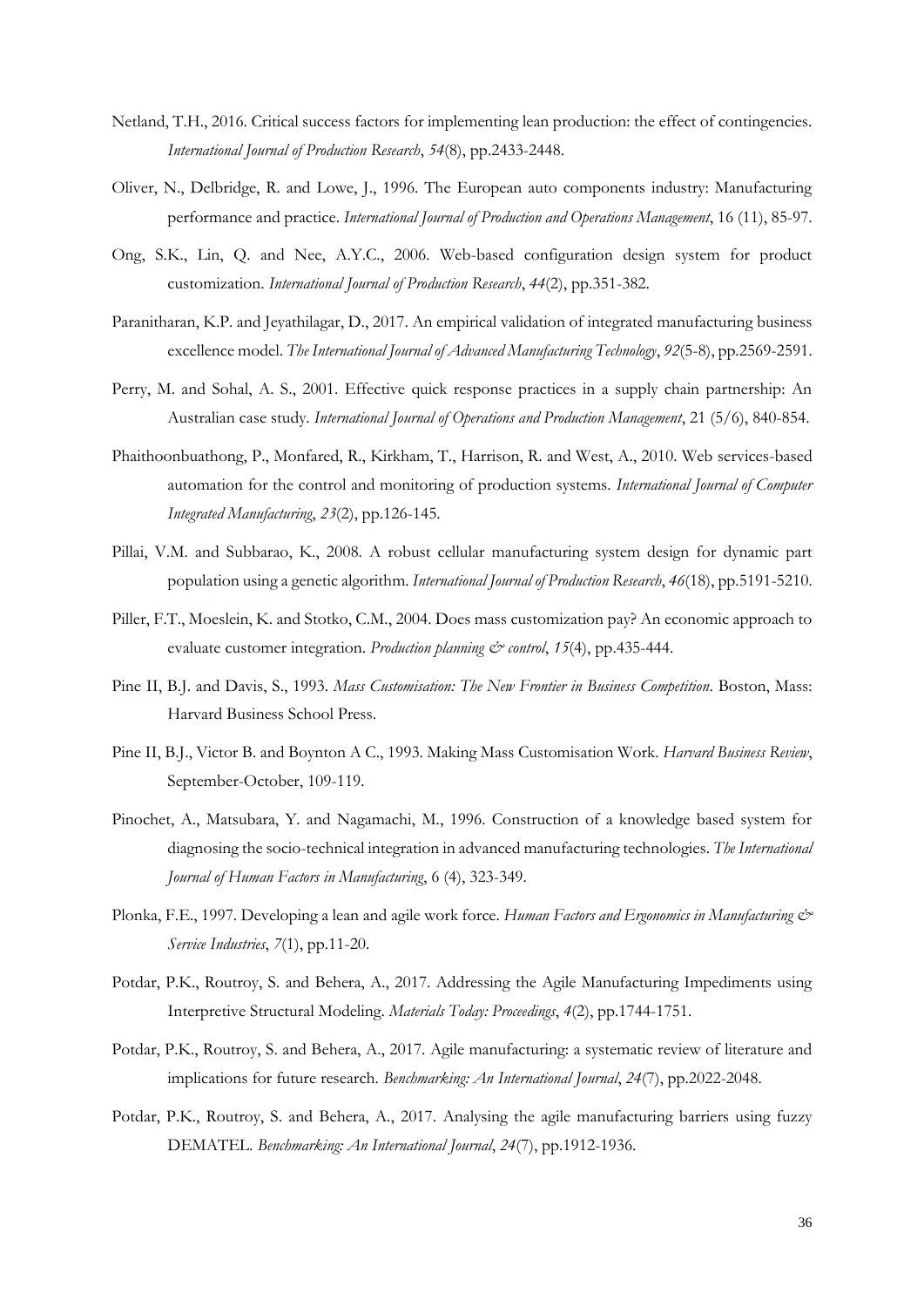Netland, T.H., 2016. Critical success factors for implementing lean production: the effect of contingencies. *International Journal of Production Research*, *54*(8), pp.2433-2448.

Oliver, N., Delbridge, R. and Lowe, J., 1996. The European auto components industry: Manufacturing performance and practice. *International Journal of Production and Operations Management*, 16 (11), 85-97.

Ong, S.K., Lin, Q. and Nee, A.Y.C., 2006. Web-based configuration design system for product customization. *International Journal of Production Research*, *44*(2), pp.351-382.

Paranitharan, K.P. and Jeyathilagar, D., 2017. An empirical validation of integrated manufacturing business excellence model. *The International Journal of Advanced Manufacturing Technology*, *92*(5-8), pp.2569-2591.

Perry, M. and Sohal, A. S., 2001. Effective quick response practices in a supply chain partnership: An Australian case study. *International Journal of Operations and Production Management*, 21 (5/6), 840-854.

Phaithoonbuathong, P., Monfared, R., Kirkham, T., Harrison, R. and West, A., 2010. Web services-based automation for the control and monitoring of production systems. *International Journal of Computer Integrated Manufacturing*, *23*(2), pp.126-145.

Pillai, V.M. and Subbarao, K., 2008. A robust cellular manufacturing system design for dynamic part population using a genetic algorithm. *International Journal of Production Research*, *46*(18), pp.5191-5210.

Piller, F.T., Moeslein, K. and Stotko, C.M., 2004. Does mass customization pay? An economic approach to evaluate customer integration. *Production planning & control*, *15*(4), pp.435-444.

Pine II, B.J. and Davis, S., 1993. *Mass Customisation: The New Frontier in Business Competition*. Boston, Mass: Harvard Business School Press.

Pine II, B.J., Victor B. and Boynton A C., 1993. Making Mass Customisation Work. *Harvard Business Review*, September-October, 109-119.

Pinochet, A., Matsubara, Y. and Nagamachi, M., 1996. Construction of a knowledge based system for diagnosing the socio-technical integration in advanced manufacturing technologies. *The International Journal of Human Factors in Manufacturing*, 6 (4), 323-349.

Plonka, F.E., 1997. Developing a lean and agile work force. *Human Factors and Ergonomics in Manufacturing & Service Industries*, *7*(1), pp.11-20.

Potdar, P.K., Routroy, S. and Behera, A., 2017. Addressing the Agile Manufacturing Impediments using Interpretive Structural Modeling. *Materials Today: Proceedings*, *4*(2), pp.1744-1751.

Potdar, P.K., Routroy, S. and Behera, A., 2017. Agile manufacturing: a systematic review of literature and implications for future research. *Benchmarking: An International Journal*, *24*(7), pp.2022-2048.

Potdar, P.K., Routroy, S. and Behera, A., 2017. Analysing the agile manufacturing barriers using fuzzy DEMATEL. *Benchmarking: An International Journal*, *24*(7), pp.1912-1936.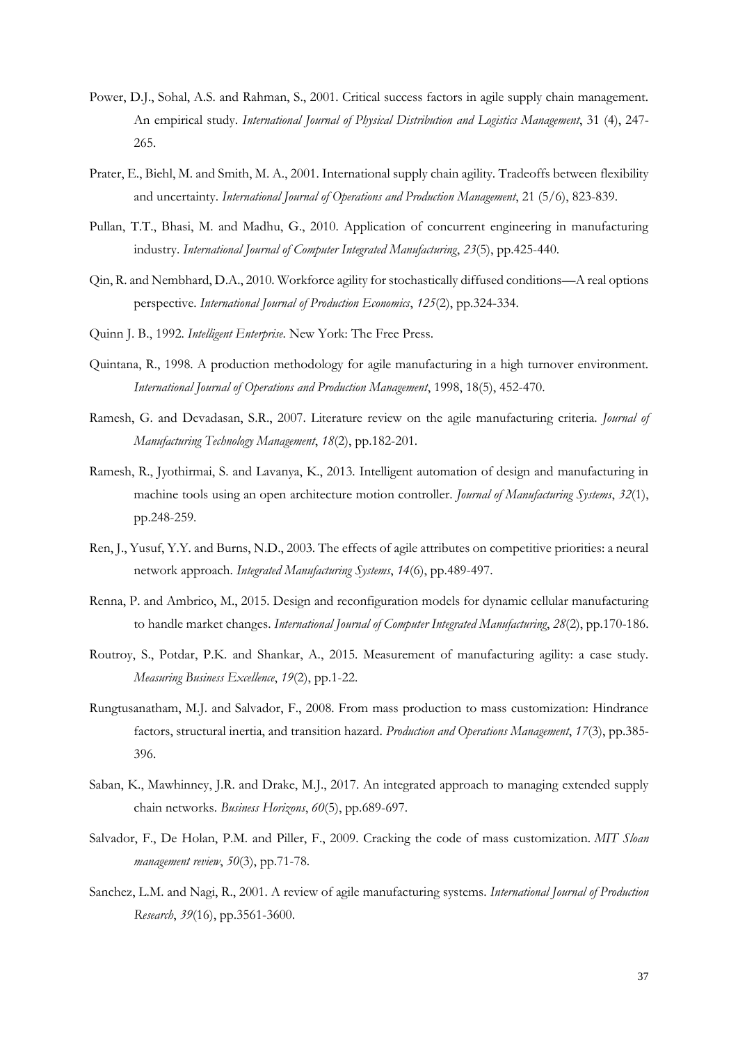Power, D.J., Sohal, A.S. and Rahman, S., 2001. Critical success factors in agile supply chain management. An empirical study. *International Journal of Physical Distribution and Logistics Management*, 31 (4), 247-265.

Prater, E., Biehl, M. and Smith, M. A., 2001. International supply chain agility. Tradeoffs between flexibility and uncertainty. *International Journal of Operations and Production Management*, 21 (5/6), 823-839.

Pullan, T.T., Bhasi, M. and Madhu, G., 2010. Application of concurrent engineering in manufacturing industry. *International Journal of Computer Integrated Manufacturing*, *23*(5), pp.425-440.

Qin, R. and Nembhard, D.A., 2010. Workforce agility for stochastically diffused conditions—A real options perspective. *International Journal of Production Economics*, *125*(2), pp.324-334.

Quinn J. B., 1992. *Intelligent Enterprise*. New York: The Free Press.

Quintana, R., 1998. A production methodology for agile manufacturing in a high turnover environment. *International Journal of Operations and Production Management*, 1998, 18(5), 452-470.

Ramesh, G. and Devadasan, S.R., 2007. Literature review on the agile manufacturing criteria. *Journal of Manufacturing Technology Management*, *18*(2), pp.182-201.

Ramesh, R., Jyothirmai, S. and Lavanya, K., 2013. Intelligent automation of design and manufacturing in machine tools using an open architecture motion controller. *Journal of Manufacturing Systems*, *32*(1), pp.248-259.

Ren, J., Yusuf, Y.Y. and Burns, N.D., 2003. The effects of agile attributes on competitive priorities: a neural network approach. *Integrated Manufacturing Systems*, *14*(6), pp.489-497.

Renna, P. and Ambrico, M., 2015. Design and reconfiguration models for dynamic cellular manufacturing to handle market changes. *International Journal of Computer Integrated Manufacturing*, *28*(2), pp.170-186.

Routroy, S., Potdar, P.K. and Shankar, A., 2015. Measurement of manufacturing agility: a case study. *Measuring Business Excellence*, *19*(2), pp.1-22.

Rungtusanatham, M.J. and Salvador, F., 2008. From mass production to mass customization: Hindrance factors, structural inertia, and transition hazard. *Production and Operations Management*, *17*(3), pp.385-396.

Saban, K., Mawhinney, J.R. and Drake, M.J., 2017. An integrated approach to managing extended supply chain networks. *Business Horizons*, *60*(5), pp.689-697.

Salvador, F., De Holan, P.M. and Piller, F., 2009. Cracking the code of mass customization. *MIT Sloan management review*, *50*(3), pp.71-78.

Sanchez, L.M. and Nagi, R., 2001. A review of agile manufacturing systems. *International Journal of Production Research*, *39*(16), pp.3561-3600.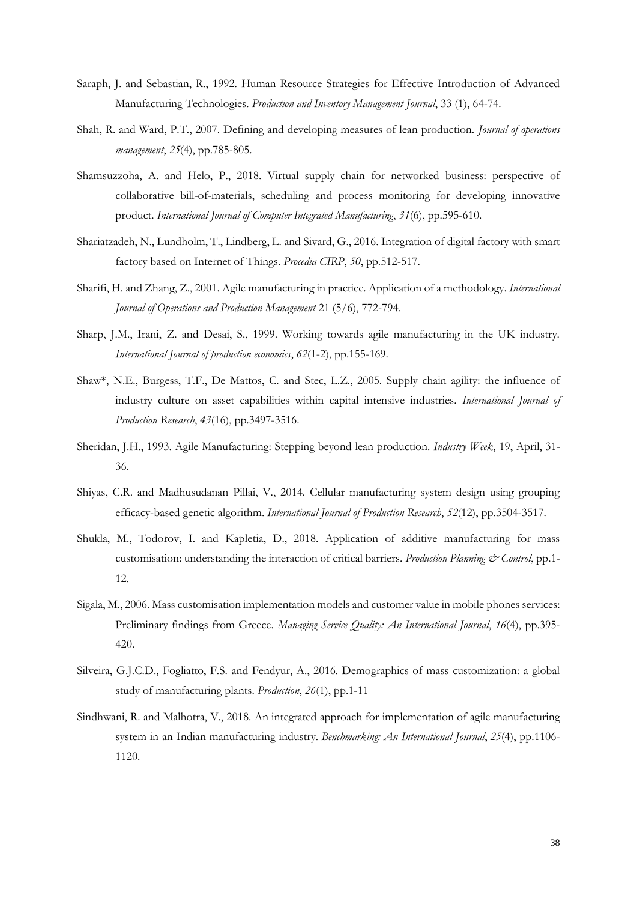Saraph, J. and Sebastian, R., 1992. Human Resource Strategies for Effective Introduction of Advanced Manufacturing Technologies. *Production and Inventory Management Journal*, 33 (1), 64-74.

Shah, R. and Ward, P.T., 2007. Defining and developing measures of lean production. *Journal of operations management*, *25*(4), pp.785-805.

Shamsuzzoha, A. and Helo, P., 2018. Virtual supply chain for networked business: perspective of collaborative bill-of-materials, scheduling and process monitoring for developing innovative product. *International Journal of Computer Integrated Manufacturing*, *31*(6), pp.595-610.

Shariatzadeh, N., Lundholm, T., Lindberg, L. and Sivard, G., 2016. Integration of digital factory with smart factory based on Internet of Things. *Procedia CIRP*, *50*, pp.512-517.

Sharifi, H. and Zhang, Z., 2001. Agile manufacturing in practice. Application of a methodology. *International Journal of Operations and Production Management* 21 (5/6), 772-794.

Sharp, J.M., Irani, Z. and Desai, S., 1999. Working towards agile manufacturing in the UK industry. *International Journal of production economics*, *62*(1-2), pp.155-169.

Shaw*, N.E., Burgess, T.F., De Mattos, C. and Stec, L.Z., 2005. Supply chain agility: the influence of industry culture on asset capabilities within capital intensive industries. *International Journal of Production Research*, *43*(16), pp.3497-3516.

Sheridan, J.H., 1993. Agile Manufacturing: Stepping beyond lean production. *Industry Week*, 19, April, 31-36.

Shiyas, C.R. and Madhusudanan Pillai, V., 2014. Cellular manufacturing system design using grouping efficacy-based genetic algorithm. *International Journal of Production Research*, *52*(12), pp.3504-3517.

Shukla, M., Todorov, I. and Kapletia, D., 2018. Application of additive manufacturing for mass customisation: understanding the interaction of critical barriers. *Production Planning & Control*, pp.1-12.

Sigala, M., 2006. Mass customisation implementation models and customer value in mobile phones services: Preliminary findings from Greece. *Managing Service Quality: An International Journal*, *16*(4), pp.395-420.

Silveira, G.J.C.D., Fogliatto, F.S. and Fendyur, A., 2016. Demographics of mass customization: a global study of manufacturing plants. *Production*, *26*(1), pp.1-11

Sindhwani, R. and Malhotra, V., 2018. An integrated approach for implementation of agile manufacturing system in an Indian manufacturing industry. *Benchmarking: An International Journal*, *25*(4), pp.1106-1120.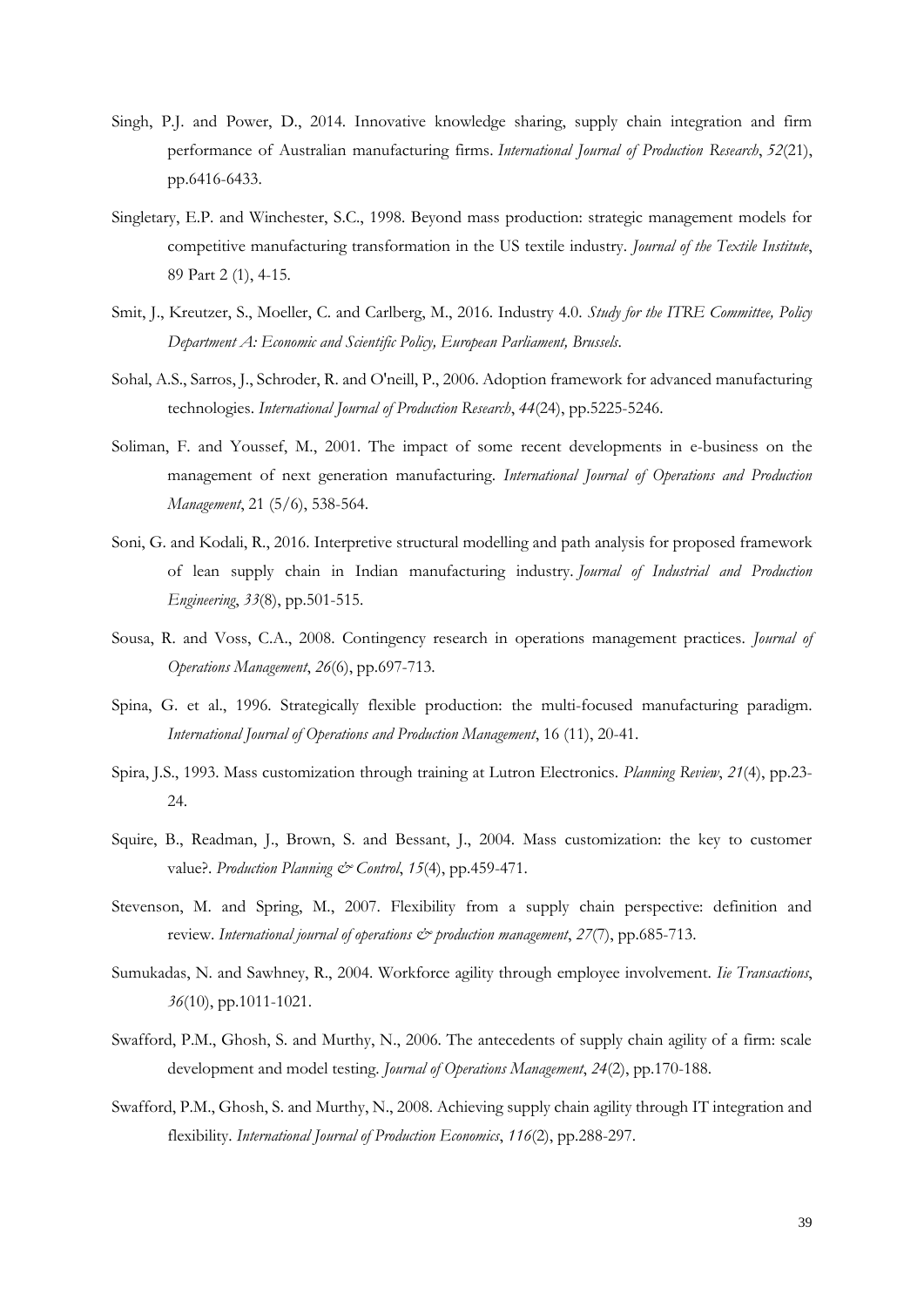Singh, P.J. and Power, D., 2014. Innovative knowledge sharing, supply chain integration and firm performance of Australian manufacturing firms. *International Journal of Production Research*, *52*(21), pp.6416-6433.

Singletary, E.P. and Winchester, S.C., 1998. Beyond mass production: strategic management models for competitive manufacturing transformation in the US textile industry. *Journal of the Textile Institute*, 89 Part 2 (1), 4-15.

Smit, J., Kreutzer, S., Moeller, C. and Carlberg, M., 2016. Industry 4.0. *Study for the ITRE Committee, Policy Department A: Economic and Scientific Policy, European Parliament, Brussels*.

Sohal, A.S., Sarros, J., Schroder, R. and O'neill, P., 2006. Adoption framework for advanced manufacturing technologies. *International Journal of Production Research*, *44*(24), pp.5225-5246.

Soliman, F. and Youssef, M., 2001. The impact of some recent developments in e-business on the management of next generation manufacturing. *International Journal of Operations and Production Management*, 21 (5/6), 538-564.

Soni, G. and Kodali, R., 2016. Interpretive structural modelling and path analysis for proposed framework of lean supply chain in Indian manufacturing industry. *Journal of Industrial and Production Engineering*, *33*(8), pp.501-515.

Sousa, R. and Voss, C.A., 2008. Contingency research in operations management practices. *Journal of Operations Management*, *26*(6), pp.697-713.

Spina, G. et al., 1996. Strategically flexible production: the multi-focused manufacturing paradigm. *International Journal of Operations and Production Management*, 16 (11), 20-41.

Spira, J.S., 1993. Mass customization through training at Lutron Electronics. *Planning Review*, *21*(4), pp.23-24.

Squire, B., Readman, J., Brown, S. and Bessant, J., 2004. Mass customization: the key to customer value?. *Production Planning & Control*, *15*(4), pp.459-471.

Stevenson, M. and Spring, M., 2007. Flexibility from a supply chain perspective: definition and review. *International journal of operations & production management*, *27*(7), pp.685-713.

Sumukadas, N. and Sawhney, R., 2004. Workforce agility through employee involvement. *Iie Transactions*, *36*(10), pp.1011-1021.

Swafford, P.M., Ghosh, S. and Murthy, N., 2006. The antecedents of supply chain agility of a firm: scale development and model testing. *Journal of Operations Management*, *24*(2), pp.170-188.

Swafford, P.M., Ghosh, S. and Murthy, N., 2008. Achieving supply chain agility through IT integration and flexibility. *International Journal of Production Economics*, *116*(2), pp.288-297.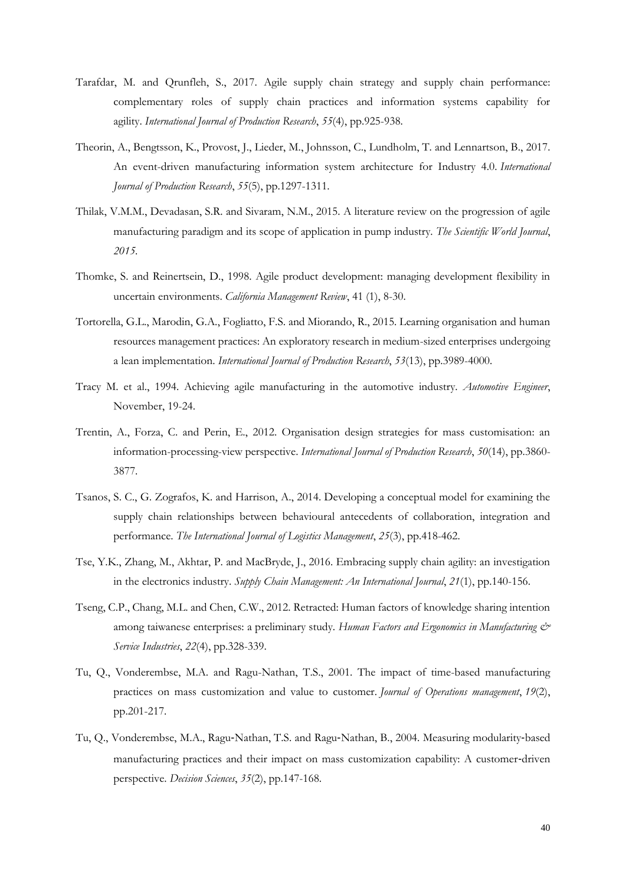Tarafdar, M. and Qrunfleh, S., 2017. Agile supply chain strategy and supply chain performance: complementary roles of supply chain practices and information systems capability for agility. *International Journal of Production Research*, *55*(4), pp.925-938.

Theorin, A., Bengtsson, K., Provost, J., Lieder, M., Johnsson, C., Lundholm, T. and Lennartson, B., 2017. An event-driven manufacturing information system architecture for Industry 4.0. *International Journal of Production Research*, *55*(5), pp.1297-1311.

Thilak, V.M.M., Devadasan, S.R. and Sivaram, N.M., 2015. A literature review on the progression of agile manufacturing paradigm and its scope of application in pump industry. *The Scientific World Journal*, *2015*.

Thomke, S. and Reinertsein, D., 1998. Agile product development: managing development flexibility in uncertain environments. *California Management Review*, 41 (1), 8-30.

Tortorella, G.L., Marodin, G.A., Fogliatto, F.S. and Miorando, R., 2015. Learning organisation and human resources management practices: An exploratory research in medium-sized enterprises undergoing a lean implementation. *International Journal of Production Research*, *53*(13), pp.3989-4000.

Tracy M. et al., 1994. Achieving agile manufacturing in the automotive industry. *Automotive Engineer*, November, 19-24.

Trentin, A., Forza, C. and Perin, E., 2012. Organisation design strategies for mass customisation: an information-processing-view perspective. *International Journal of Production Research*, *50*(14), pp.3860-3877.

Tsanos, S. C., G. Zografos, K. and Harrison, A., 2014. Developing a conceptual model for examining the supply chain relationships between behavioural antecedents of collaboration, integration and performance. *The International Journal of Logistics Management*, *25*(3), pp.418-462.

Tse, Y.K., Zhang, M., Akhtar, P. and MacBryde, J., 2016. Embracing supply chain agility: an investigation in the electronics industry. *Supply Chain Management: An International Journal*, *21*(1), pp.140-156.

Tseng, C.P., Chang, M.L. and Chen, C.W., 2012. Retracted: Human factors of knowledge sharing intention among taiwanese enterprises: a preliminary study. *Human Factors and Ergonomics in Manufacturing & Service Industries*, *22*(4), pp.328-339.

Tu, Q., Vonderembse, M.A. and Ragu-Nathan, T.S., 2001. The impact of time-based manufacturing practices on mass customization and value to customer. *Journal of Operations management*, *19*(2), pp.201-217.

Tu, Q., Vonderembse, M.A., Ragu‐Nathan, T.S. and Ragu‐Nathan, B., 2004. Measuring modularity‐based manufacturing practices and their impact on mass customization capability: A customer‐driven perspective. *Decision Sciences*, *35*(2), pp.147-168.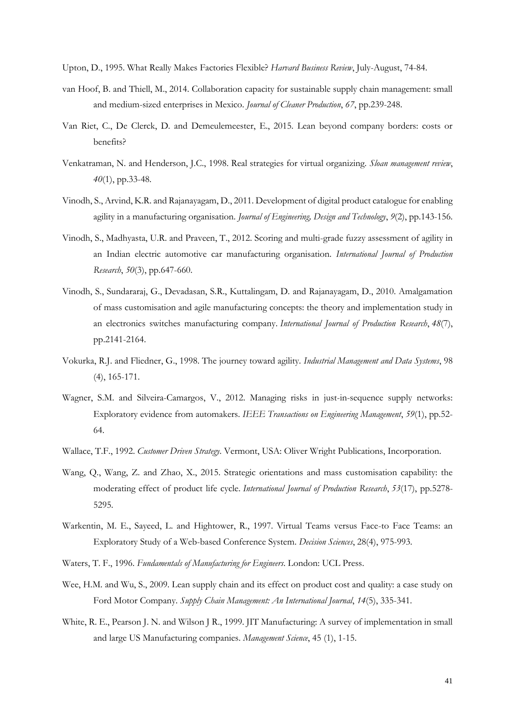Upton, D., 1995. What Really Makes Factories Flexible? *Harvard Business Review*, July-August, 74-84.

van Hoof, B. and Thiell, M., 2014. Collaboration capacity for sustainable supply chain management: small and medium-sized enterprises in Mexico. *Journal of Cleaner Production*, *67*, pp.239-248.

Van Riet, C., De Clerck, D. and Demeulemeester, E., 2015. Lean beyond company borders: costs or benefits?

Venkatraman, N. and Henderson, J.C., 1998. Real strategies for virtual organizing. *Sloan management review*, *40*(1), pp.33-48.

Vinodh, S., Arvind, K.R. and Rajanayagam, D., 2011. Development of digital product catalogue for enabling agility in a manufacturing organisation. *Journal of Engineering, Design and Technology*, *9*(2), pp.143-156.

Vinodh, S., Madhyasta, U.R. and Praveen, T., 2012. Scoring and multi-grade fuzzy assessment of agility in an Indian electric automotive car manufacturing organisation. *International Journal of Production Research*, *50*(3), pp.647-660.

Vinodh, S., Sundararaj, G., Devadasan, S.R., Kuttalingam, D. and Rajanayagam, D., 2010. Amalgamation of mass customisation and agile manufacturing concepts: the theory and implementation study in an electronics switches manufacturing company. *International Journal of Production Research*, *48*(7), pp.2141-2164.

Vokurka, R.J. and Fliedner, G., 1998. The journey toward agility. *Industrial Management and Data Systems*, 98 (4), 165-171.

Wagner, S.M. and Silveira-Camargos, V., 2012. Managing risks in just-in-sequence supply networks: Exploratory evidence from automakers. *IEEE Transactions on Engineering Management*, *59*(1), pp.52-64.

Wallace, T.F., 1992. *Customer Driven Strategy*. Vermont, USA: Oliver Wright Publications, Incorporation.

Wang, Q., Wang, Z. and Zhao, X., 2015. Strategic orientations and mass customisation capability: the moderating effect of product life cycle. *International Journal of Production Research*, *53*(17), pp.5278-5295.

Warkentin, M. E., Sayeed, L. and Hightower, R., 1997. Virtual Teams versus Face-to Face Teams: an Exploratory Study of a Web-based Conference System. *Decision Sciences*, 28(4), 975-993.

Waters, T. F., 1996. *Fundamentals of Manufacturing for Engineers*. London: UCL Press.

Wee, H.M. and Wu, S., 2009. Lean supply chain and its effect on product cost and quality: a case study on Ford Motor Company. *Supply Chain Management: An International Journal*, *14*(5), 335-341.

White, R. E., Pearson J. N. and Wilson J R., 1999. JIT Manufacturing: A survey of implementation in small and large US Manufacturing companies. *Management Science*, 45 (1), 1-15.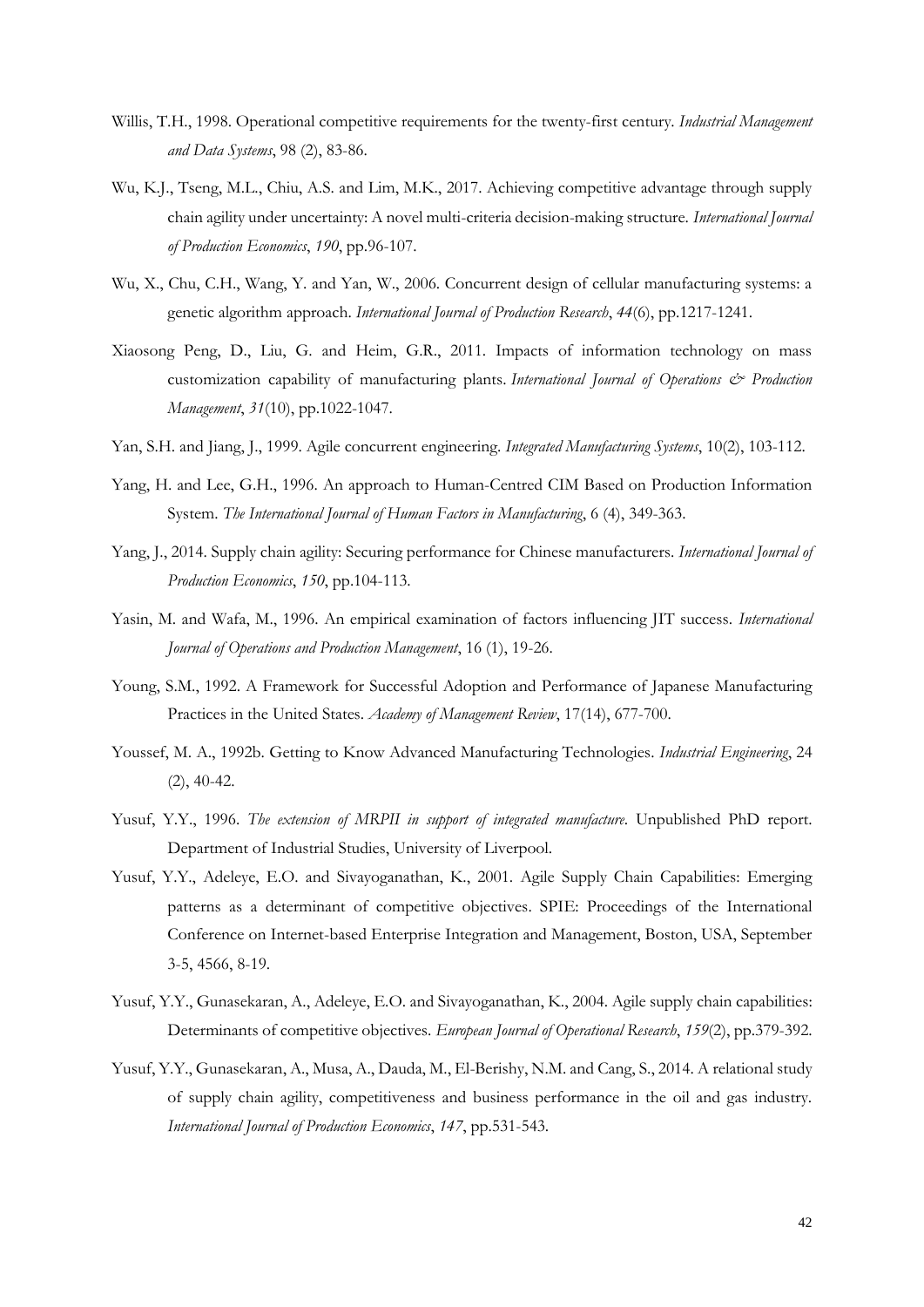Willis, T.H., 1998. Operational competitive requirements for the twenty-first century. *Industrial Management and Data Systems*, 98 (2), 83-86.

Wu, K.J., Tseng, M.L., Chiu, A.S. and Lim, M.K., 2017. Achieving competitive advantage through supply chain agility under uncertainty: A novel multi-criteria decision-making structure. *International Journal of Production Economics*, *190*, pp.96-107.

Wu, X., Chu, C.H., Wang, Y. and Yan, W., 2006. Concurrent design of cellular manufacturing systems: a genetic algorithm approach. *International Journal of Production Research*, *44*(6), pp.1217-1241.

Xiaosong Peng, D., Liu, G. and Heim, G.R., 2011. Impacts of information technology on mass customization capability of manufacturing plants. *International Journal of Operations & Production Management*, *31*(10), pp.1022-1047.

Yan, S.H. and Jiang, J., 1999. Agile concurrent engineering. *Integrated Manufacturing Systems*, 10(2), 103-112.

Yang, H. and Lee, G.H., 1996. An approach to Human-Centred CIM Based on Production Information System. *The International Journal of Human Factors in Manufacturing*, 6 (4), 349-363.

Yang, J., 2014. Supply chain agility: Securing performance for Chinese manufacturers. *International Journal of Production Economics*, *150*, pp.104-113.

Yasin, M. and Wafa, M., 1996. An empirical examination of factors influencing JIT success. *International Journal of Operations and Production Management*, 16 (1), 19-26.

Young, S.M., 1992. A Framework for Successful Adoption and Performance of Japanese Manufacturing Practices in the United States. *Academy of Management Review*, 17(14), 677-700.

Youssef, M. A., 1992b. Getting to Know Advanced Manufacturing Technologies. *Industrial Engineering*, 24 (2), 40-42.

Yusuf, Y.Y., 1996. *The extension of MRPII in support of integrated manufacture*. Unpublished PhD report. Department of Industrial Studies, University of Liverpool.

Yusuf, Y.Y., Adeleye, E.O. and Sivayoganathan, K., 2001. Agile Supply Chain Capabilities: Emerging patterns as a determinant of competitive objectives. SPIE: Proceedings of the International Conference on Internet-based Enterprise Integration and Management, Boston, USA, September 3-5, 4566, 8-19.

Yusuf, Y.Y., Gunasekaran, A., Adeleye, E.O. and Sivayoganathan, K., 2004. Agile supply chain capabilities: Determinants of competitive objectives. *European Journal of Operational Research*, *159*(2), pp.379-392.

Yusuf, Y.Y., Gunasekaran, A., Musa, A., Dauda, M., El-Berishy, N.M. and Cang, S., 2014. A relational study of supply chain agility, competitiveness and business performance in the oil and gas industry. *International Journal of Production Economics*, *147*, pp.531-543.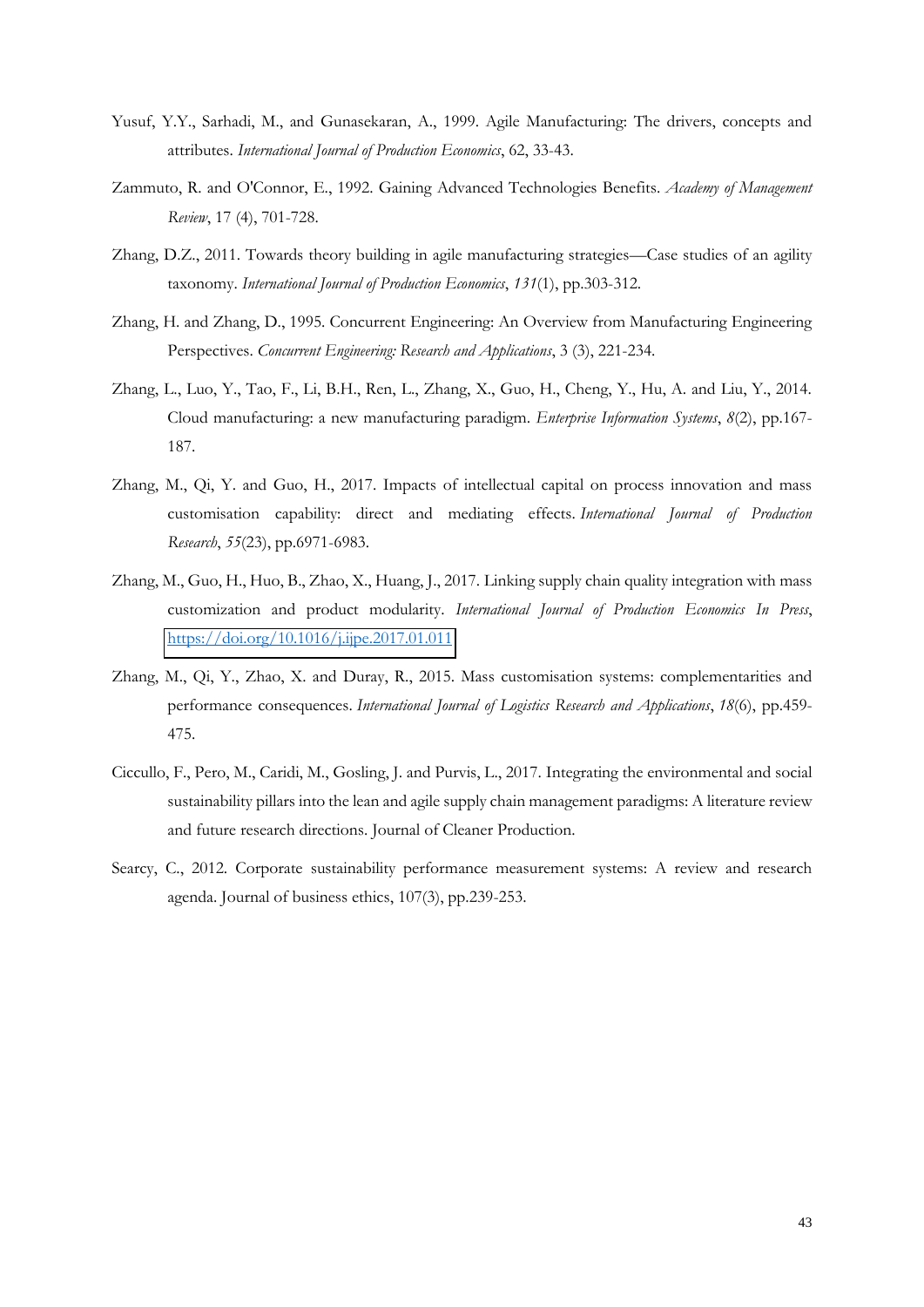Yusuf, Y.Y., Sarhadi, M., and Gunasekaran, A., 1999. Agile Manufacturing: The drivers, concepts and attributes. *International Journal of Production Economics*, 62, 33-43.

Zammuto, R. and O'Connor, E., 1992. Gaining Advanced Technologies Benefits. *Academy of Management Review*, 17 (4), 701-728.

Zhang, D.Z., 2011. Towards theory building in agile manufacturing strategies—Case studies of an agility taxonomy. *International Journal of Production Economics*, *131*(1), pp.303-312.

Zhang, H. and Zhang, D., 1995. Concurrent Engineering: An Overview from Manufacturing Engineering Perspectives. *Concurrent Engineering: Research and Applications*, 3 (3), 221-234.

Zhang, L., Luo, Y., Tao, F., Li, B.H., Ren, L., Zhang, X., Guo, H., Cheng, Y., Hu, A. and Liu, Y., 2014. Cloud manufacturing: a new manufacturing paradigm. *Enterprise Information Systems*, *8*(2), pp.167-187.

Zhang, M., Qi, Y. and Guo, H., 2017. Impacts of intellectual capital on process innovation and mass customisation capability: direct and mediating effects. *International Journal of Production Research*, *55*(23), pp.6971-6983.

Zhang, M., Guo, H., Huo, B., Zhao, X., Huang, J., 2017. Linking supply chain quality integration with mass customization and product modularity. *International Journal of Production Economics In Press*, https://doi.org/10.1016/j.ijpe.2017.01.011

Zhang, M., Qi, Y., Zhao, X. and Duray, R., 2015. Mass customisation systems: complementarities and performance consequences. *International Journal of Logistics Research and Applications*, *18*(6), pp.459-475.

Ciccullo, F., Pero, M., Caridi, M., Gosling, J. and Purvis, L., 2017. Integrating the environmental and social sustainability pillars into the lean and agile supply chain management paradigms: A literature review and future research directions. Journal of Cleaner Production.

Searcy, C., 2012. Corporate sustainability performance measurement systems: A review and research agenda. Journal of business ethics, 107(3), pp.239-253.